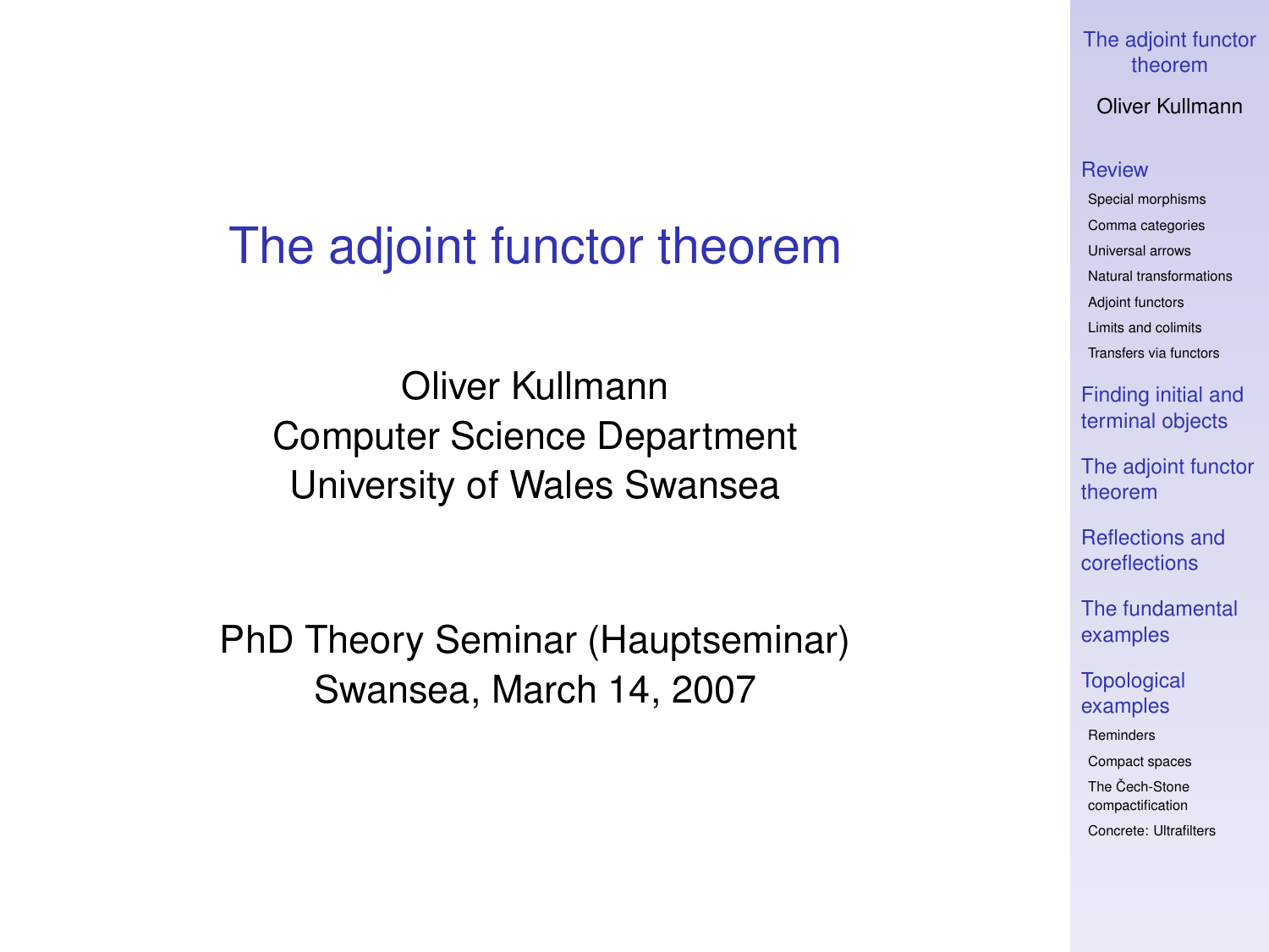# The adjoint functor theorem

Oliver Kullmann
Computer Science Department
University of Wales Swansea

PhD Theory Seminar (Hauptseminar)
Swansea, March 14, 2007

- Review
  - Special morphisms
  - Comma categories
  - Universal arrows
  - Natural transformations
  - Adjoint functors
  - Limits and colimits
  - Transfers via functors
- Finding initial and terminal objects
- The adjoint functor theorem
- Reflections and coreflections
- The fundamental examples
- Topological examples
  - Reminders
  - Compact spaces
  - The Čech-Stone compactification
  - Concrete: Ultrafilters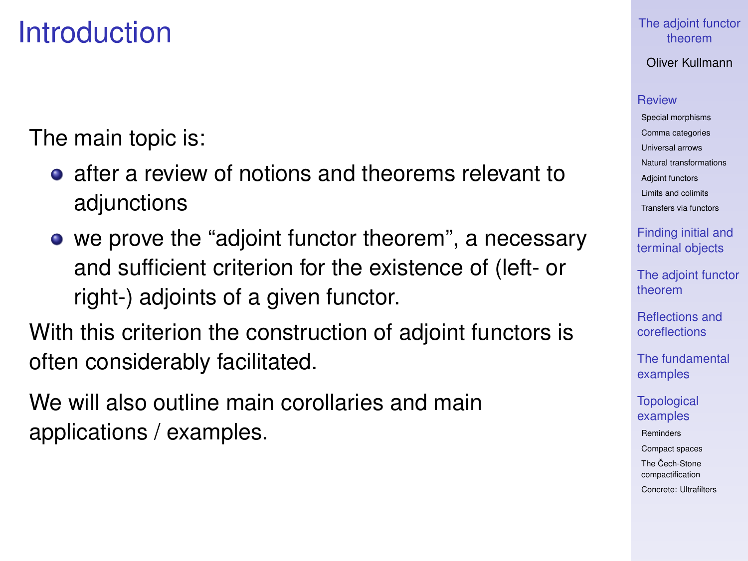# Introduction

The main topic is:

- after a review of notions and theorems relevant to adjunctions
- we prove the "adjoint functor theorem", a necessary and sufficient criterion for the existence of (left- or right-) adjoints of a given functor.

With this criterion the construction of adjoint functors is often considerably facilitated.

We will also outline main corollaries and main applications / examples.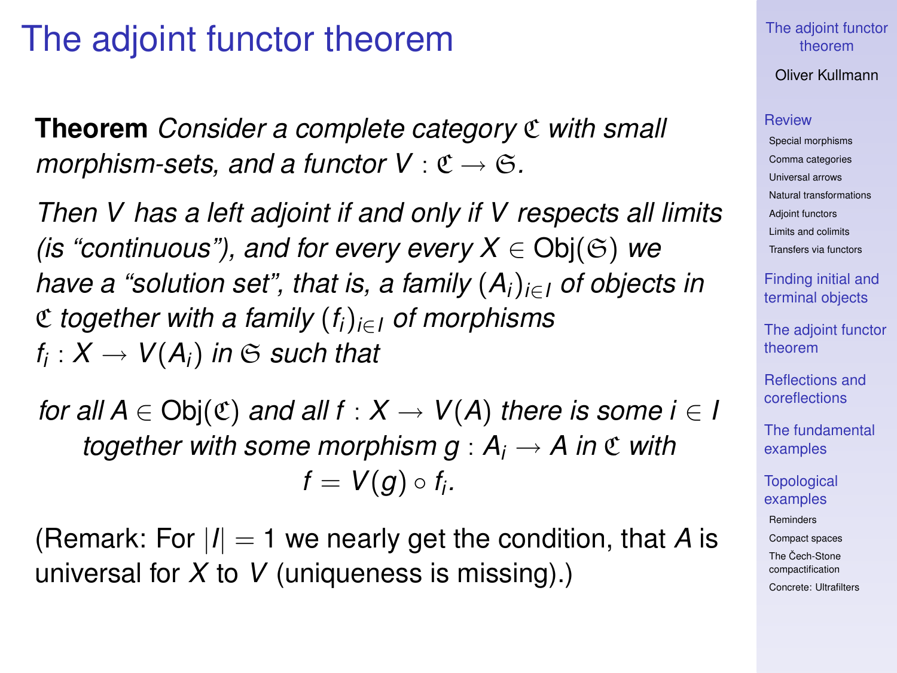# The adjoint functor theorem

**Theorem** *Consider a complete category $\mathfrak{C}$ with small morphism-sets, and a functor $V : \mathfrak{C} \to \mathfrak{S}$.*

*Then $V$ has a left adjoint if and only if $V$ respects all limits (is "continuous"), and for every every $X \in \mathrm{Obj}(\mathfrak{S})$ we have a "solution set", that is, a family $(A_i)_{i \in I}$ of objects in $\mathfrak{C}$ together with a family $(f_i)_{i \in I}$ of morphisms $f_i : X \to V(A_i)$ in $\mathfrak{S}$ such that*

*for all $A \in \mathrm{Obj}(\mathfrak{C})$ and all $f : X \to V(A)$ there is some $i \in I$ together with some morphism $g : A_i \to A$ in $\mathfrak{C}$ with*

$$f = V(g) \circ f_i.$$

(Remark: For $|I| = 1$ we nearly get the condition, that $A$ is universal for $X$ to $V$ (uniqueness is missing).)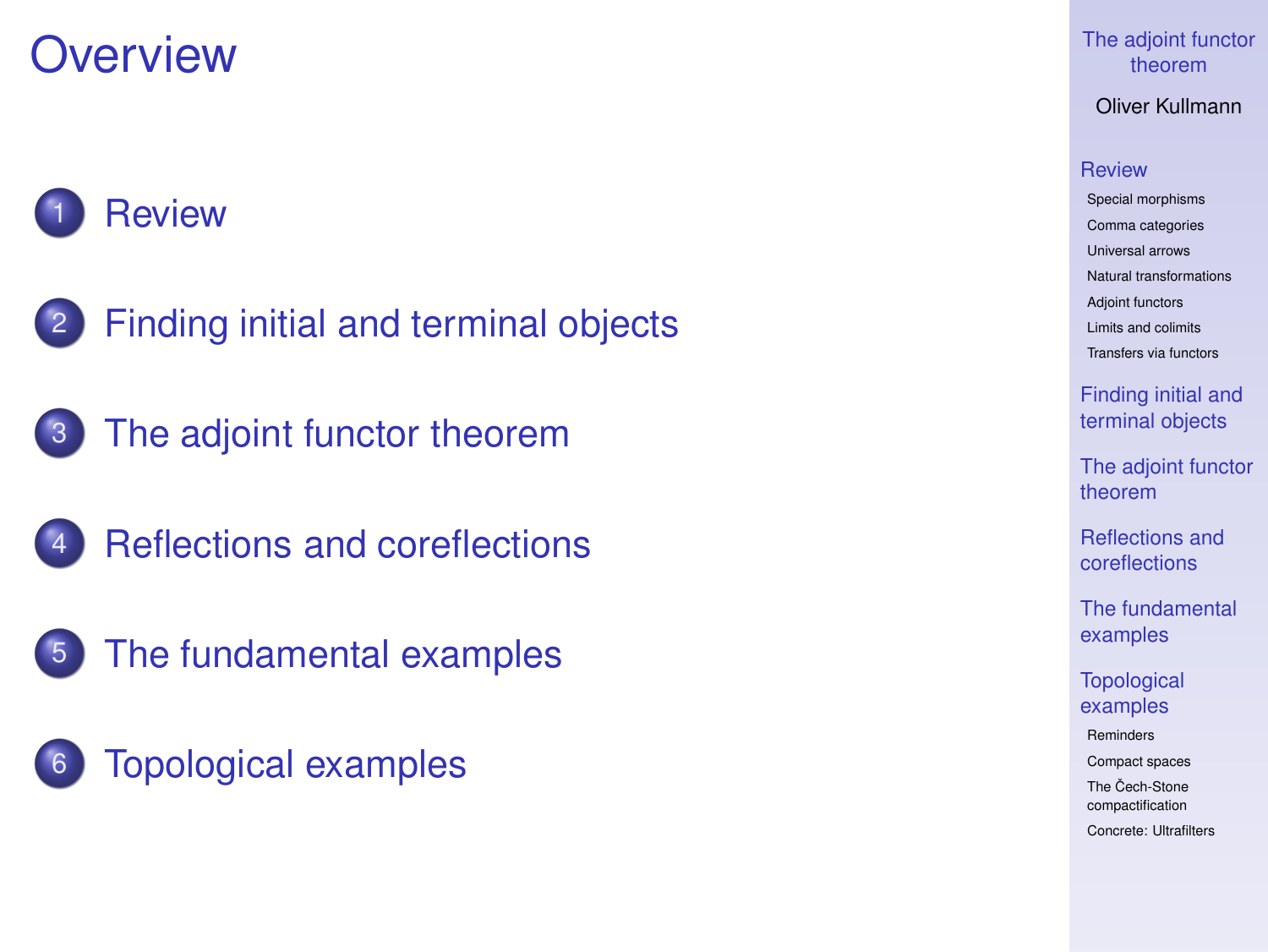# Overview

1. Review
2. Finding initial and terminal objects
3. The adjoint functor theorem
4. Reflections and coreflections
5. The fundamental examples
6. Topological examples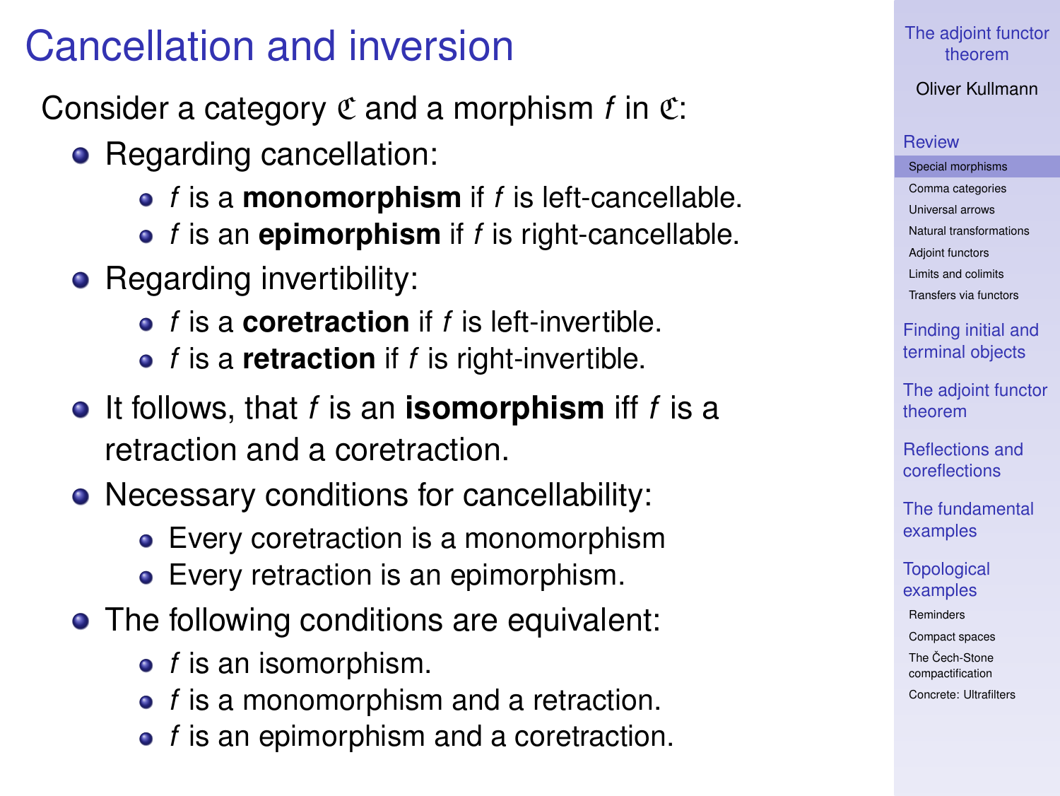# Cancellation and inversion

Consider a category $\mathfrak{C}$ and a morphism $f$ in $\mathfrak{C}$:

- Regarding cancellation:
  - $f$ is a **monomorphism** if $f$ is left-cancellable.
  - $f$ is an **epimorphism** if $f$ is right-cancellable.
- Regarding invertibility:
  - $f$ is a **coretraction** if $f$ is left-invertible.
  - $f$ is a **retraction** if $f$ is right-invertible.
- It follows, that $f$ is an **isomorphism** iff $f$ is a retraction and a coretraction.
- Necessary conditions for cancellability:
  - Every coretraction is a monomorphism
  - Every retraction is an epimorphism.
- The following conditions are equivalent:
  - $f$ is an isomorphism.
  - $f$ is a monomorphism and a retraction.
  - $f$ is an epimorphism and a coretraction.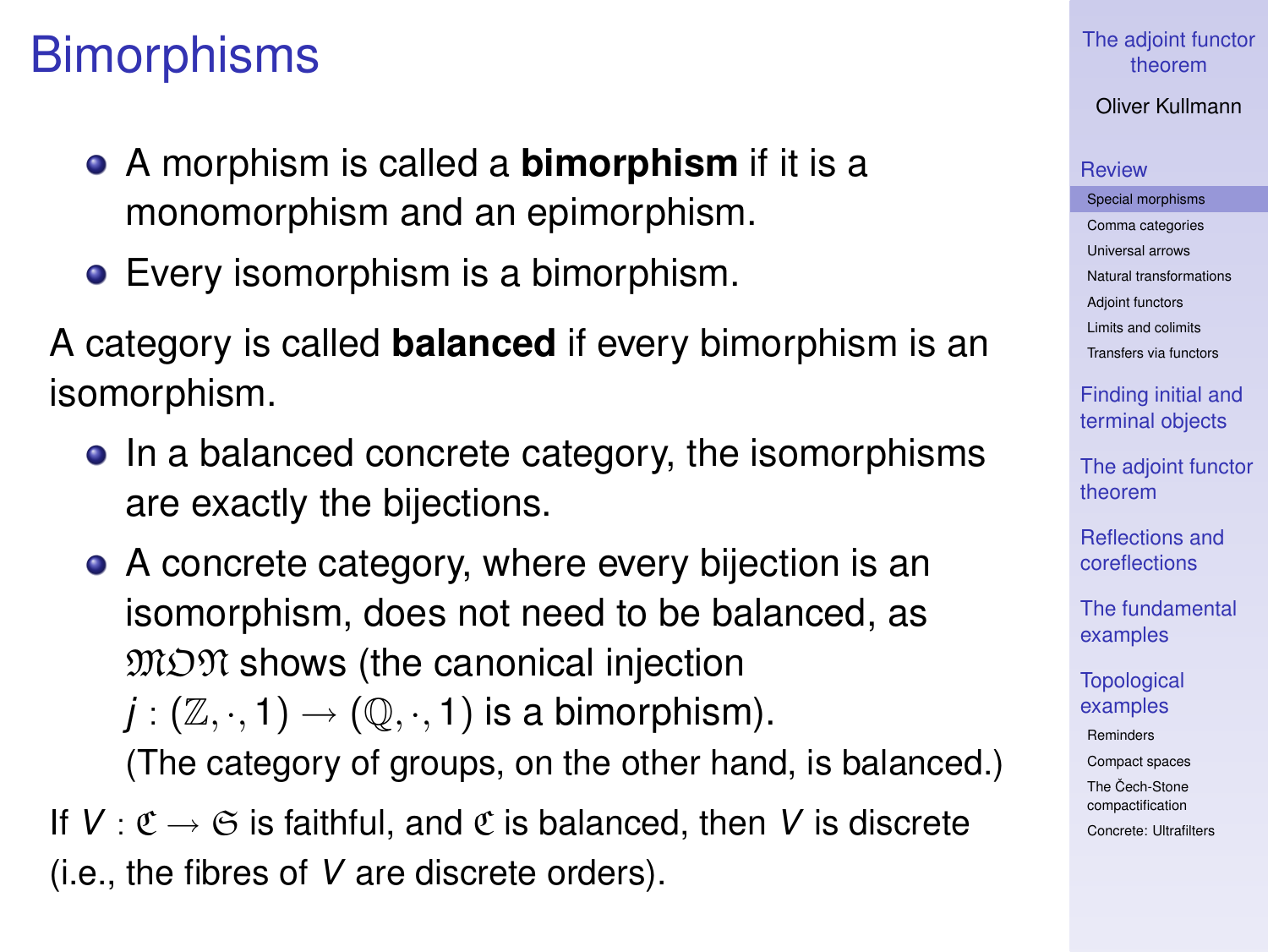# Bimorphisms

- A morphism is called a **bimorphism** if it is a monomorphism and an epimorphism.
- Every isomorphism is a bimorphism.

A category is called **balanced** if every bimorphism is an isomorphism.

- In a balanced concrete category, the isomorphisms are exactly the bijections.
- A concrete category, where every bijection is an isomorphism, does not need to be balanced, as $\mathfrak{MON}$ shows (the canonical injection $j : (\mathbb{Z}, \cdot, 1) \to (\mathbb{Q}, \cdot, 1)$ is a bimorphism). (The category of groups, on the other hand, is balanced.)

If $V : \mathfrak{C} \to \mathfrak{S}$ is faithful, and $\mathfrak{C}$ is balanced, then $V$ is discrete (i.e., the fibres of $V$ are discrete orders).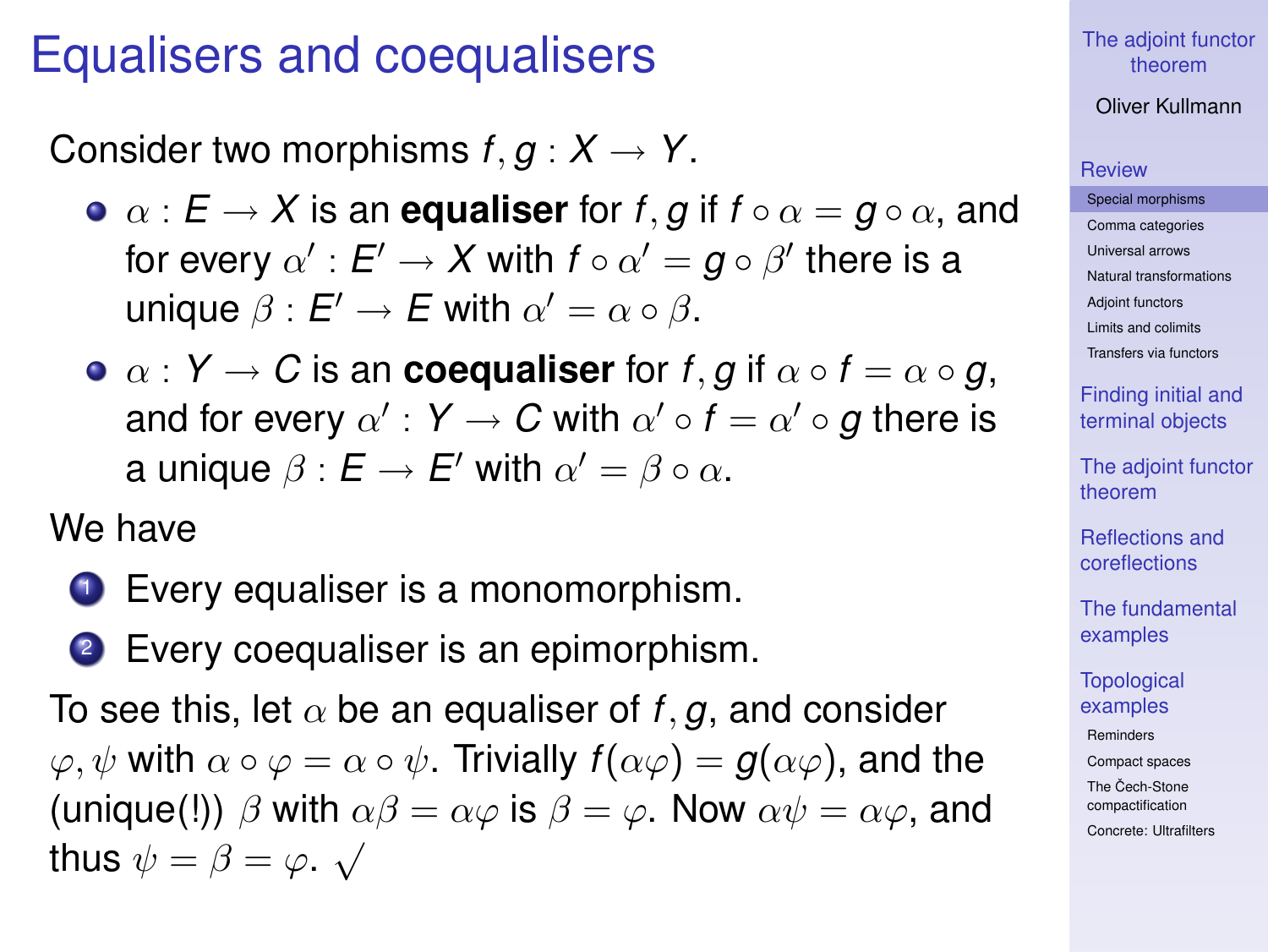# Equalisers and coequalisers

Consider two morphisms $f, g : X \to Y$.

- $\alpha : E \to X$ is an **equaliser** for $f, g$ if $f \circ \alpha = g \circ \alpha$, and for every $\alpha' : E' \to X$ with $f \circ \alpha' = g \circ \beta'$ there is a unique $\beta : E' \to E$ with $\alpha' = \alpha \circ \beta$.
- $\alpha : Y \to C$ is an **coequaliser** for $f, g$ if $\alpha \circ f = \alpha \circ g$, and for every $\alpha' : Y \to C$ with $\alpha' \circ f = \alpha' \circ g$ there is a unique $\beta : E \to E'$ with $\alpha' = \beta \circ \alpha$.

We have

1. Every equaliser is a monomorphism.
2. Every coequaliser is an epimorphism.

To see this, let $\alpha$ be an equaliser of $f, g$, and consider $\varphi, \psi$ with $\alpha \circ \varphi = \alpha \circ \psi$. Trivially $f(\alpha\varphi) = g(\alpha\varphi)$, and the (unique(!)) $\beta$ with $\alpha\beta = \alpha\varphi$ is $\beta = \varphi$. Now $\alpha\psi = \alpha\varphi$, and thus $\psi = \beta = \varphi$. $\surd$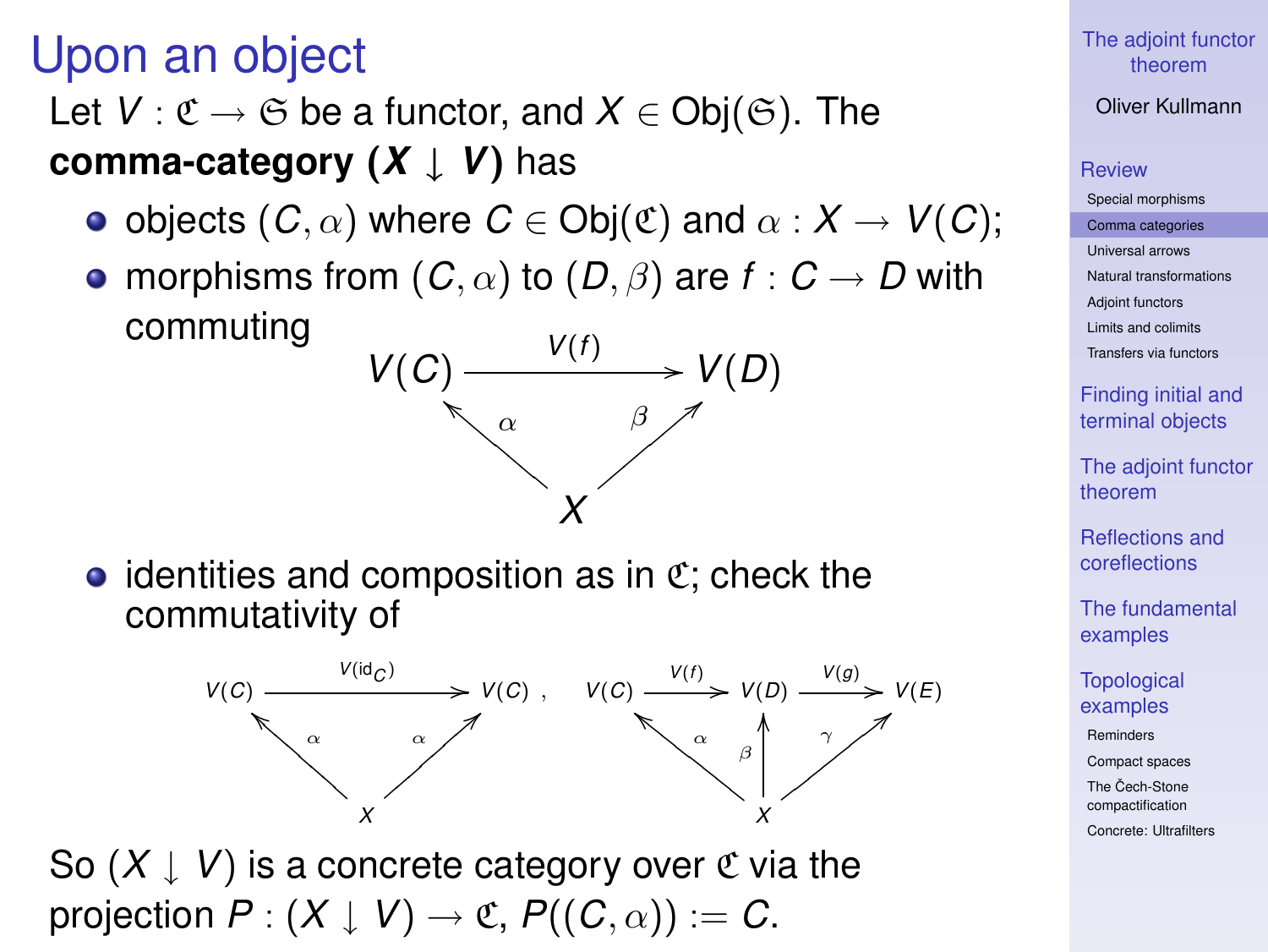# Upon an object

Let $V : \mathfrak{C} \to \mathfrak{S}$ be a functor, and $X \in \mathrm{Obj}(\mathfrak{S})$. The **comma-category $(X \downarrow V)$** has

- objects $(C, \alpha)$ where $C \in \mathrm{Obj}(\mathfrak{C})$ and $\alpha : X \to V(C)$;
- morphisms from $(C, \alpha)$ to $(D, \beta)$ are $f : C \to D$ with commuting

$$\begin{array}{ccc} V(C) & \xrightarrow{V(f)} & V(D) \\ & {\scriptstyle\alpha}\nwarrow \quad \nearrow{\scriptstyle\beta} & \\ & X & \end{array}$$

- identities and composition as in $\mathfrak{C}$; check the commutativity of

$$\begin{array}{ccc} V(C) & \xrightarrow{V(\mathrm{id}_C)} & V(C) \\ & {\scriptstyle\alpha}\nwarrow \quad \nearrow{\scriptstyle\alpha} & \\ & X & \end{array} \quad , \quad \begin{array}{ccccc} V(C) & \xrightarrow{V(f)} & V(D) & \xrightarrow{V(g)} & V(E) \\ & {\scriptstyle\alpha}\nwarrow & \uparrow{\scriptstyle\beta} & \nearrow{\scriptstyle\gamma} & \\ & & X & & \end{array}$$

So $(X \downarrow V)$ is a concrete category over $\mathfrak{C}$ via the projection $P : (X \downarrow V) \to \mathfrak{C}$, $P((C, \alpha)) := C$.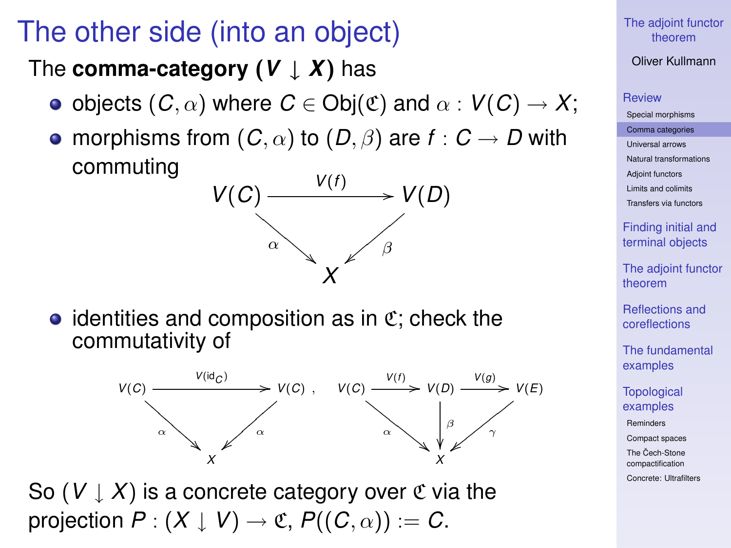# The other side (into an object)

The **comma-category $(V \downarrow X)$** has

- objects $(C, \alpha)$ where $C \in \mathrm{Obj}(\mathfrak{C})$ and $\alpha : V(C) \to X$;
- morphisms from $(C, \alpha)$ to $(D, \beta)$ are $f : C \to D$ with commuting

$$\begin{array}{ccc} V(C) & \xrightarrow{V(f)} & V(D) \\ & {\scriptstyle \alpha}\searrow \quad \swarrow{\scriptstyle \beta} & \\ & X & \end{array}$$

- identities and composition as in $\mathfrak{C}$; check the commutativity of

$$\begin{array}{ccc} V(C) & \xrightarrow{V(\mathrm{id}_C)} & V(C) \\ & {\scriptstyle \alpha}\searrow \quad \swarrow{\scriptstyle \alpha} & \\ & X & \end{array}, \qquad \begin{array}{ccccc} V(C) & \xrightarrow{V(f)} & V(D) & \xrightarrow{V(g)} & V(E) \\ & {\scriptstyle \alpha}\searrow & \downarrow{\scriptstyle \beta} & \swarrow{\scriptstyle \gamma} & \\ & & X & & \end{array}$$

So $(V \downarrow X)$ is a concrete category over $\mathfrak{C}$ via the projection $P : (X \downarrow V) \to \mathfrak{C}$, $P((C, \alpha)) := C$.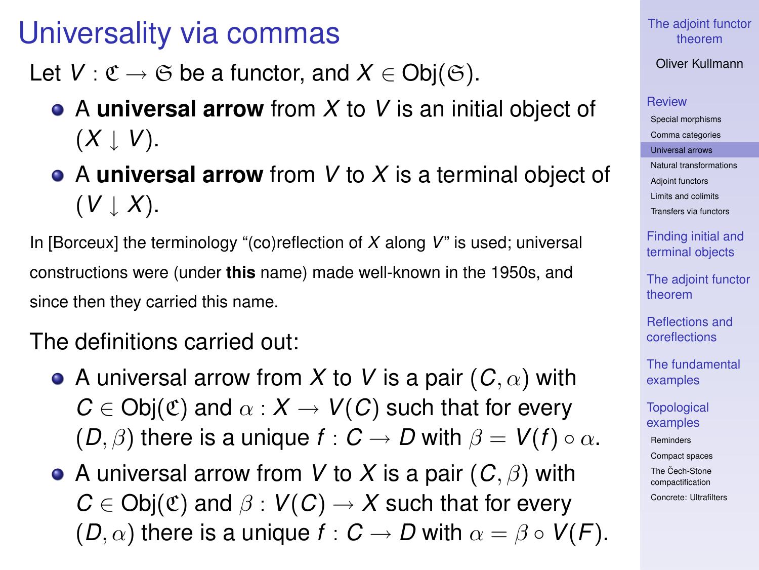# Universality via commas

Let $V : \mathfrak{C} \to \mathfrak{S}$ be a functor, and $X \in \operatorname{Obj}(\mathfrak{S})$.

- A **universal arrow** from $X$ to $V$ is an initial object of $(X \downarrow V)$.
- A **universal arrow** from $V$ to $X$ is a terminal object of $(V \downarrow X)$.

In [Borceux] the terminology "(co)reflection of $X$ along $V$" is used; universal constructions were (under **this** name) made well-known in the 1950s, and since then they carried this name.

The definitions carried out:

- A universal arrow from $X$ to $V$ is a pair $(C, \alpha)$ with $C \in \operatorname{Obj}(\mathfrak{C})$ and $\alpha : X \to V(C)$ such that for every $(D, \beta)$ there is a unique $f : C \to D$ with $\beta = V(f) \circ \alpha$.
- A universal arrow from $V$ to $X$ is a pair $(C, \beta)$ with $C \in \operatorname{Obj}(\mathfrak{C})$ and $\beta : V(C) \to X$ such that for every $(D, \alpha)$ there is a unique $f : C \to D$ with $\alpha = \beta \circ V(F)$.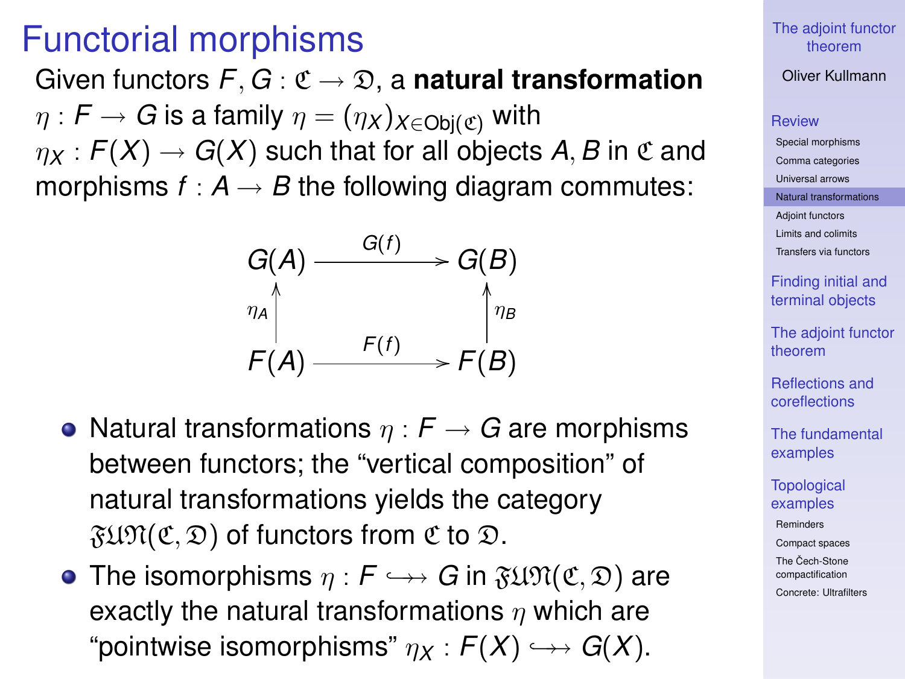# Functorial morphisms

Given functors $F, G : \mathfrak{C} \to \mathfrak{D}$, a **natural transformation** $\eta : F \to G$ is a family $\eta = (\eta_X)_{X \in \mathrm{Obj}(\mathfrak{C})}$ with $\eta_X : F(X) \to G(X)$ such that for all objects $A, B$ in $\mathfrak{C}$ and morphisms $f : A \to B$ the following diagram commutes:

$$\begin{array}{ccc} G(A) & \xrightarrow{G(f)} & G(B) \\ \uparrow{\scriptstyle \eta_A} & & \uparrow{\scriptstyle \eta_B} \\ F(A) & \xrightarrow{F(f)} & F(B) \end{array}$$

- Natural transformations $\eta : F \to G$ are morphisms between functors; the "vertical composition" of natural transformations yields the category $\mathfrak{FUN}(\mathfrak{C}, \mathfrak{D})$ of functors from $\mathfrak{C}$ to $\mathfrak{D}$.
- The isomorphisms $\eta : F \hookrightarrow\!\!\!\!\rightarrow G$ in $\mathfrak{FUN}(\mathfrak{C}, \mathfrak{D})$ are exactly the natural transformations $\eta$ which are "pointwise isomorphisms" $\eta_X : F(X) \hookrightarrow\!\!\!\!\rightarrow G(X)$.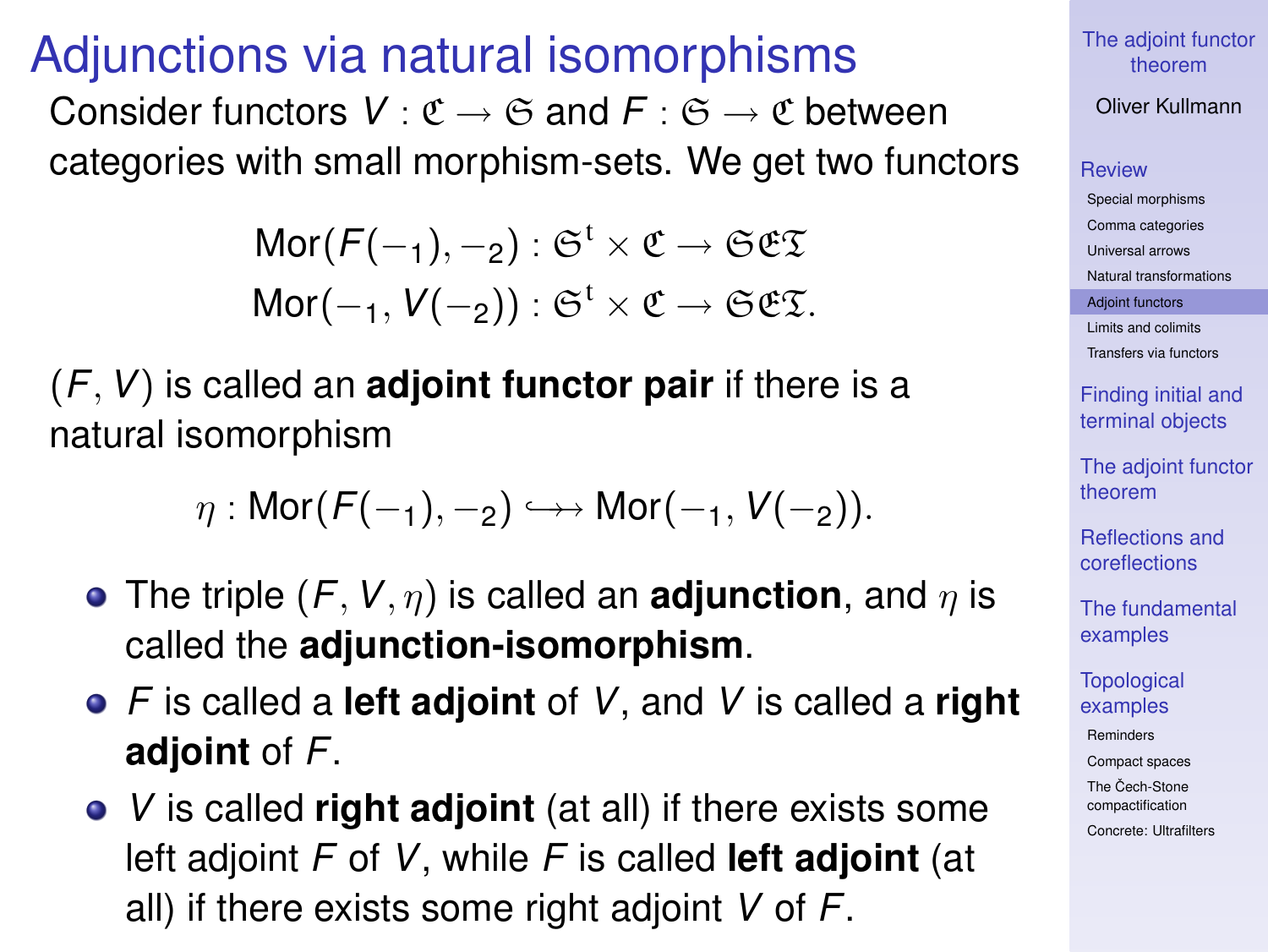# Adjunctions via natural isomorphisms

Consider functors $V : \mathfrak{C} \to \mathfrak{S}$ and $F : \mathfrak{S} \to \mathfrak{C}$ between categories with small morphism-sets. We get two functors

$$\mathrm{Mor}(F(-_1), -_2) : \mathfrak{S}^{\mathrm{t}} \times \mathfrak{C} \to \mathfrak{SET}$$
$$\mathrm{Mor}(-_1, V(-_2)) : \mathfrak{S}^{\mathrm{t}} \times \mathfrak{C} \to \mathfrak{SET}.$$

$(F, V)$ is called an **adjoint functor pair** if there is a natural isomorphism

$$\eta : \mathrm{Mor}(F(-_1), -_2) \hookrightarrow\!\!\!\!\rightarrow \mathrm{Mor}(-_1, V(-_2)).$$

- The triple $(F, V, \eta)$ is called an **adjunction**, and $\eta$ is called the **adjunction-isomorphism**.
- $F$ is called a **left adjoint** of $V$, and $V$ is called a **right adjoint** of $F$.
- $V$ is called **right adjoint** (at all) if there exists some left adjoint $F$ of $V$, while $F$ is called **left adjoint** (at all) if there exists some right adjoint $V$ of $F$.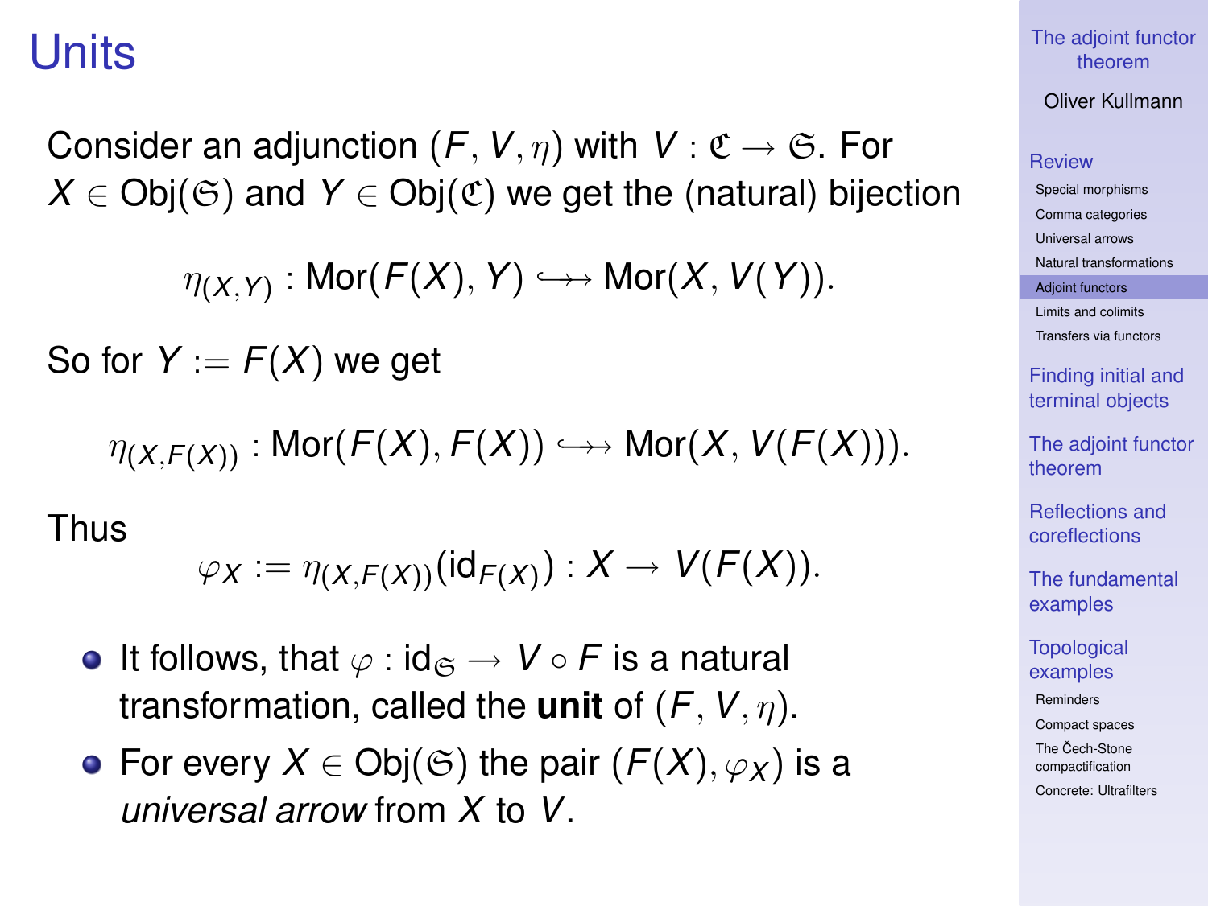# Units

Consider an adjunction $(F, V, \eta)$ with $V : \mathfrak{C} \to \mathfrak{S}$. For $X \in \text{Obj}(\mathfrak{S})$ and $Y \in \text{Obj}(\mathfrak{C})$ we get the (natural) bijection

$$\eta_{(X,Y)} : \text{Mor}(F(X), Y) \hookrightarrow\!\!\!\!\rightarrow \text{Mor}(X, V(Y)).$$

So for $Y := F(X)$ we get

$$\eta_{(X,F(X))} : \text{Mor}(F(X), F(X)) \hookrightarrow\!\!\!\!\rightarrow \text{Mor}(X, V(F(X))).$$

Thus

$$\varphi_X := \eta_{(X,F(X))}(\text{id}_{F(X)}) : X \to V(F(X)).$$

- It follows, that $\varphi : \text{id}_{\mathfrak{S}} \to V \circ F$ is a natural transformation, called the **unit** of $(F, V, \eta)$.
- For every $X \in \text{Obj}(\mathfrak{S})$ the pair $(F(X), \varphi_X)$ is a *universal arrow* from $X$ to $V$.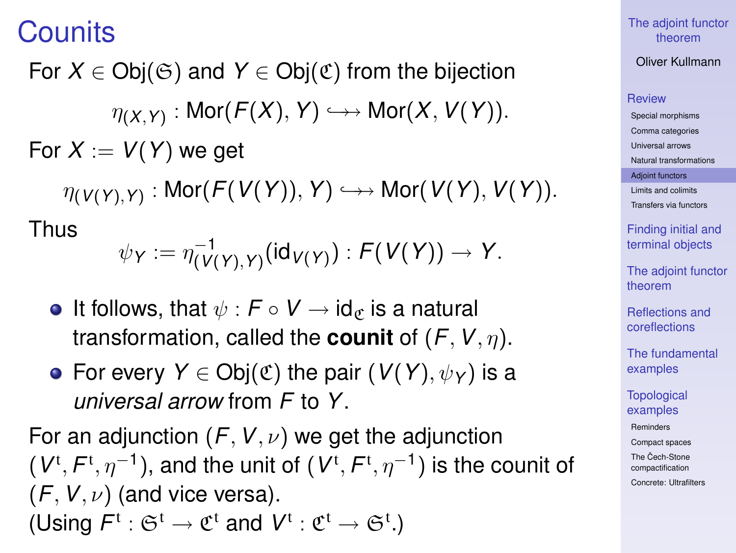# Counits

For $X \in \mathrm{Obj}(\mathfrak{S})$ and $Y \in \mathrm{Obj}(\mathfrak{C})$ from the bijection

$$\eta_{(X,Y)} : \mathrm{Mor}(F(X), Y) \hookrightarrow\!\!\!\!\rightarrow \mathrm{Mor}(X, V(Y)).$$

For $X := V(Y)$ we get

$$\eta_{(V(Y),Y)} : \mathrm{Mor}(F(V(Y)), Y) \hookrightarrow\!\!\!\!\rightarrow \mathrm{Mor}(V(Y), V(Y)).$$

Thus

$$\psi_Y := \eta^{-1}_{(V(Y),Y)}(\mathrm{id}_{V(Y)}) : F(V(Y)) \to Y.$$

- It follows, that $\psi : F \circ V \to \mathrm{id}_{\mathfrak{C}}$ is a natural transformation, called the **counit** of $(F, V, \eta)$.
- For every $Y \in \mathrm{Obj}(\mathfrak{C})$ the pair $(V(Y), \psi_Y)$ is a *universal arrow* from $F$ to $Y$.

For an adjunction $(F, V, \nu)$ we get the adjunction $(V^{\mathrm{t}}, F^{\mathrm{t}}, \eta^{-1})$, and the unit of $(V^{\mathrm{t}}, F^{\mathrm{t}}, \eta^{-1})$ is the counit of $(F, V, \nu)$ (and vice versa).
(Using $F^{\mathrm{t}} : \mathfrak{S}^{\mathrm{t}} \to \mathfrak{C}^{\mathrm{t}}$ and $V^{\mathrm{t}} : \mathfrak{C}^{\mathrm{t}} \to \mathfrak{S}^{\mathrm{t}}$.)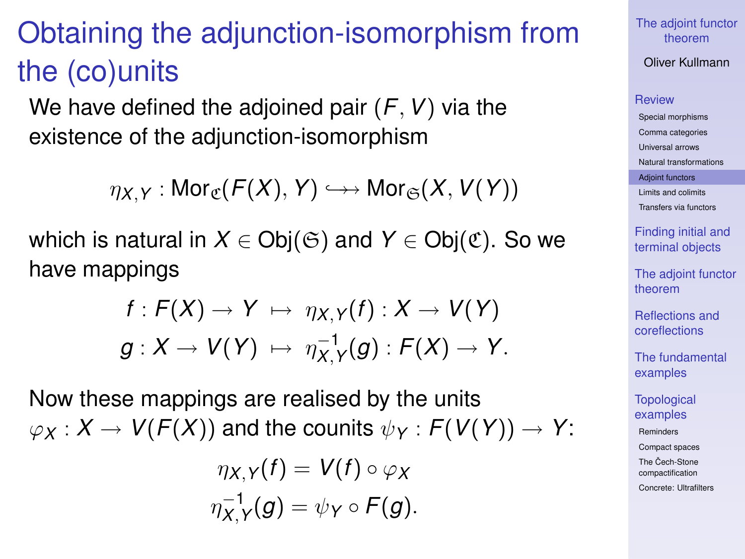# Obtaining the adjunction-isomorphism from the (co)units

We have defined the adjoined pair $(F, V)$ via the existence of the adjunction-isomorphism

$$\eta_{X,Y} : \mathrm{Mor}_{\mathfrak{C}}(F(X), Y) \hookrightarrow\!\!\!\rightarrow \mathrm{Mor}_{\mathfrak{S}}(X, V(Y))$$

which is natural in $X \in \mathrm{Obj}(\mathfrak{S})$ and $Y \in \mathrm{Obj}(\mathfrak{C})$. So we have mappings

$$f : F(X) \to Y \;\mapsto\; \eta_{X,Y}(f) : X \to V(Y)$$
$$g : X \to V(Y) \;\mapsto\; \eta^{-1}_{X,Y}(g) : F(X) \to Y.$$

Now these mappings are realised by the units $\varphi_X : X \to V(F(X))$ and the counits $\psi_Y : F(V(Y)) \to Y$:

$$\eta_{X,Y}(f) = V(f) \circ \varphi_X$$
$$\eta^{-1}_{X,Y}(g) = \psi_Y \circ F(g).$$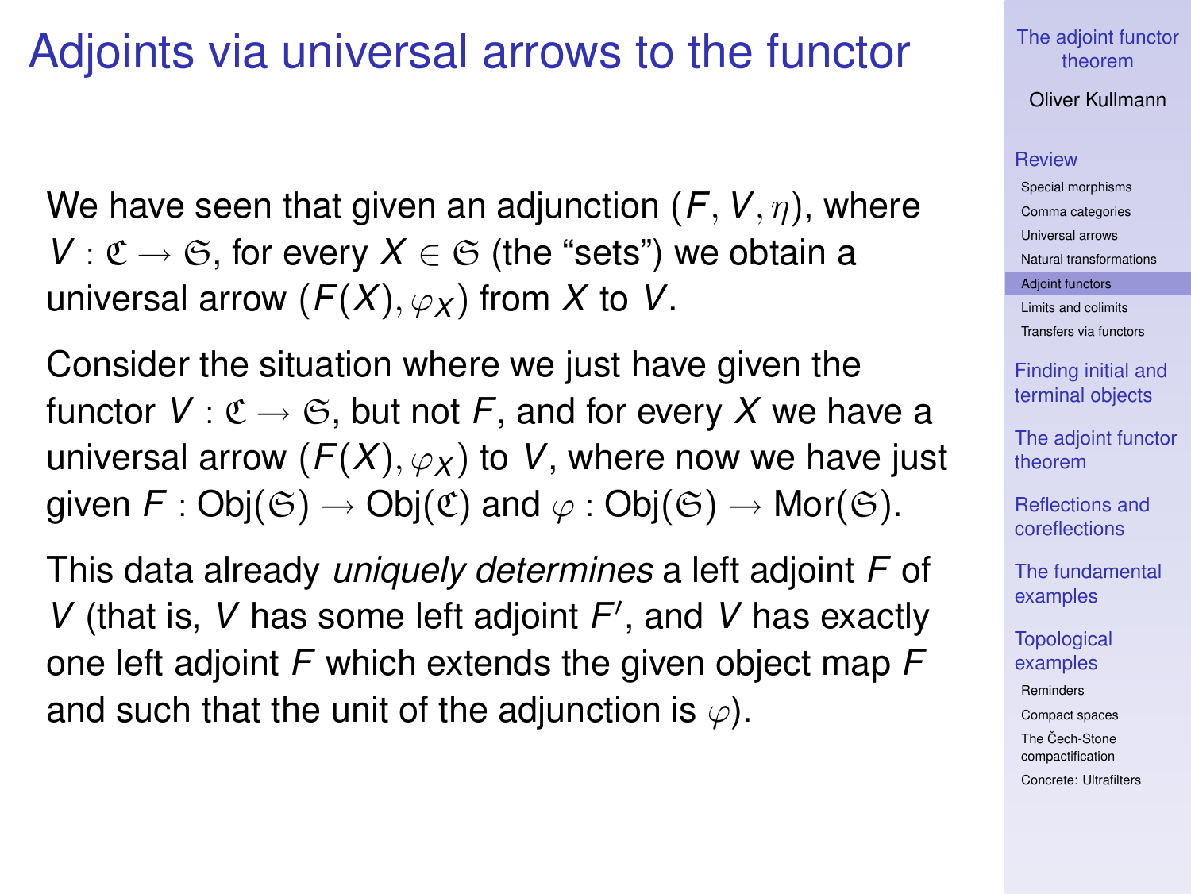# Adjoints via universal arrows to the functor

We have seen that given an adjunction $(F, V, \eta)$, where $V : \mathfrak{C} \to \mathfrak{S}$, for every $X \in \mathfrak{S}$ (the "sets") we obtain a universal arrow $(F(X), \varphi_X)$ from $X$ to $V$.

Consider the situation where we just have given the functor $V : \mathfrak{C} \to \mathfrak{S}$, but not $F$, and for every $X$ we have a universal arrow $(F(X), \varphi_X)$ to $V$, where now we have just given $F : \mathrm{Obj}(\mathfrak{S}) \to \mathrm{Obj}(\mathfrak{C})$ and $\varphi : \mathrm{Obj}(\mathfrak{S}) \to \mathrm{Mor}(\mathfrak{S})$.

This data already *uniquely determines* a left adjoint $F$ of $V$ (that is, $V$ has some left adjoint $F'$, and $V$ has exactly one left adjoint $F$ which extends the given object map $F$ and such that the unit of the adjunction is $\varphi$).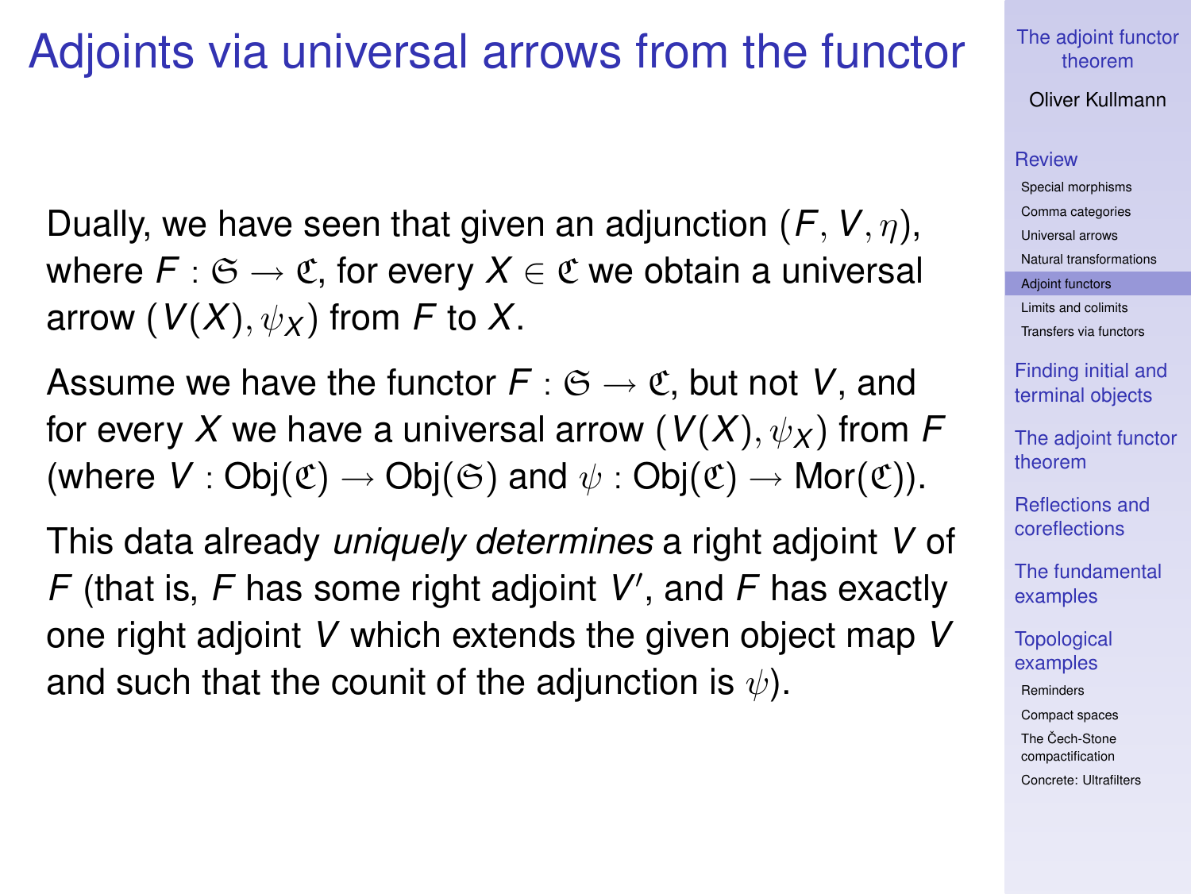# Adjoints via universal arrows from the functor

Dually, we have seen that given an adjunction $(F, V, \eta)$, where $F : \mathfrak{S} \to \mathfrak{C}$, for every $X \in \mathfrak{C}$ we obtain a universal arrow $(V(X), \psi_X)$ from $F$ to $X$.

Assume we have the functor $F : \mathfrak{S} \to \mathfrak{C}$, but not $V$, and for every $X$ we have a universal arrow $(V(X), \psi_X)$ from $F$ (where $V : \text{Obj}(\mathfrak{C}) \to \text{Obj}(\mathfrak{S})$ and $\psi : \text{Obj}(\mathfrak{C}) \to \text{Mor}(\mathfrak{C})$).

This data already *uniquely determines* a right adjoint $V$ of $F$ (that is, $F$ has some right adjoint $V'$, and $F$ has exactly one right adjoint $V$ which extends the given object map $V$ and such that the counit of the adjunction is $\psi$).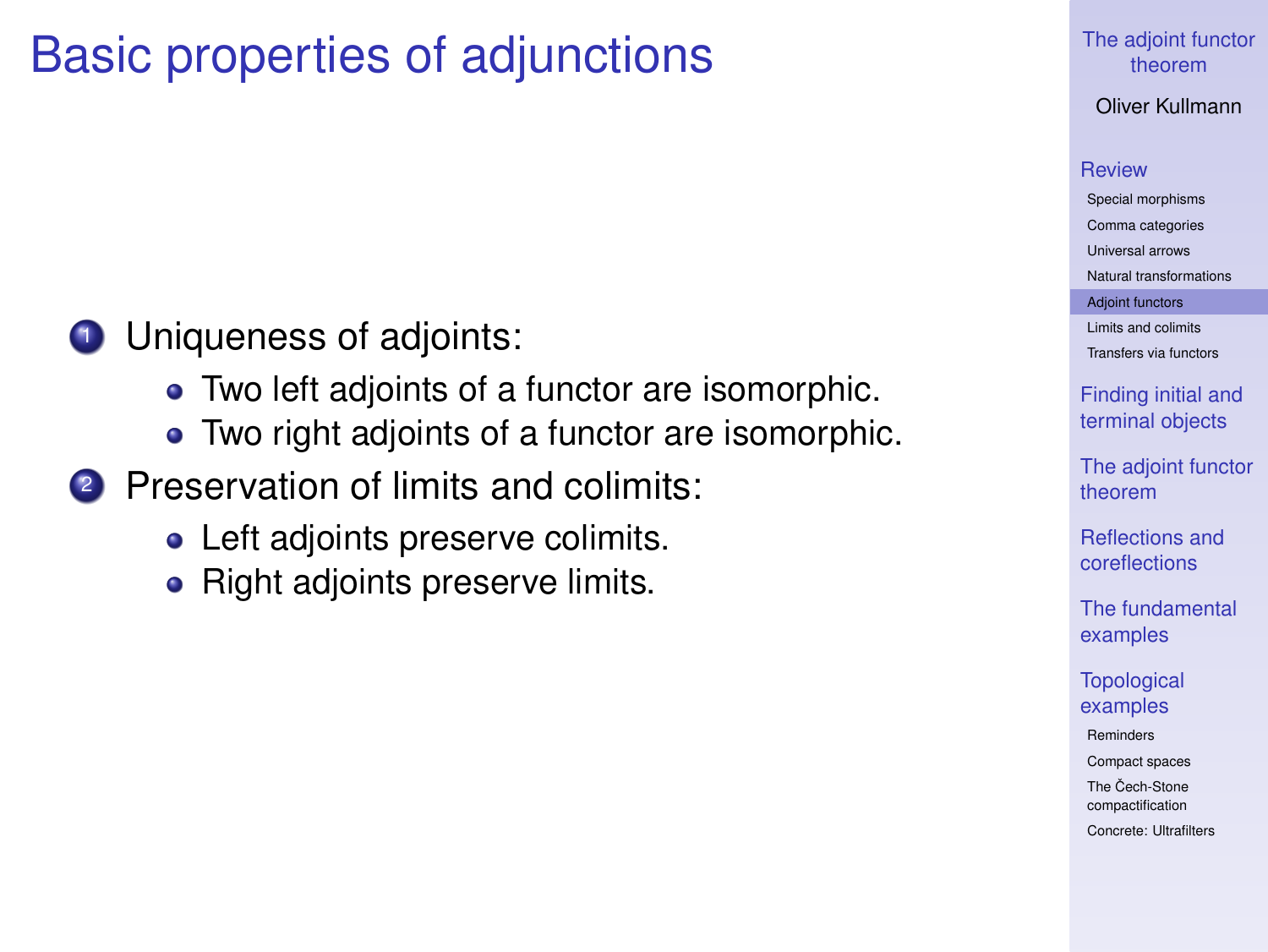# Basic properties of adjunctions

1. Uniqueness of adjoints:
   - Two left adjoints of a functor are isomorphic.
   - Two right adjoints of a functor are isomorphic.
2. Preservation of limits and colimits:
   - Left adjoints preserve colimits.
   - Right adjoints preserve limits.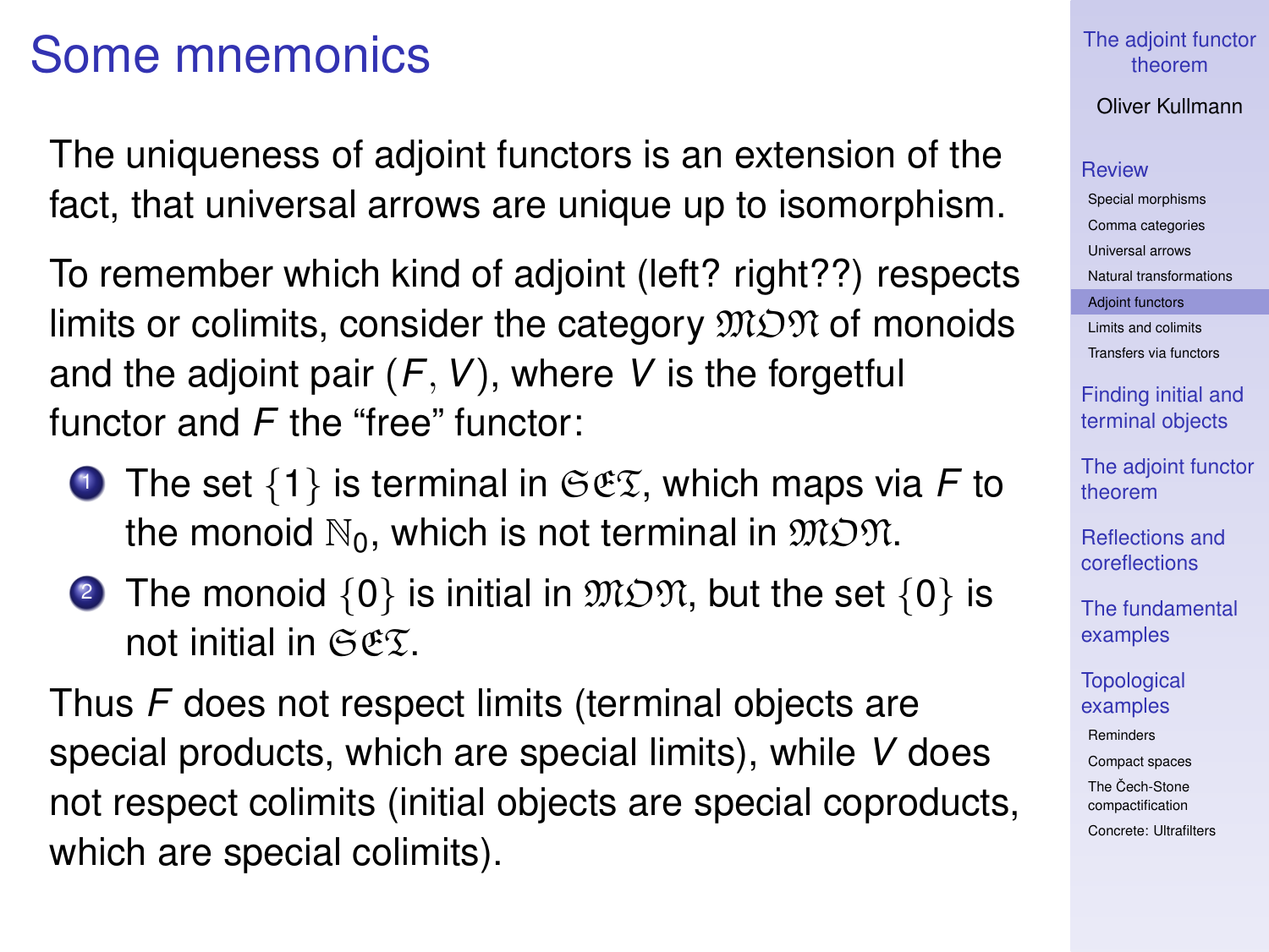# Some mnemonics

The uniqueness of adjoint functors is an extension of the fact, that universal arrows are unique up to isomorphism.

To remember which kind of adjoint (left? right??) respects limits or colimits, consider the category $\mathfrak{MON}$ of monoids and the adjoint pair $(F, V)$, where $V$ is the forgetful functor and $F$ the "free" functor:

1. The set $\{1\}$ is terminal in $\mathfrak{SET}$, which maps via $F$ to the monoid $\mathbb{N}_0$, which is not terminal in $\mathfrak{MON}$.
2. The monoid $\{0\}$ is initial in $\mathfrak{MON}$, but the set $\{0\}$ is not initial in $\mathfrak{SET}$.

Thus $F$ does not respect limits (terminal objects are special products, which are special limits), while $V$ does not respect colimits (initial objects are special coproducts, which are special colimits).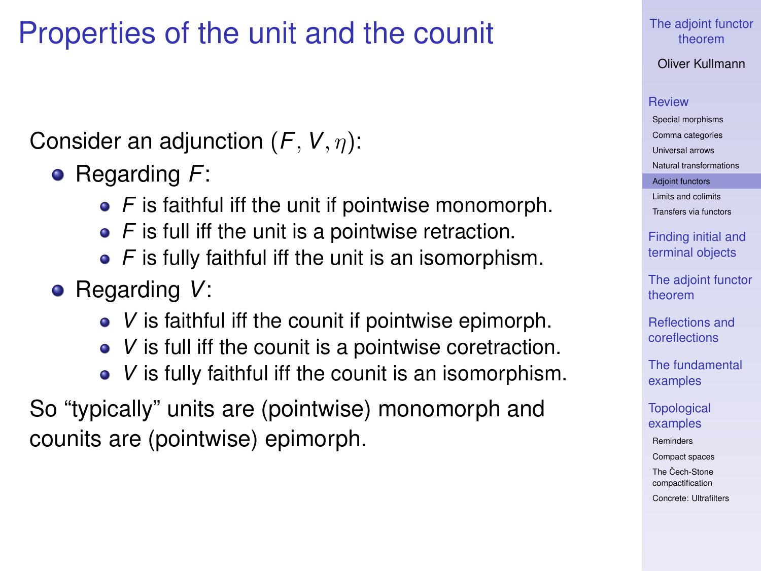# Properties of the unit and the counit

Consider an adjunction $(F, V, \eta)$:

- Regarding $F$:
  - $F$ is faithful iff the unit if pointwise monomorph.
  - $F$ is full iff the unit is a pointwise retraction.
  - $F$ is fully faithful iff the unit is an isomorphism.
- Regarding $V$:
  - $V$ is faithful iff the counit if pointwise epimorph.
  - $V$ is full iff the counit is a pointwise coretraction.
  - $V$ is fully faithful iff the counit is an isomorphism.

So "typically" units are (pointwise) monomorph and counits are (pointwise) epimorph.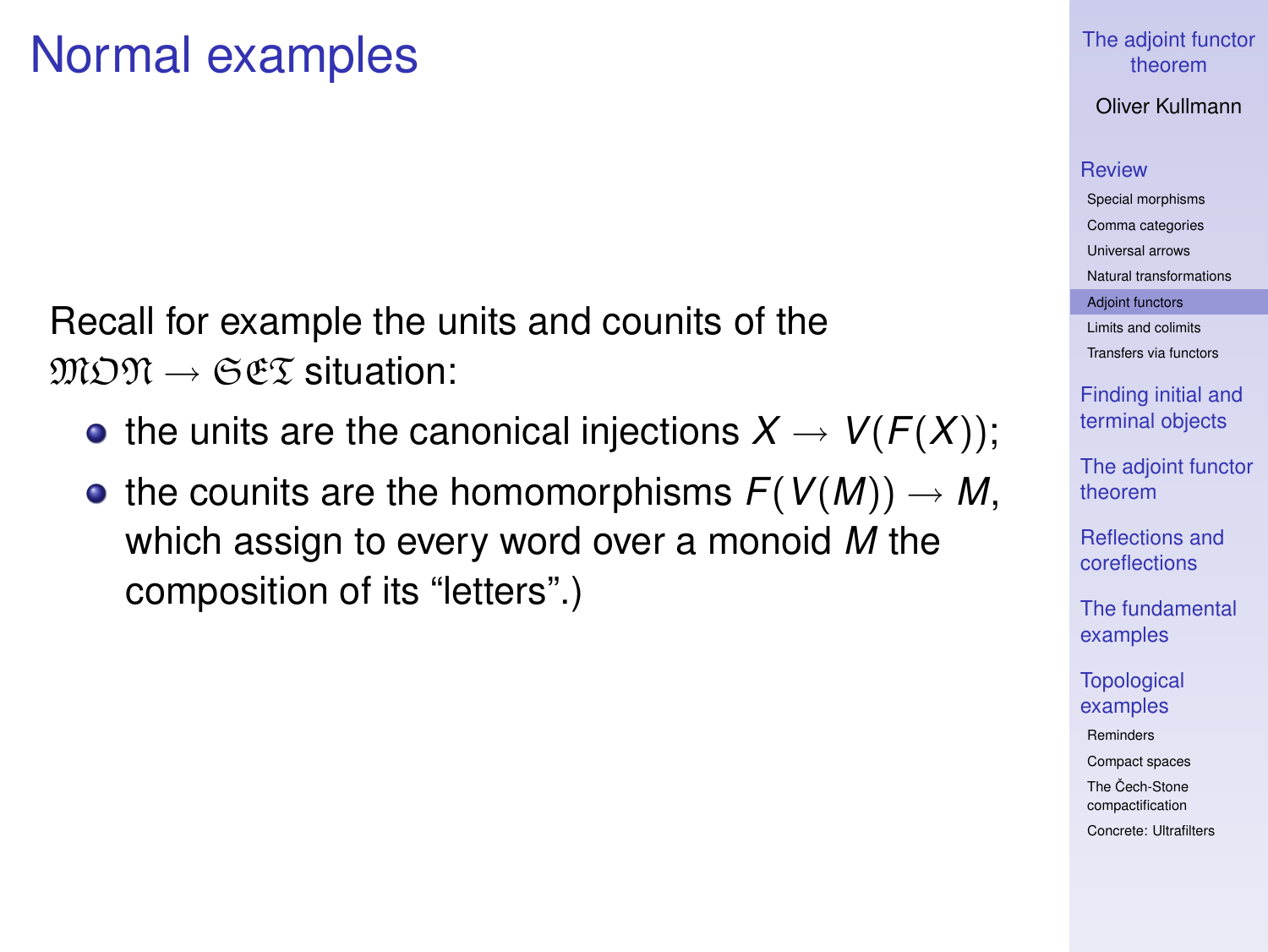# Normal examples

Recall for example the units and counits of the $\mathfrak{MON} \to \mathfrak{SET}$ situation:

- the units are the canonical injections $X \to V(F(X))$;
- the counits are the homomorphisms $F(V(M)) \to M$, which assign to every word over a monoid $M$ the composition of its "letters".)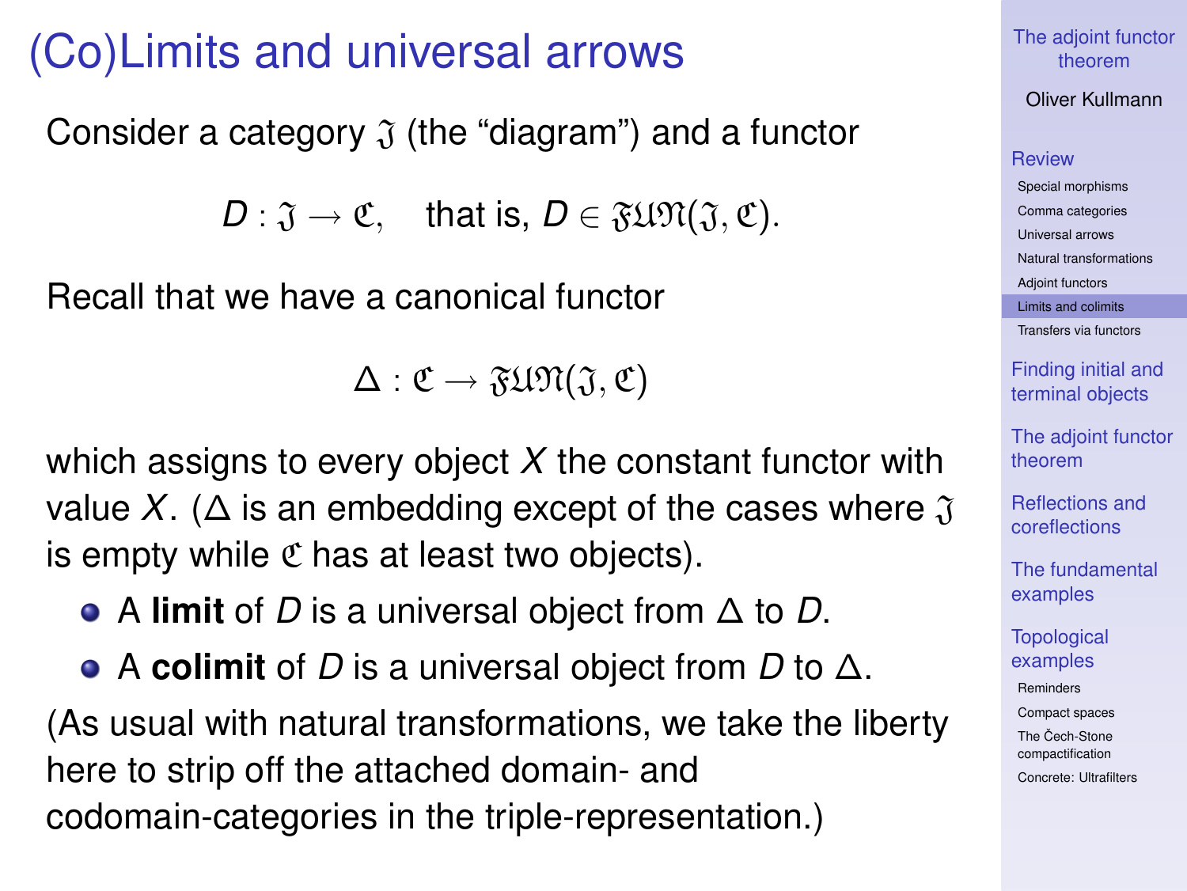# (Co)Limits and universal arrows

Consider a category $\mathfrak{J}$ (the "diagram") and a functor

$$D : \mathfrak{J} \to \mathfrak{C}, \quad \text{that is, } D \in \mathfrak{FUN}(\mathfrak{J}, \mathfrak{C}).$$

Recall that we have a canonical functor

$$\Delta : \mathfrak{C} \to \mathfrak{FUN}(\mathfrak{J}, \mathfrak{C})$$

which assigns to every object $X$ the constant functor with value $X$. ($\Delta$ is an embedding except of the cases where $\mathfrak{J}$ is empty while $\mathfrak{C}$ has at least two objects).

- A **limit** of $D$ is a universal object from $\Delta$ to $D$.
- A **colimit** of $D$ is a universal object from $D$ to $\Delta$.

(As usual with natural transformations, we take the liberty here to strip off the attached domain- and codomain-categories in the triple-representation.)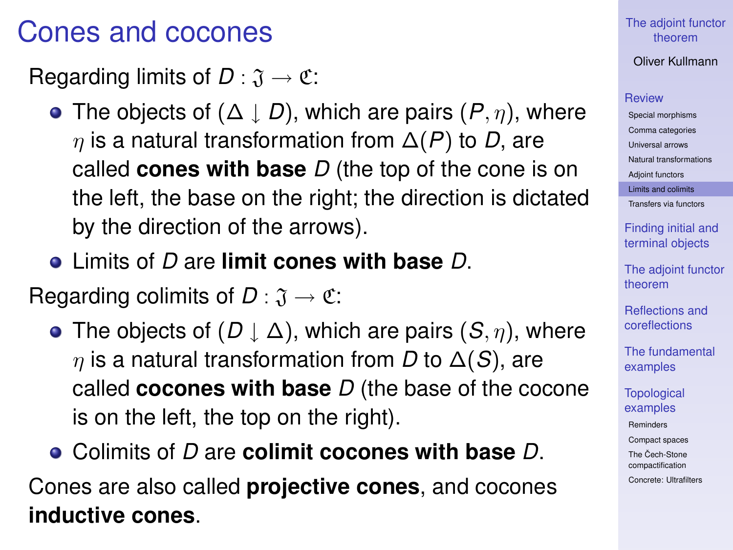# Cones and cocones

Regarding limits of $D : \mathfrak{J} \to \mathfrak{C}$:

- The objects of $(\Delta \downarrow D)$, which are pairs $(P, \eta)$, where $\eta$ is a natural transformation from $\Delta(P)$ to $D$, are called **cones with base** $D$ (the top of the cone is on the left, the base on the right; the direction is dictated by the direction of the arrows).
- Limits of $D$ are **limit cones with base** $D$.

Regarding colimits of $D : \mathfrak{J} \to \mathfrak{C}$:

- The objects of $(D \downarrow \Delta)$, which are pairs $(S, \eta)$, where $\eta$ is a natural transformation from $D$ to $\Delta(S)$, are called **cocones with base** $D$ (the base of the cocone is on the left, the top on the right).
- Colimits of $D$ are **colimit cocones with base** $D$.

Cones are also called **projective cones**, and cocones **inductive cones**.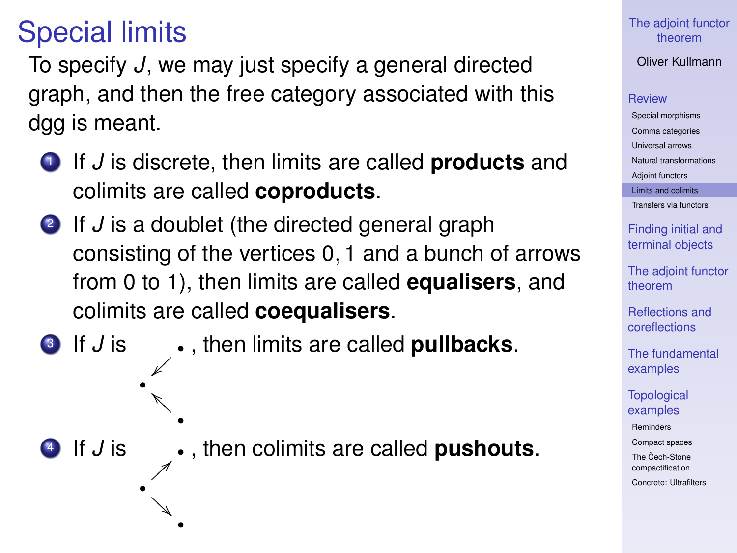# Special limits

To specify $J$, we may just specify a general directed graph, and then the free category associated with this dgg is meant.

1. If $J$ is discrete, then limits are called **products** and colimits are called **coproducts**.
2. If $J$ is a doublet (the directed general graph consisting of the vertices $0, 1$ and a bunch of arrows from 0 to 1), then limits are called **equalisers**, and colimits are called **coequalisers**.
3. If $J$ is $\bullet \rightarrow \bullet \leftarrow \bullet$, then limits are called **pullbacks**.
4. If $J$ is $\bullet \leftarrow \bullet \rightarrow \bullet$, then colimits are called **pushouts**.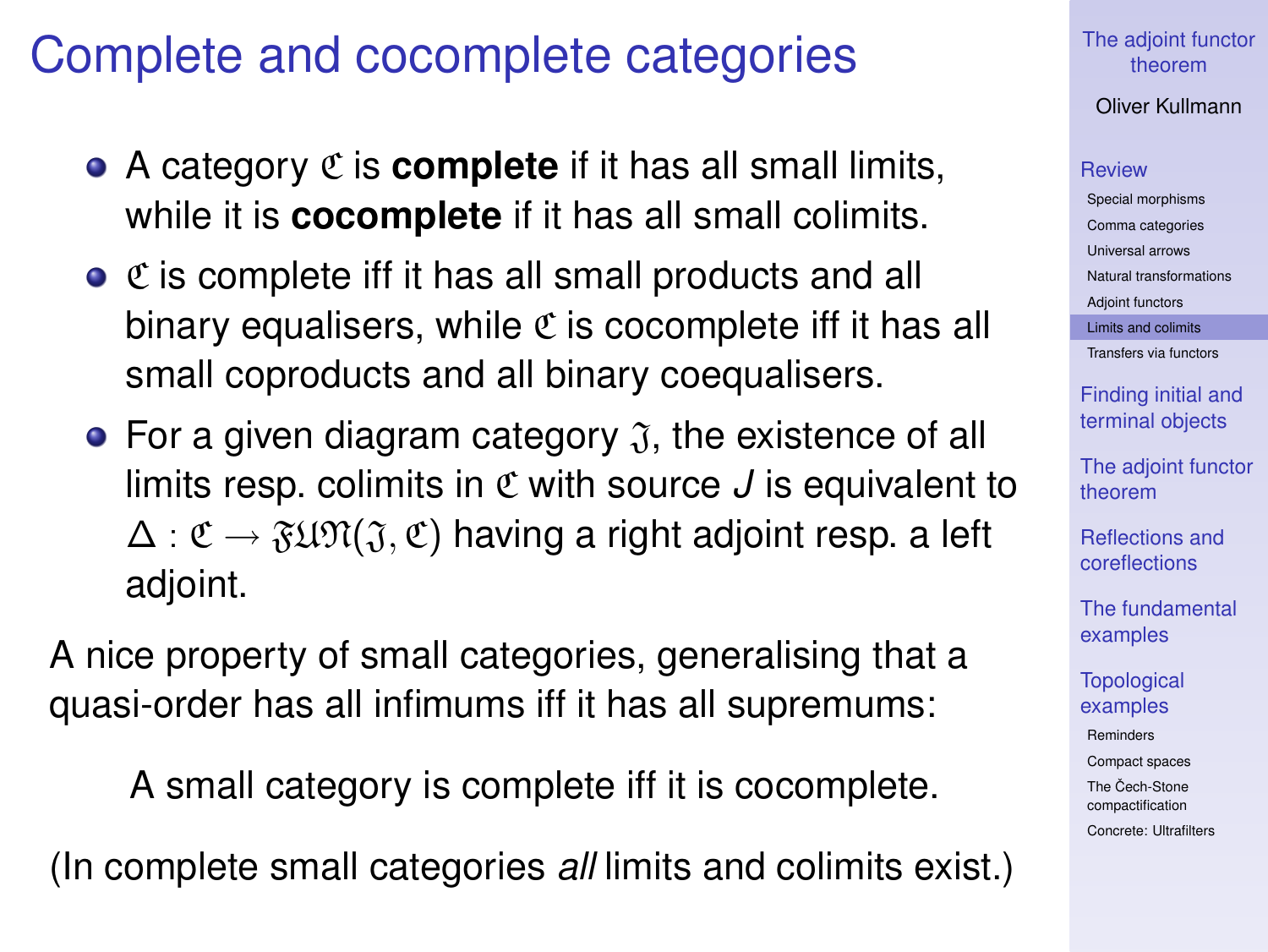# Complete and cocomplete categories

- A category $\mathfrak{C}$ is **complete** if it has all small limits, while it is **cocomplete** if it has all small colimits.
- $\mathfrak{C}$ is complete iff it has all small products and all binary equalisers, while $\mathfrak{C}$ is cocomplete iff it has all small coproducts and all binary coequalisers.
- For a given diagram category $\mathfrak{J}$, the existence of all limits resp. colimits in $\mathfrak{C}$ with source $J$ is equivalent to $\Delta : \mathfrak{C} \to \mathfrak{FUN}(\mathfrak{J}, \mathfrak{C})$ having a right adjoint resp. a left adjoint.

A nice property of small categories, generalising that a quasi-order has all infimums iff it has all supremums:

A small category is complete iff it is cocomplete.

(In complete small categories *all* limits and colimits exist.)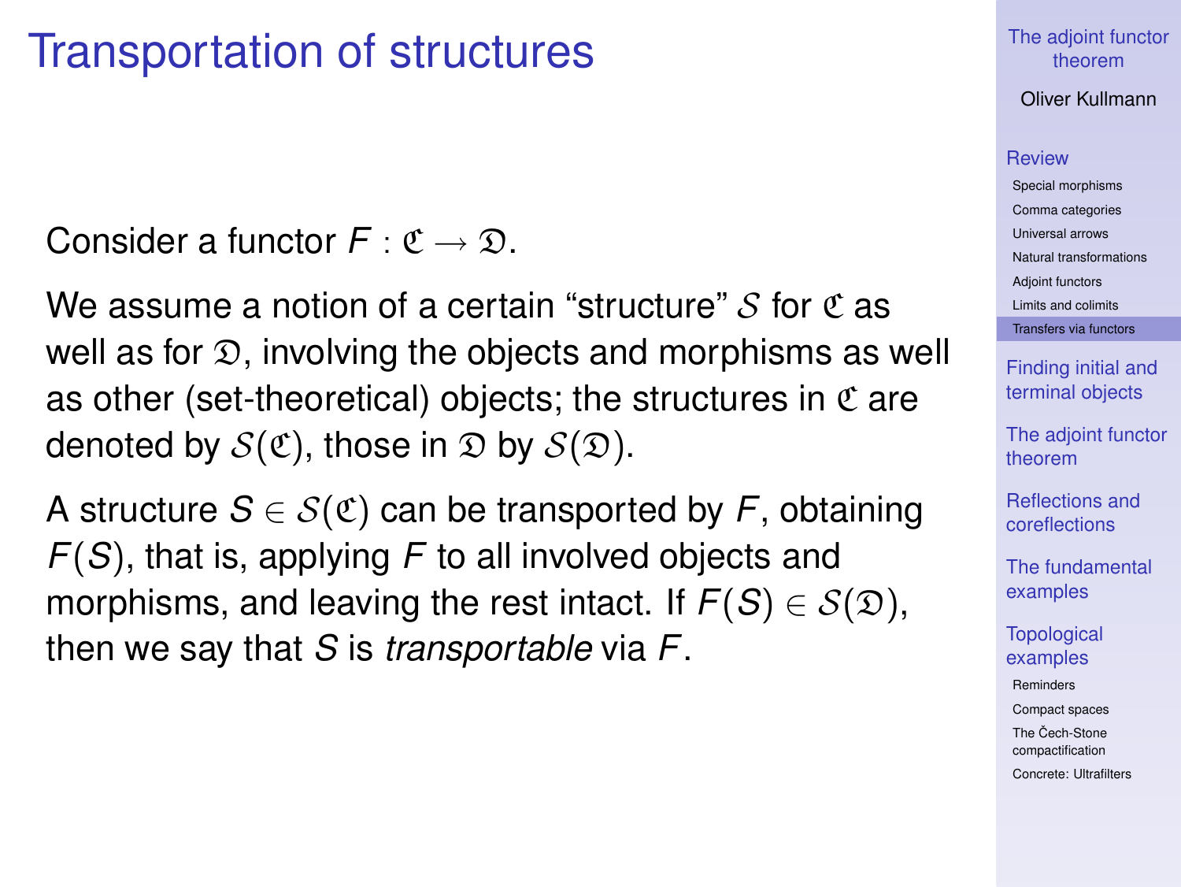# Transportation of structures

Consider a functor $F : \mathfrak{C} \to \mathfrak{D}$.

We assume a notion of a certain "structure" $\mathcal{S}$ for $\mathfrak{C}$ as well as for $\mathfrak{D}$, involving the objects and morphisms as well as other (set-theoretical) objects; the structures in $\mathfrak{C}$ are denoted by $\mathcal{S}(\mathfrak{C})$, those in $\mathfrak{D}$ by $\mathcal{S}(\mathfrak{D})$.

A structure $S \in \mathcal{S}(\mathfrak{C})$ can be transported by $F$, obtaining $F(S)$, that is, applying $F$ to all involved objects and morphisms, and leaving the rest intact. If $F(S) \in \mathcal{S}(\mathfrak{D})$, then we say that $S$ is *transportable* via $F$.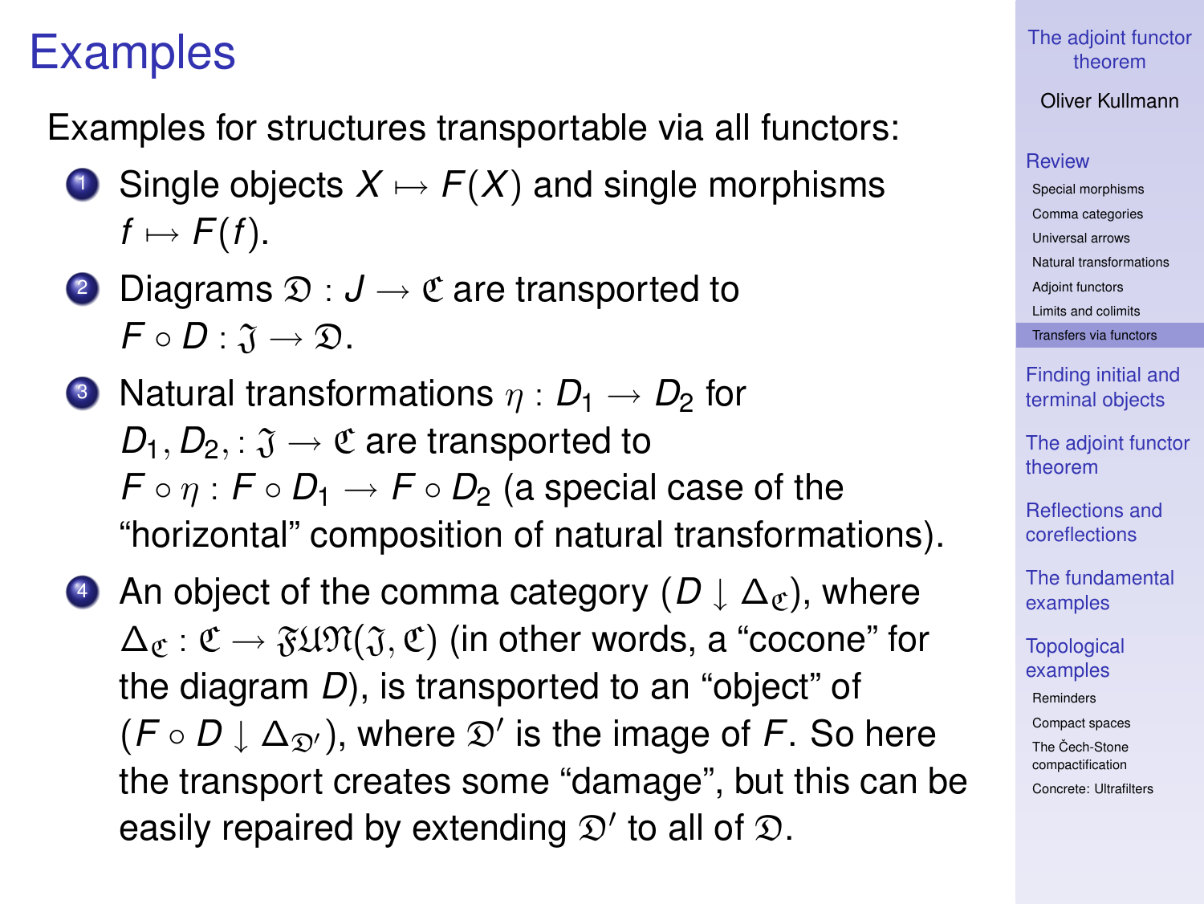# Examples

Examples for structures transportable via all functors:

1. Single objects $X \mapsto F(X)$ and single morphisms $f \mapsto F(f)$.
2. Diagrams $\mathfrak{D} : J \to \mathfrak{C}$ are transported to $F \circ D : \mathfrak{J} \to \mathfrak{D}$.
3. Natural transformations $\eta : D_1 \to D_2$ for $D_1, D_2, : \mathfrak{J} \to \mathfrak{C}$ are transported to $F \circ \eta : F \circ D_1 \to F \circ D_2$ (a special case of the "horizontal" composition of natural transformations).
4. An object of the comma category $(D \downarrow \Delta_{\mathfrak{C}})$, where $\Delta_{\mathfrak{C}} : \mathfrak{C} \to \mathfrak{FUN}(\mathfrak{J}, \mathfrak{C})$ (in other words, a "cocone" for the diagram $D$), is transported to an "object" of $(F \circ D \downarrow \Delta_{\mathfrak{D}'})$, where $\mathfrak{D}'$ is the image of $F$. So here the transport creates some "damage", but this can be easily repaired by extending $\mathfrak{D}'$ to all of $\mathfrak{D}$.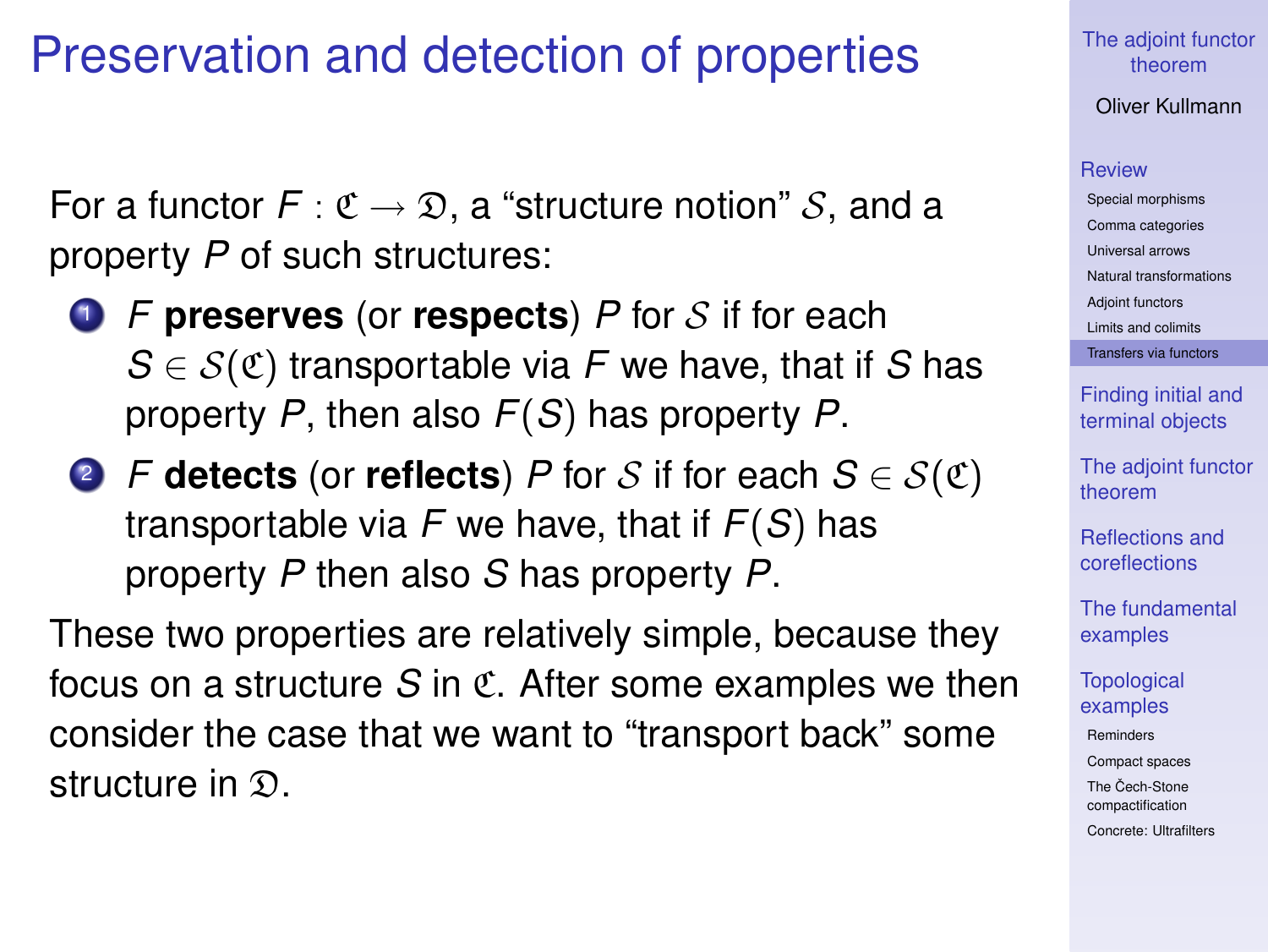# Preservation and detection of properties

For a functor $F : \mathfrak{C} \to \mathfrak{D}$, a "structure notion" $\mathcal{S}$, and a property $P$ of such structures:

1. $F$ **preserves** (or **respects**) $P$ for $\mathcal{S}$ if for each $S \in \mathcal{S}(\mathfrak{C})$ transportable via $F$ we have, that if $S$ has property $P$, then also $F(S)$ has property $P$.
2. $F$ **detects** (or **reflects**) $P$ for $\mathcal{S}$ if for each $S \in \mathcal{S}(\mathfrak{C})$ transportable via $F$ we have, that if $F(S)$ has property $P$ then also $S$ has property $P$.

These two properties are relatively simple, because they focus on a structure $S$ in $\mathfrak{C}$. After some examples we then consider the case that we want to "transport back" some structure in $\mathfrak{D}$.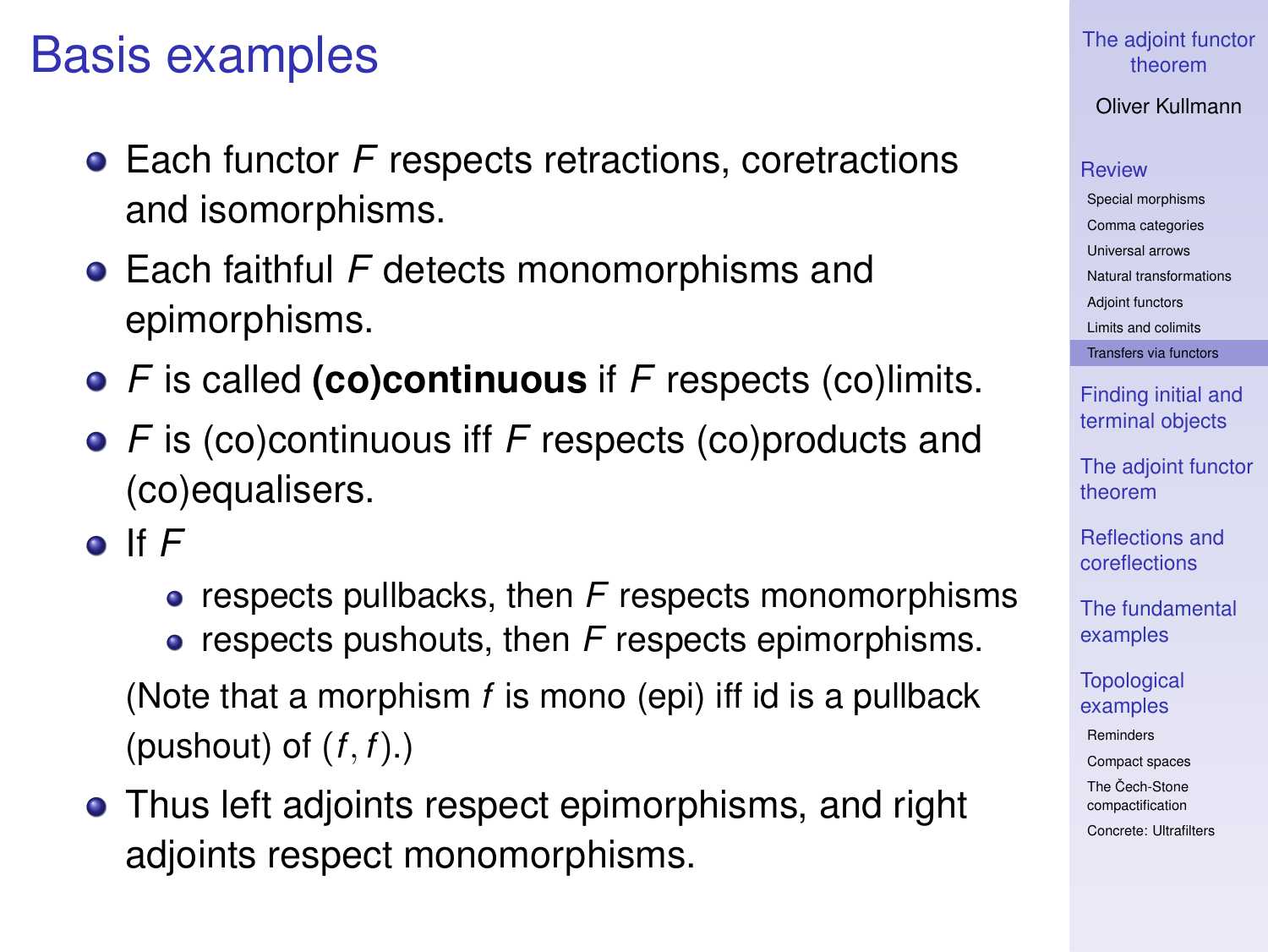# Basis examples

- Each functor $F$ respects retractions, coretractions and isomorphisms.
- Each faithful $F$ detects monomorphisms and epimorphisms.
- $F$ is called **(co)continuous** if $F$ respects (co)limits.
- $F$ is (co)continuous iff $F$ respects (co)products and (co)equalisers.
- If $F$
  - respects pullbacks, then $F$ respects monomorphisms
  - respects pushouts, then $F$ respects epimorphisms.

  (Note that a morphism $f$ is mono (epi) iff id is a pullback (pushout) of $(f, f)$.)
- Thus left adjoints respect epimorphisms, and right adjoints respect monomorphisms.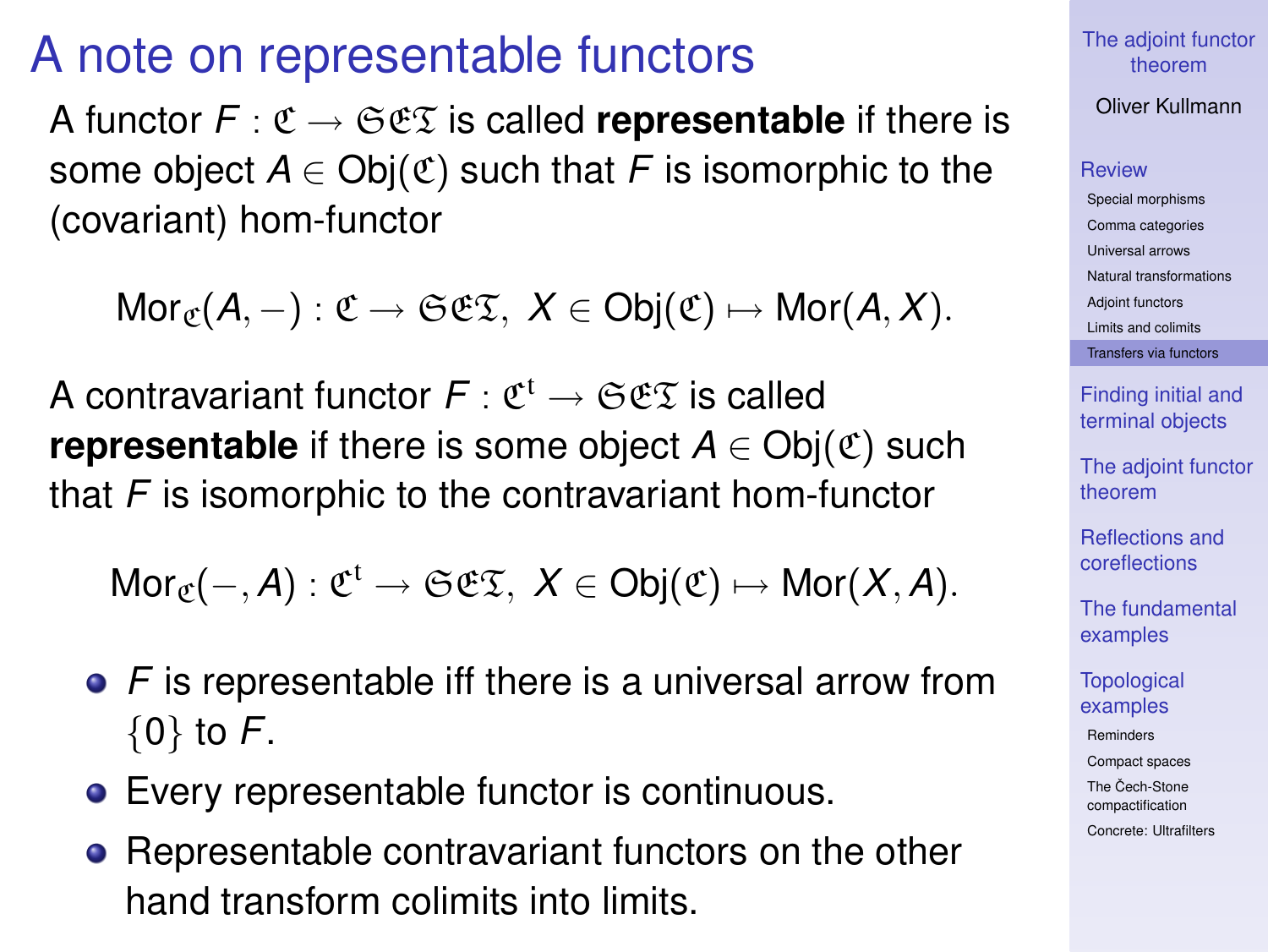# A note on representable functors

A functor $F : \mathfrak{C} \to \mathfrak{SET}$ is called **representable** if there is some object $A \in \mathrm{Obj}(\mathfrak{C})$ such that $F$ is isomorphic to the (covariant) hom-functor

$$\mathrm{Mor}_{\mathfrak{C}}(A, -) : \mathfrak{C} \to \mathfrak{SET}, \ X \in \mathrm{Obj}(\mathfrak{C}) \mapsto \mathrm{Mor}(A, X).$$

A contravariant functor $F : \mathfrak{C}^{\mathrm{t}} \to \mathfrak{SET}$ is called **representable** if there is some object $A \in \mathrm{Obj}(\mathfrak{C})$ such that $F$ is isomorphic to the contravariant hom-functor

$$\mathrm{Mor}_{\mathfrak{C}}(-, A) : \mathfrak{C}^{\mathrm{t}} \to \mathfrak{SET}, \ X \in \mathrm{Obj}(\mathfrak{C}) \mapsto \mathrm{Mor}(X, A).$$

- $F$ is representable iff there is a universal arrow from $\{0\}$ to $F$.
- Every representable functor is continuous.
- Representable contravariant functors on the other hand transform colimits into limits.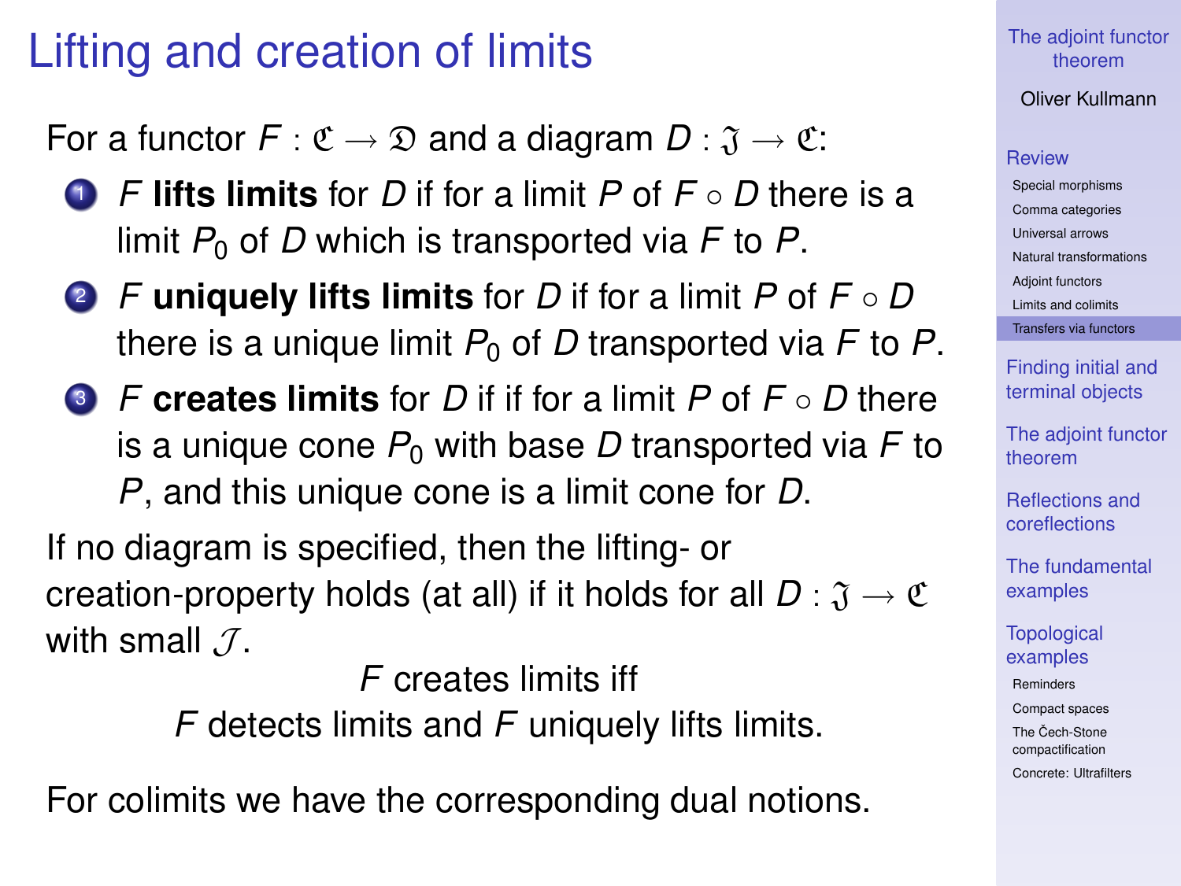# Lifting and creation of limits

For a functor $F : \mathfrak{C} \to \mathfrak{D}$ and a diagram $D : \mathfrak{J} \to \mathfrak{C}$:

1. $F$ **lifts limits** for $D$ if for a limit $P$ of $F \circ D$ there is a limit $P_0$ of $D$ which is transported via $F$ to $P$.
2. $F$ **uniquely lifts limits** for $D$ if for a limit $P$ of $F \circ D$ there is a unique limit $P_0$ of $D$ transported via $F$ to $P$.
3. $F$ **creates limits** for $D$ if if for a limit $P$ of $F \circ D$ there is a unique cone $P_0$ with base $D$ transported via $F$ to $P$, and this unique cone is a limit cone for $D$.

If no diagram is specified, then the lifting- or creation-property holds (at all) if it holds for all $D : \mathfrak{J} \to \mathfrak{C}$ with small $\mathcal{J}$.

$F$ creates limits iff
$F$ detects limits and $F$ uniquely lifts limits.

For colimits we have the corresponding dual notions.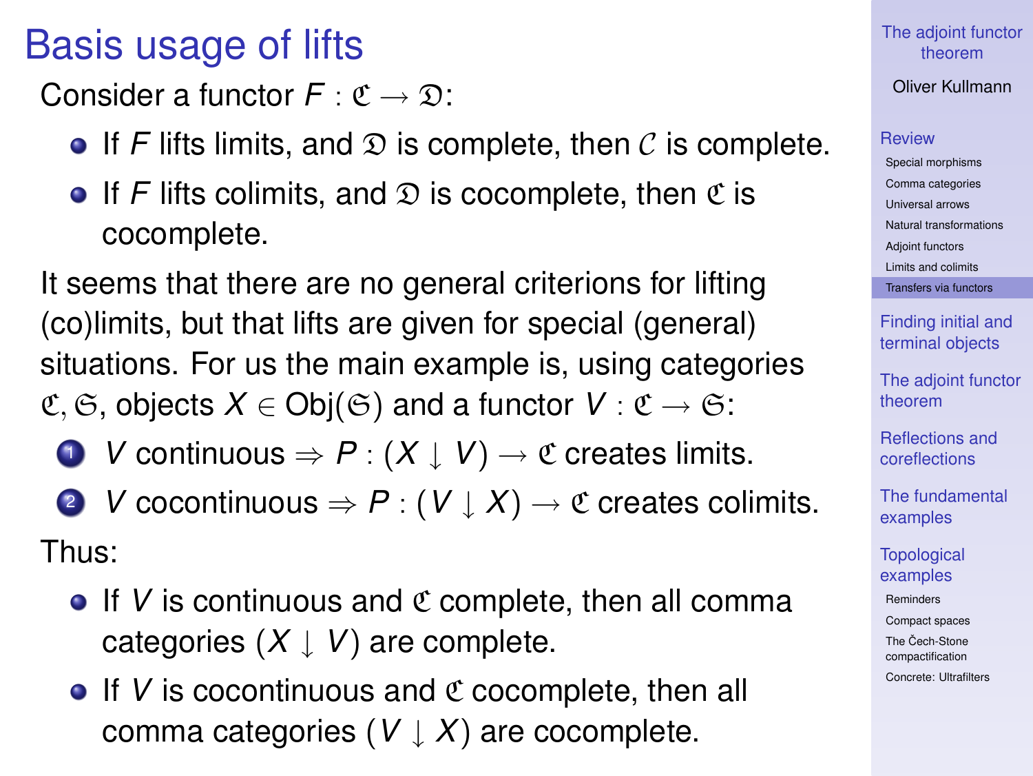# Basis usage of lifts

Consider a functor $F : \mathfrak{C} \to \mathfrak{D}$:

- If $F$ lifts limits, and $\mathfrak{D}$ is complete, then $\mathcal{C}$ is complete.
- If $F$ lifts colimits, and $\mathfrak{D}$ is cocomplete, then $\mathfrak{C}$ is cocomplete.

It seems that there are no general criterions for lifting (co)limits, but that lifts are given for special (general) situations. For us the main example is, using categories $\mathfrak{C}, \mathfrak{S}$, objects $X \in \mathrm{Obj}(\mathfrak{S})$ and a functor $V : \mathfrak{C} \to \mathfrak{S}$:

1. $V$ continuous $\Rightarrow P : (X \downarrow V) \to \mathfrak{C}$ creates limits.
2. $V$ cocontinuous $\Rightarrow P : (V \downarrow X) \to \mathfrak{C}$ creates colimits.

Thus:

- If $V$ is continuous and $\mathfrak{C}$ complete, then all comma categories $(X \downarrow V)$ are complete.
- If $V$ is cocontinuous and $\mathfrak{C}$ cocomplete, then all comma categories $(V \downarrow X)$ are cocomplete.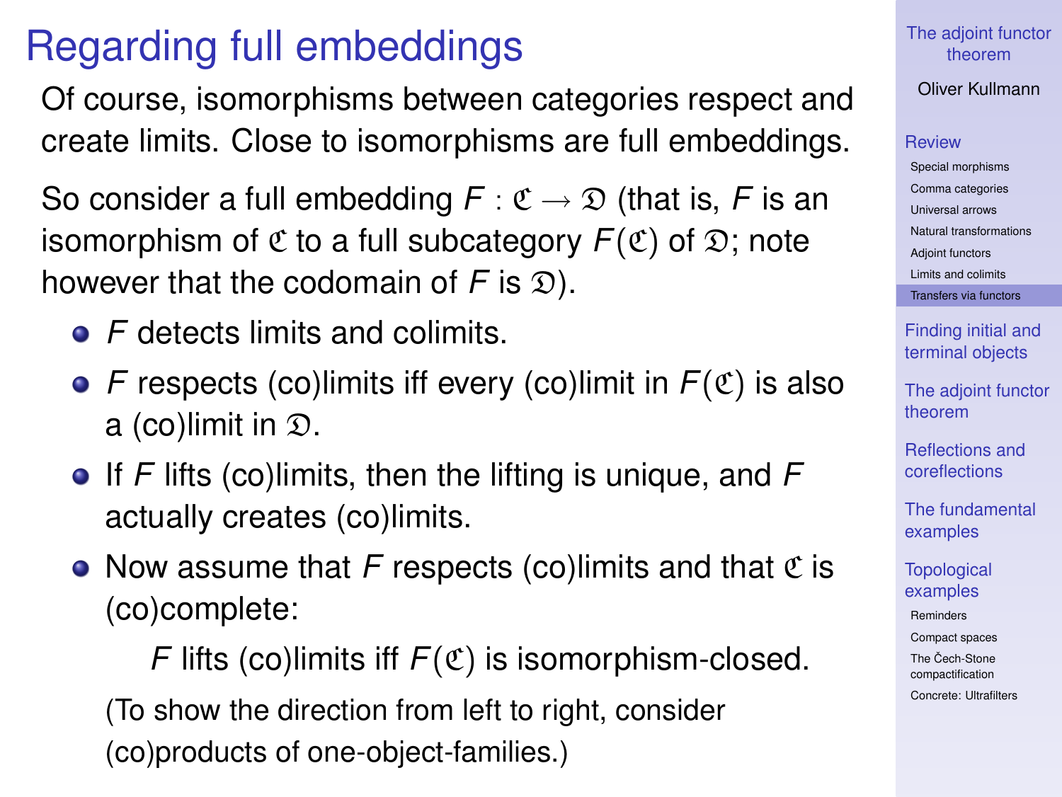# Regarding full embeddings

Of course, isomorphisms between categories respect and create limits. Close to isomorphisms are full embeddings.

So consider a full embedding $F : \mathfrak{C} \to \mathfrak{D}$ (that is, $F$ is an isomorphism of $\mathfrak{C}$ to a full subcategory $F(\mathfrak{C})$ of $\mathfrak{D}$; note however that the codomain of $F$ is $\mathfrak{D}$).

- $F$ detects limits and colimits.
- $F$ respects (co)limits iff every (co)limit in $F(\mathfrak{C})$ is also a (co)limit in $\mathfrak{D}$.
- If $F$ lifts (co)limits, then the lifting is unique, and $F$ actually creates (co)limits.
- Now assume that $F$ respects (co)limits and that $\mathfrak{C}$ is (co)complete:

  $F$ lifts (co)limits iff $F(\mathfrak{C})$ is isomorphism-closed.

  (To show the direction from left to right, consider (co)products of one-object-families.)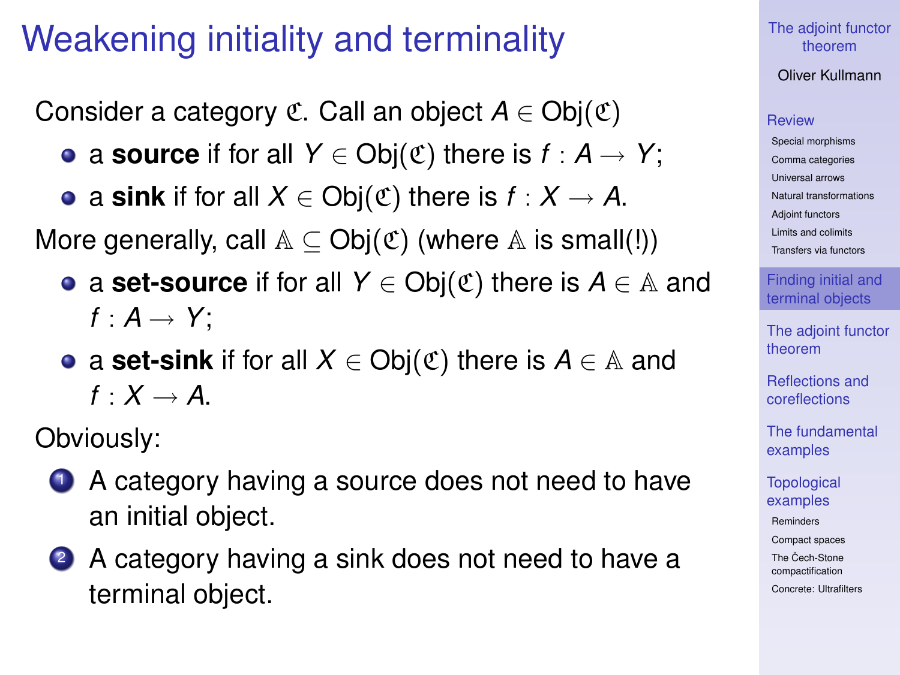# Weakening initiality and terminality

Consider a category $\mathfrak{C}$. Call an object $A \in \mathrm{Obj}(\mathfrak{C})$

- a **source** if for all $Y \in \mathrm{Obj}(\mathfrak{C})$ there is $f : A \to Y$;
- a **sink** if for all $X \in \mathrm{Obj}(\mathfrak{C})$ there is $f : X \to A$.

More generally, call $\mathbb{A} \subseteq \mathrm{Obj}(\mathfrak{C})$ (where $\mathbb{A}$ is small(!))

- a **set-source** if for all $Y \in \mathrm{Obj}(\mathfrak{C})$ there is $A \in \mathbb{A}$ and $f : A \to Y$;
- a **set-sink** if for all $X \in \mathrm{Obj}(\mathfrak{C})$ there is $A \in \mathbb{A}$ and $f : X \to A$.

Obviously:

1. A category having a source does not need to have an initial object.
2. A category having a sink does not need to have a terminal object.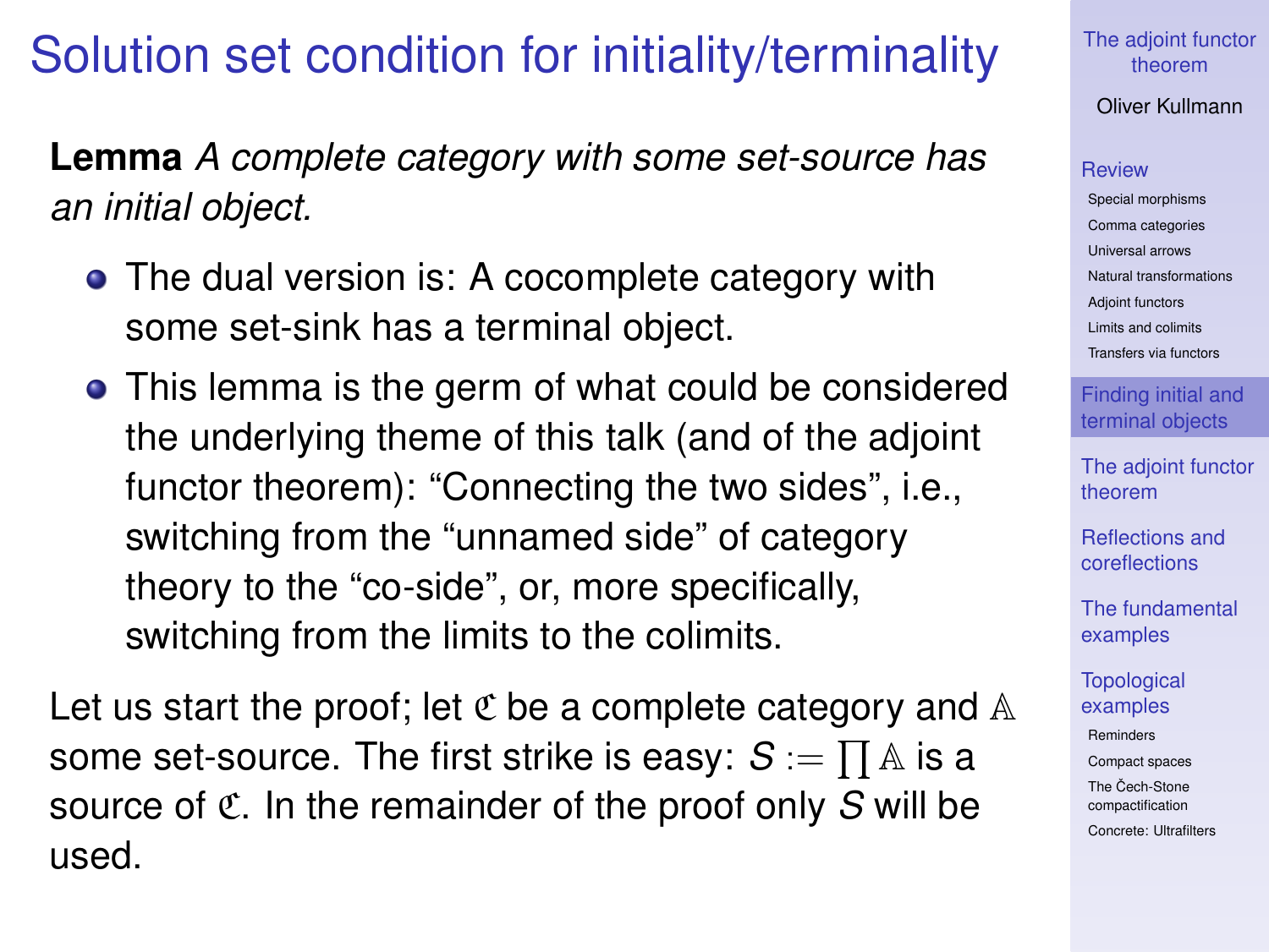# Solution set condition for initiality/terminality

**Lemma** *A complete category with some set-source has an initial object.*

- The dual version is: A cocomplete category with some set-sink has a terminal object.
- This lemma is the germ of what could be considered the underlying theme of this talk (and of the adjoint functor theorem): "Connecting the two sides", i.e., switching from the "unnamed side" of category theory to the "co-side", or, more specifically, switching from the limits to the colimits.

Let us start the proof; let $\mathfrak{C}$ be a complete category and $\mathbb{A}$ some set-source. The first strike is easy: $S := \prod \mathbb{A}$ is a source of $\mathfrak{C}$. In the remainder of the proof only $S$ will be used.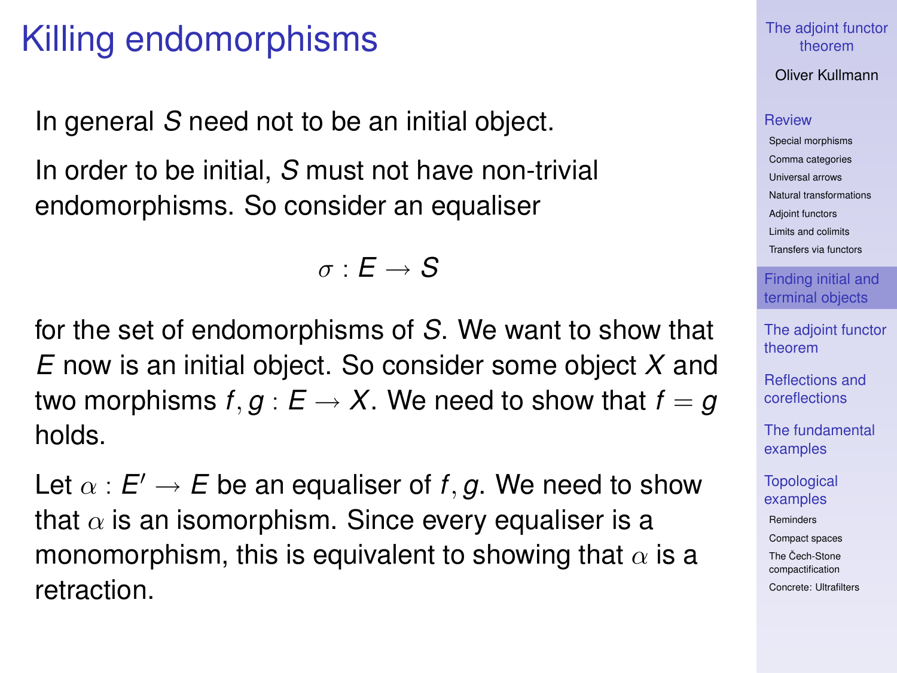# Killing endomorphisms

In general $S$ need not to be an initial object.

In order to be initial, $S$ must not have non-trivial endomorphisms. So consider an equaliser

$$\sigma : E \to S$$

for the set of endomorphisms of $S$. We want to show that $E$ now is an initial object. So consider some object $X$ and two morphisms $f, g : E \to X$. We need to show that $f = g$ holds.

Let $\alpha : E' \to E$ be an equaliser of $f, g$. We need to show that $\alpha$ is an isomorphism. Since every equaliser is a monomorphism, this is equivalent to showing that $\alpha$ is a retraction.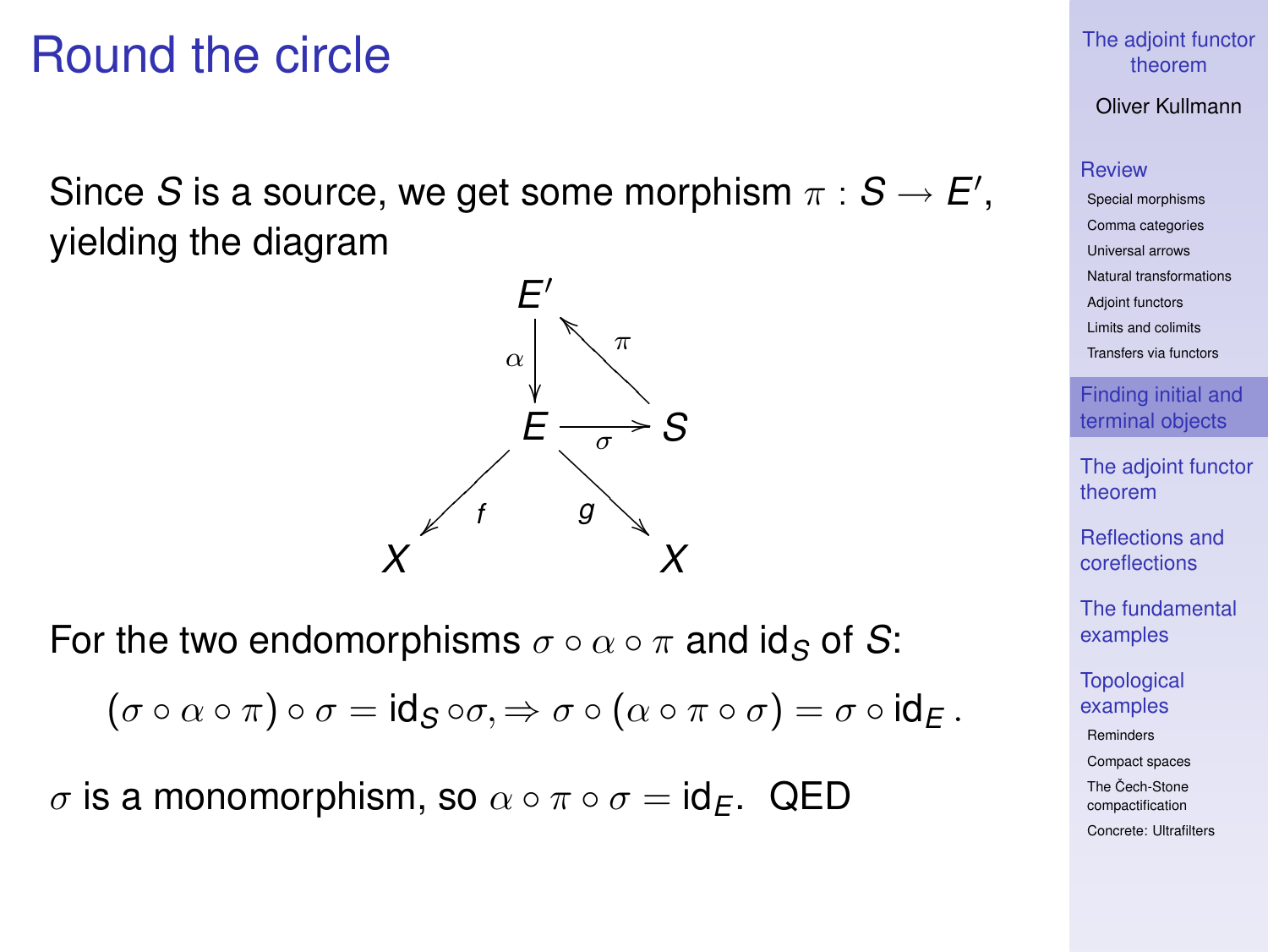# Round the circle

Since $S$ is a source, we get some morphism $\pi : S \to E'$, yielding the diagram

$$
\begin{array}{ccccc}
 & & E' & & \\
 & & \downarrow \alpha & \nwarrow \pi & \\
 & & E & \xrightarrow{\sigma} & S \\
 & \swarrow f & & \searrow g & \\
X & & & & X
\end{array}
$$

For the two endomorphisms $\sigma \circ \alpha \circ \pi$ and $\mathrm{id}_S$ of $S$:

$$(\sigma \circ \alpha \circ \pi) \circ \sigma = \mathrm{id}_S \circ \sigma, \Rightarrow \sigma \circ (\alpha \circ \pi \circ \sigma) = \sigma \circ \mathrm{id}_E .$$

$\sigma$ is a monomorphism, so $\alpha \circ \pi \circ \sigma = \mathrm{id}_E$. QED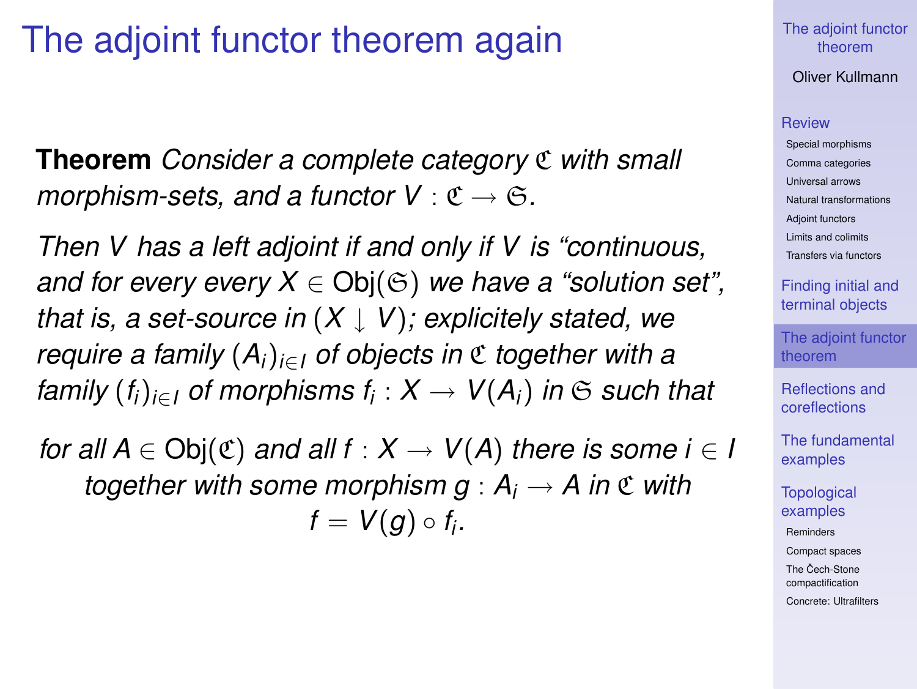# The adjoint functor theorem again

**Theorem** *Consider a complete category $\mathfrak{C}$ with small morphism-sets, and a functor $V : \mathfrak{C} \to \mathfrak{S}$.*

*Then $V$ has a left adjoint if and only if $V$ is "continuous, and for every every $X \in \mathrm{Obj}(\mathfrak{S})$ we have a "solution set", that is, a set-source in $(X \downarrow V)$; explicitely stated, we require a family $(A_i)_{i \in I}$ of objects in $\mathfrak{C}$ together with a family $(f_i)_{i \in I}$ of morphisms $f_i : X \to V(A_i)$ in $\mathfrak{S}$ such that*

*for all $A \in \mathrm{Obj}(\mathfrak{C})$ and all $f : X \to V(A)$ there is some $i \in I$ together with some morphism $g : A_i \to A$ in $\mathfrak{C}$ with $f = V(g) \circ f_i$.*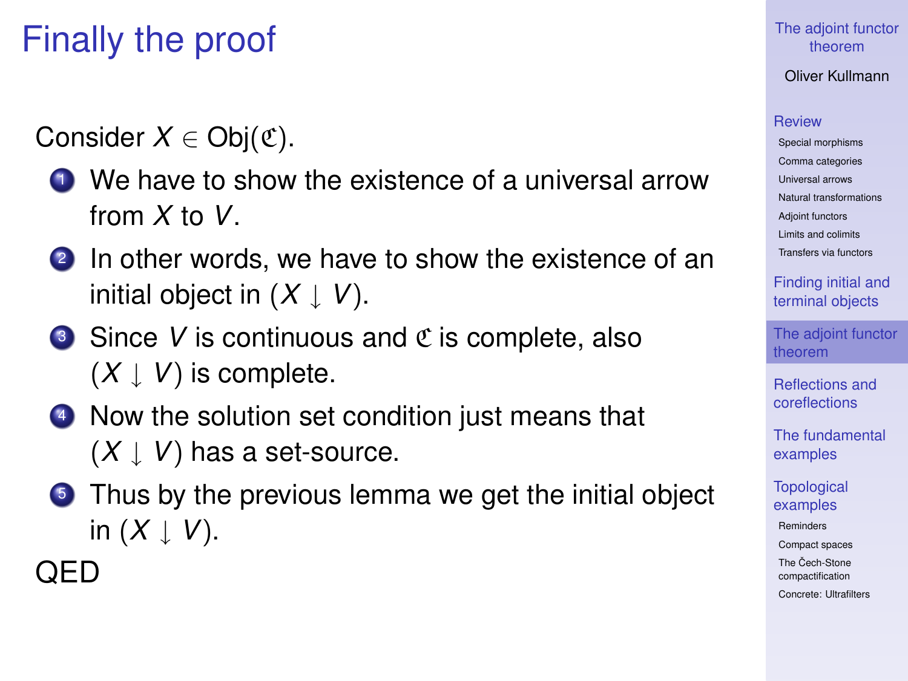# Finally the proof

Consider $X \in \mathrm{Obj}(\mathfrak{C})$.

1. We have to show the existence of a universal arrow from $X$ to $V$.
2. In other words, we have to show the existence of an initial object in $(X \downarrow V)$.
3. Since $V$ is continuous and $\mathfrak{C}$ is complete, also $(X \downarrow V)$ is complete.
4. Now the solution set condition just means that $(X \downarrow V)$ has a set-source.
5. Thus by the previous lemma we get the initial object in $(X \downarrow V)$.

QED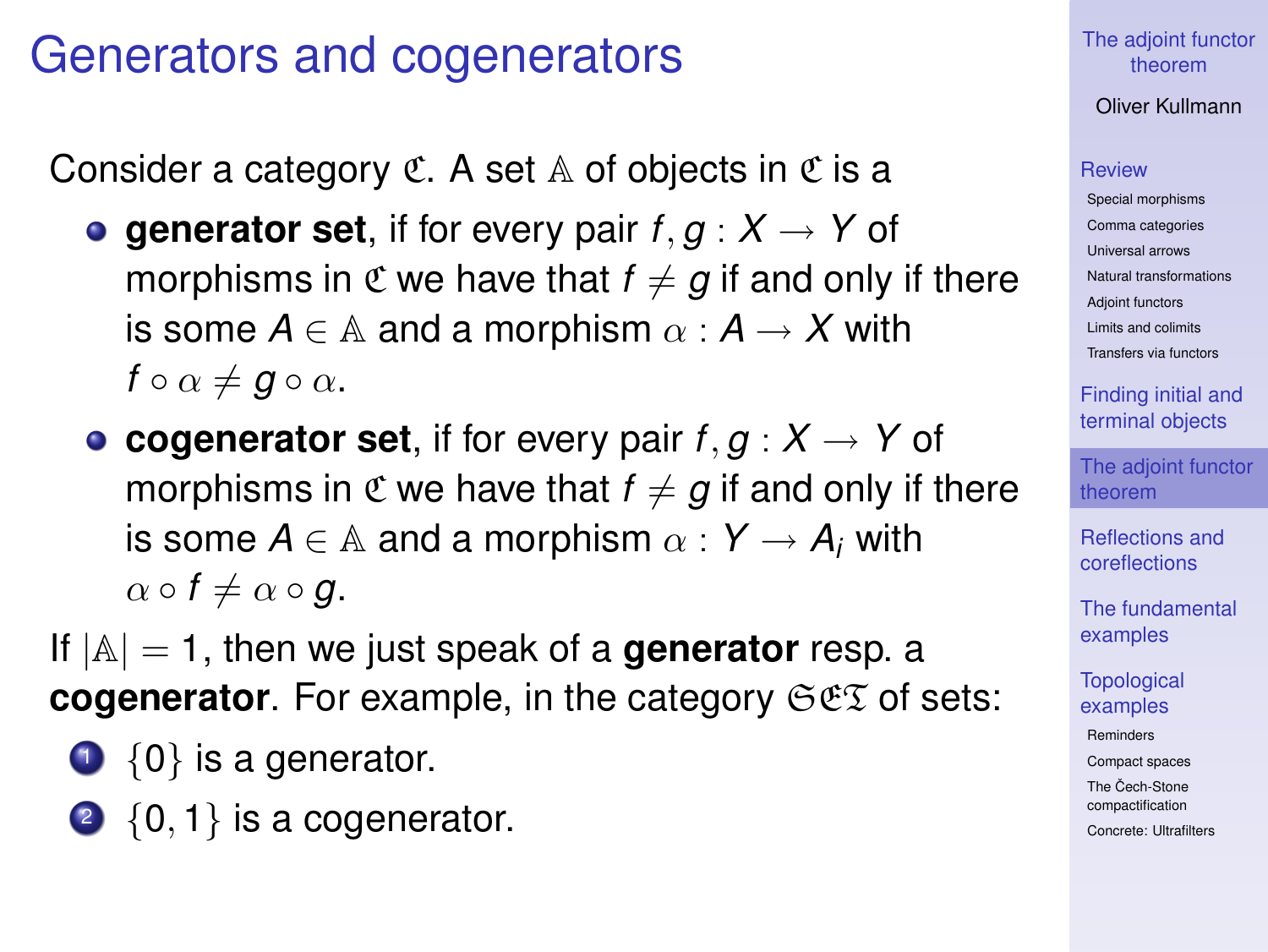# Generators and cogenerators

Consider a category $\mathfrak{C}$. A set $\mathbb{A}$ of objects in $\mathfrak{C}$ is a

- **generator set**, if for every pair $f, g : X \to Y$ of morphisms in $\mathfrak{C}$ we have that $f \neq g$ if and only if there is some $A \in \mathbb{A}$ and a morphism $\alpha : A \to X$ with $f \circ \alpha \neq g \circ \alpha$.
- **cogenerator set**, if for every pair $f, g : X \to Y$ of morphisms in $\mathfrak{C}$ we have that $f \neq g$ if and only if there is some $A \in \mathbb{A}$ and a morphism $\alpha : Y \to A_i$ with $\alpha \circ f \neq \alpha \circ g$.

If $|\mathbb{A}| = 1$, then we just speak of a **generator** resp. a **cogenerator**. For example, in the category $\mathfrak{SET}$ of sets:

1. $\{0\}$ is a generator.
2. $\{0, 1\}$ is a cogenerator.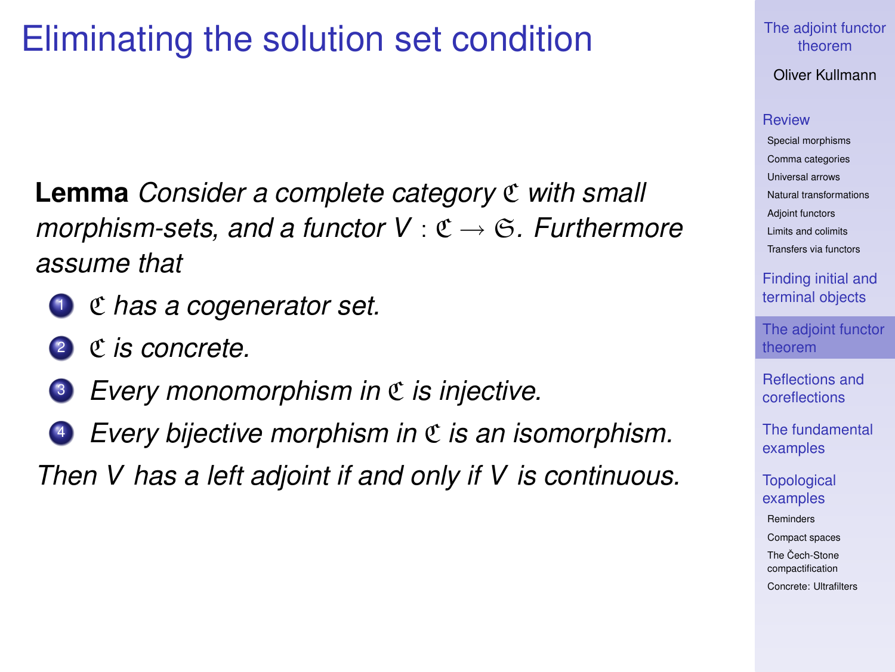# Eliminating the solution set condition

**Lemma** *Consider a complete category $\mathfrak{C}$ with small morphism-sets, and a functor $V : \mathfrak{C} \to \mathfrak{S}$. Furthermore assume that*

1. *$\mathfrak{C}$ has a cogenerator set.*
2. *$\mathfrak{C}$ is concrete.*
3. *Every monomorphism in $\mathfrak{C}$ is injective.*
4. *Every bijective morphism in $\mathfrak{C}$ is an isomorphism.*

*Then $V$ has a left adjoint if and only if $V$ is continuous.*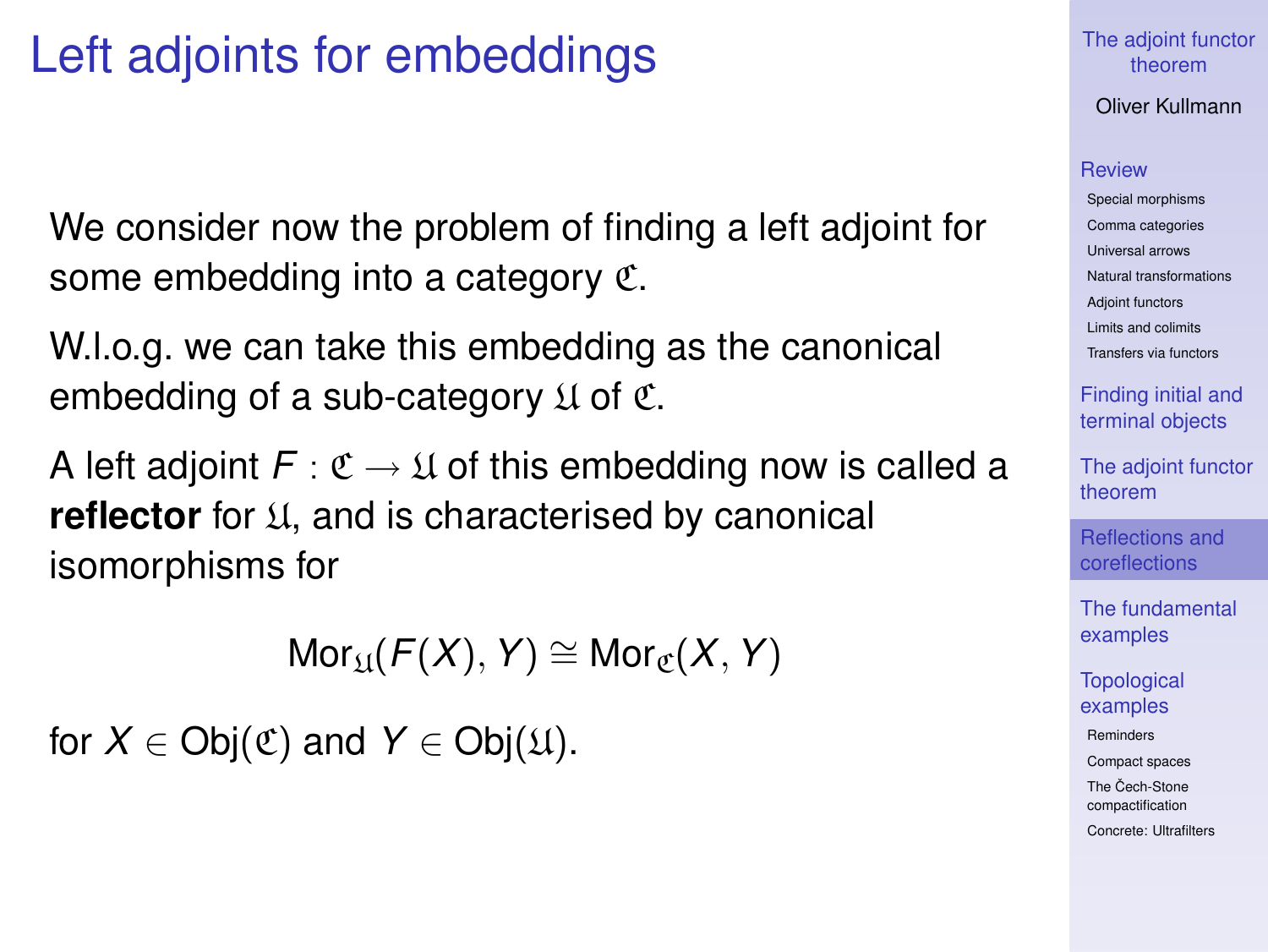# Left adjoints for embeddings

We consider now the problem of finding a left adjoint for some embedding into a category $\mathfrak{C}$.

W.l.o.g. we can take this embedding as the canonical embedding of a sub-category $\mathfrak{U}$ of $\mathfrak{C}$.

A left adjoint $F : \mathfrak{C} \to \mathfrak{U}$ of this embedding now is called a **reflector** for $\mathfrak{U}$, and is characterised by canonical isomorphisms for

$$\mathrm{Mor}_{\mathfrak{U}}(F(X), Y) \cong \mathrm{Mor}_{\mathfrak{C}}(X, Y)$$

for $X \in \mathrm{Obj}(\mathfrak{C})$ and $Y \in \mathrm{Obj}(\mathfrak{U})$.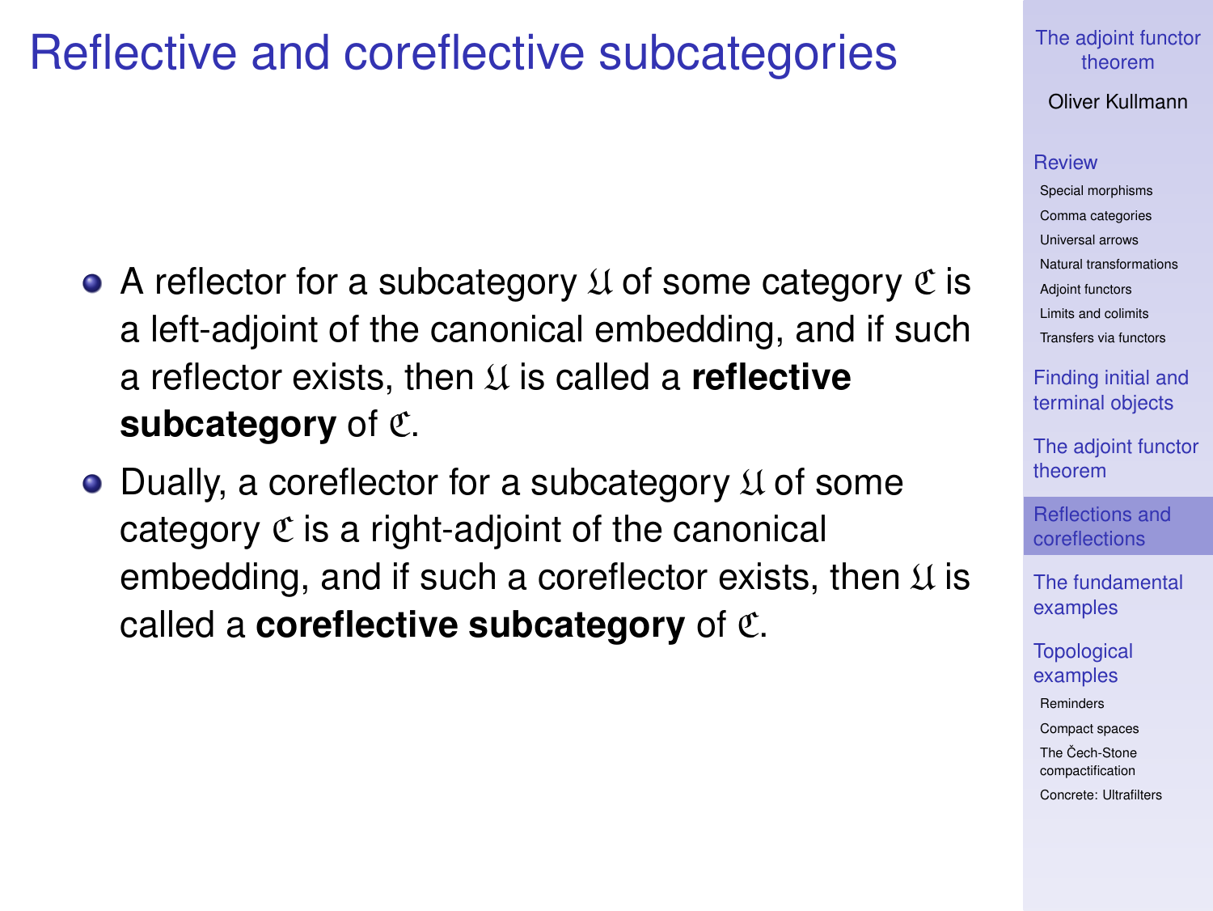# Reflective and coreflective subcategories

- A reflector for a subcategory $\mathfrak{U}$ of some category $\mathfrak{C}$ is a left-adjoint of the canonical embedding, and if such a reflector exists, then $\mathfrak{U}$ is called a **reflective subcategory** of $\mathfrak{C}$.
- Dually, a coreflector for a subcategory $\mathfrak{U}$ of some category $\mathfrak{C}$ is a right-adjoint of the canonical embedding, and if such a coreflector exists, then $\mathfrak{U}$ is called a **coreflective subcategory** of $\mathfrak{C}$.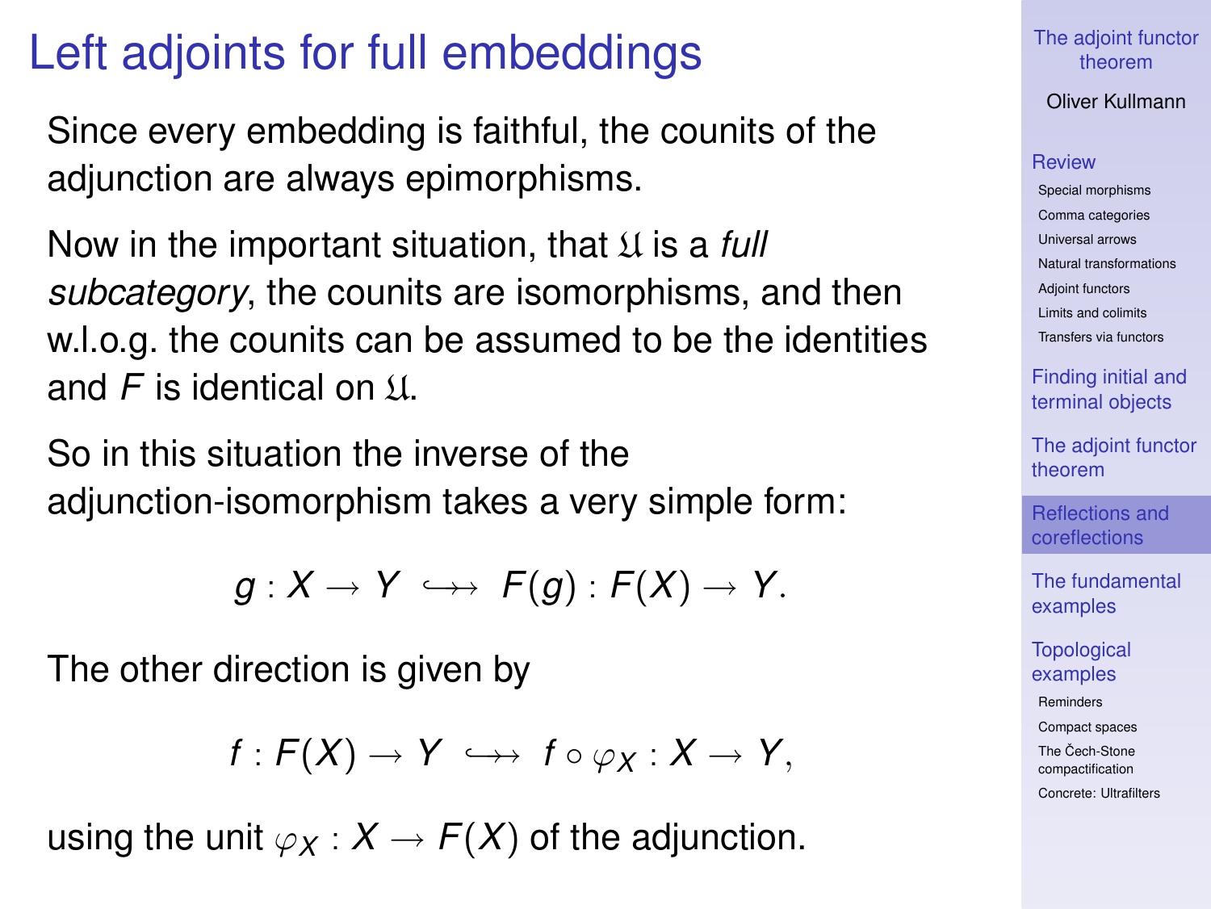# Left adjoints for full embeddings

Since every embedding is faithful, the counits of the adjunction are always epimorphisms.

Now in the important situation, that $\mathfrak{U}$ is a *full subcategory*, the counits are isomorphisms, and then w.l.o.g. the counits can be assumed to be the identities and $F$ is identical on $\mathfrak{U}$.

So in this situation the inverse of the adjunction-isomorphism takes a very simple form:

$$g : X \to Y \;\hookrightarrow\!\!\!\to\; F(g) : F(X) \to Y.$$

The other direction is given by

$$f : F(X) \to Y \;\hookrightarrow\!\!\!\to\; f \circ \varphi_X : X \to Y,$$

using the unit $\varphi_X : X \to F(X)$ of the adjunction.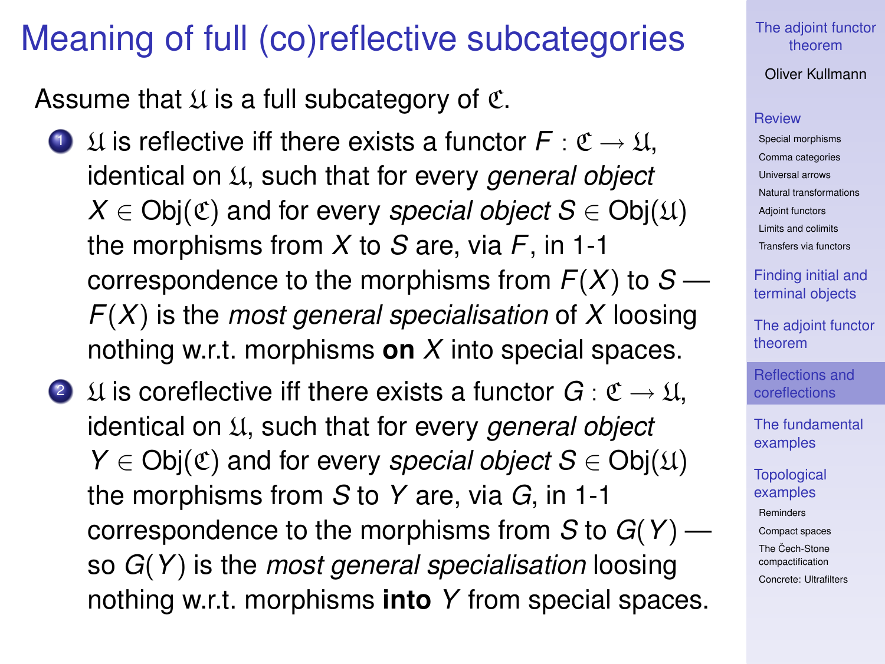# Meaning of full (co)reflective subcategories

Assume that $\mathfrak{U}$ is a full subcategory of $\mathfrak{C}$.

1. $\mathfrak{U}$ is reflective iff there exists a functor $F : \mathfrak{C} \to \mathfrak{U}$, identical on $\mathfrak{U}$, such that for every *general object* $X \in \mathrm{Obj}(\mathfrak{C})$ and for every *special object* $S \in \mathrm{Obj}(\mathfrak{U})$ the morphisms from $X$ to $S$ are, via $F$, in 1-1 correspondence to the morphisms from $F(X)$ to $S$ — $F(X)$ is the *most general specialisation* of $X$ loosing nothing w.r.t. morphisms **on** $X$ into special spaces.
2. $\mathfrak{U}$ is coreflective iff there exists a functor $G : \mathfrak{C} \to \mathfrak{U}$, identical on $\mathfrak{U}$, such that for every *general object* $Y \in \mathrm{Obj}(\mathfrak{C})$ and for every *special object* $S \in \mathrm{Obj}(\mathfrak{U})$ the morphisms from $S$ to $Y$ are, via $G$, in 1-1 correspondence to the morphisms from $S$ to $G(Y)$ — so $G(Y)$ is the *most general specialisation* loosing nothing w.r.t. morphisms **into** $Y$ from special spaces.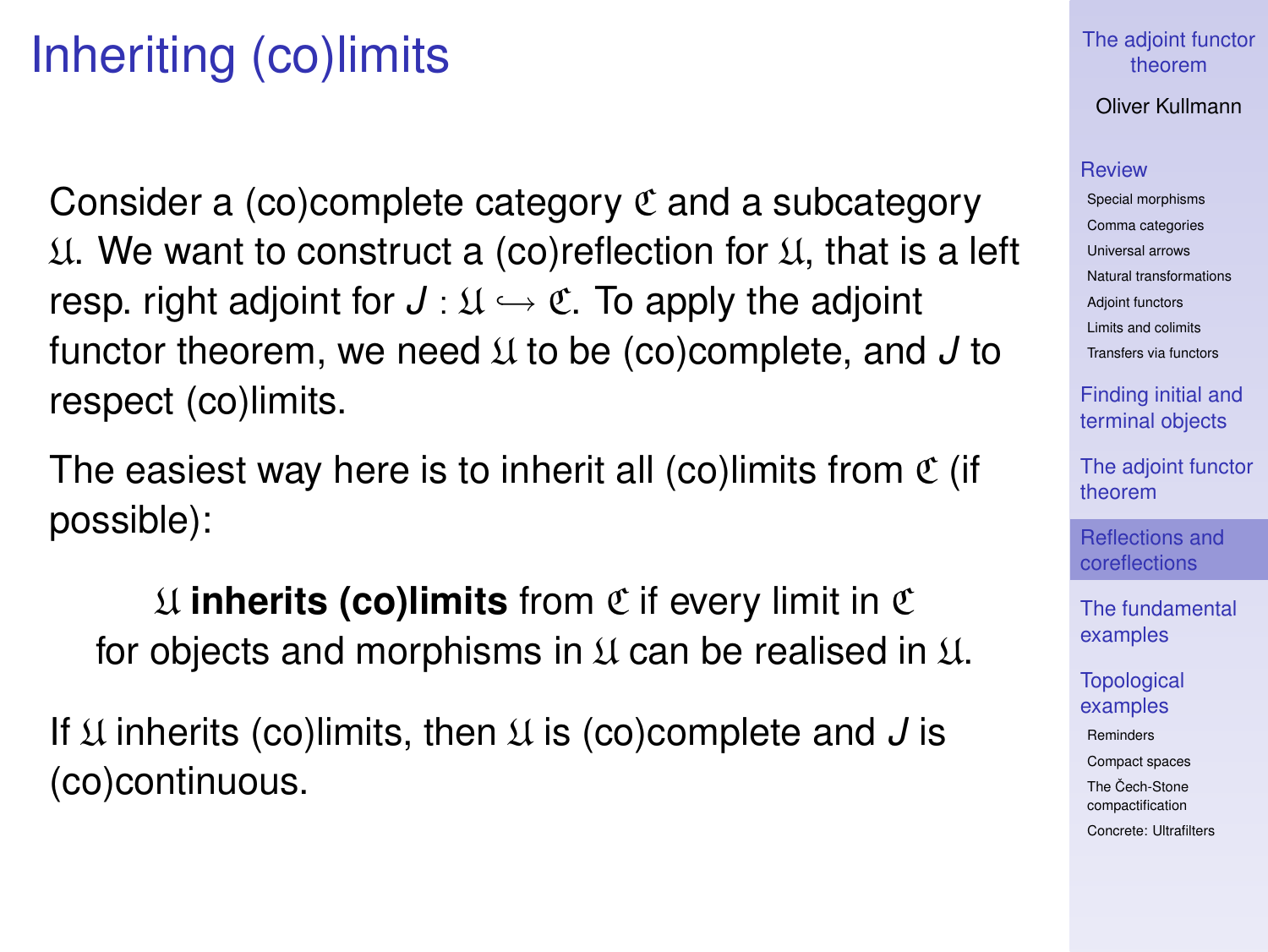# Inheriting (co)limits

Consider a (co)complete category $\mathfrak{C}$ and a subcategory $\mathfrak{U}$. We want to construct a (co)reflection for $\mathfrak{U}$, that is a left resp. right adjoint for $J : \mathfrak{U} \hookrightarrow \mathfrak{C}$. To apply the adjoint functor theorem, we need $\mathfrak{U}$ to be (co)complete, and $J$ to respect (co)limits.

The easiest way here is to inherit all (co)limits from $\mathfrak{C}$ (if possible):

> $\mathfrak{U}$ **inherits (co)limits** from $\mathfrak{C}$ if every limit in $\mathfrak{C}$ for objects and morphisms in $\mathfrak{U}$ can be realised in $\mathfrak{U}$.

If $\mathfrak{U}$ inherits (co)limits, then $\mathfrak{U}$ is (co)complete and $J$ is (co)continuous.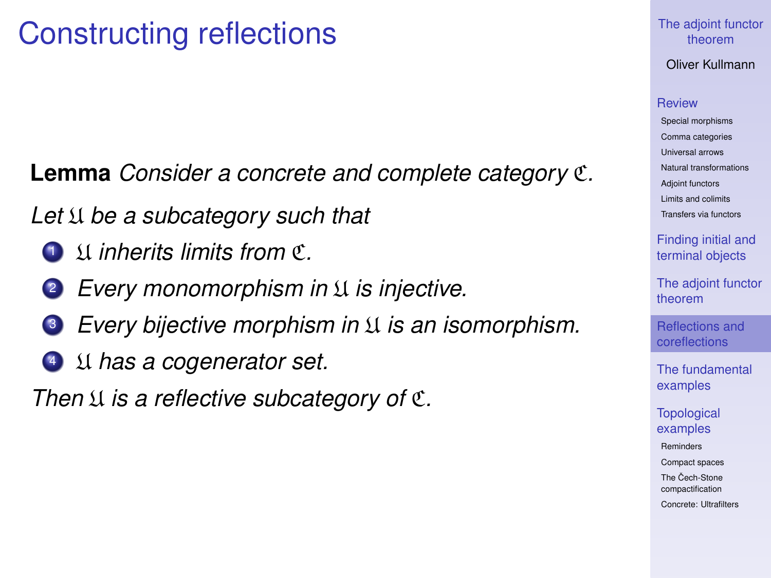# Constructing reflections

**Lemma** *Consider a concrete and complete category $\mathfrak{C}$.*

*Let $\mathfrak{U}$ be a subcategory such that*

1. *$\mathfrak{U}$ inherits limits from $\mathfrak{C}$.*
2. *Every monomorphism in $\mathfrak{U}$ is injective.*
3. *Every bijective morphism in $\mathfrak{U}$ is an isomorphism.*
4. *$\mathfrak{U}$ has a cogenerator set.*

*Then $\mathfrak{U}$ is a reflective subcategory of $\mathfrak{C}$.*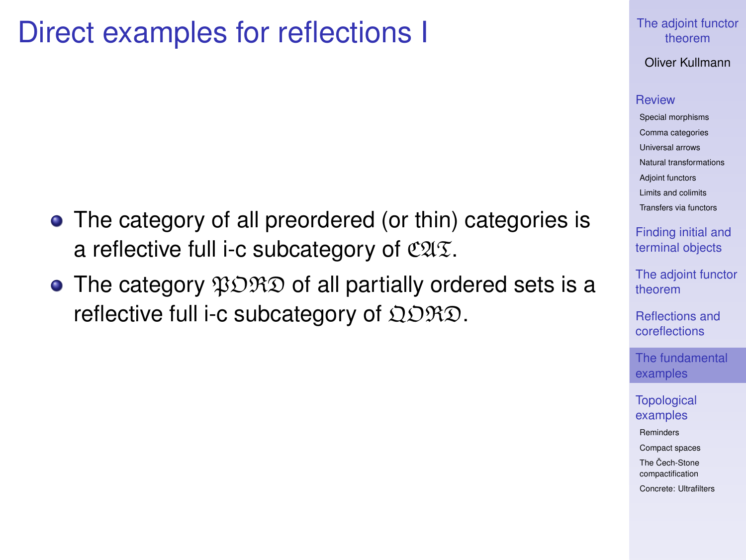# Direct examples for reflections I

- The category of all preordered (or thin) categories is a reflective full i-c subcategory of $\mathfrak{CAT}$.
- The category $\mathfrak{PORD}$ of all partially ordered sets is a reflective full i-c subcategory of $\mathfrak{QORD}$.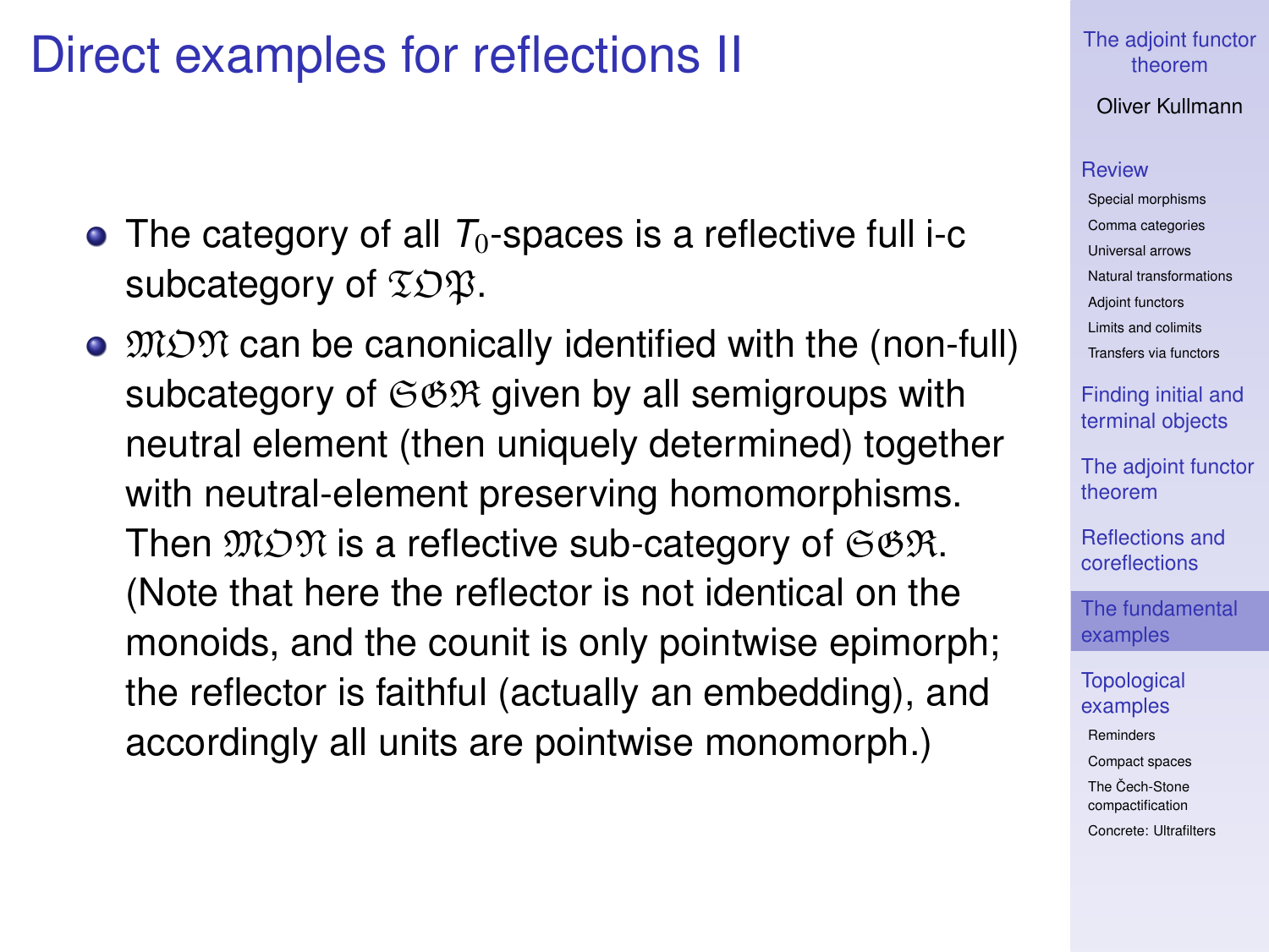# Direct examples for reflections II

- The category of all $T_0$-spaces is a reflective full i-c subcategory of $\mathfrak{TOP}$.
- $\mathfrak{MON}$ can be canonically identified with the (non-full) subcategory of $\mathfrak{SGR}$ given by all semigroups with neutral element (then uniquely determined) together with neutral-element preserving homomorphisms. Then $\mathfrak{MON}$ is a reflective sub-category of $\mathfrak{SGR}$. (Note that here the reflector is not identical on the monoids, and the counit is only pointwise epimorph; the reflector is faithful (actually an embedding), and accordingly all units are pointwise monomorph.)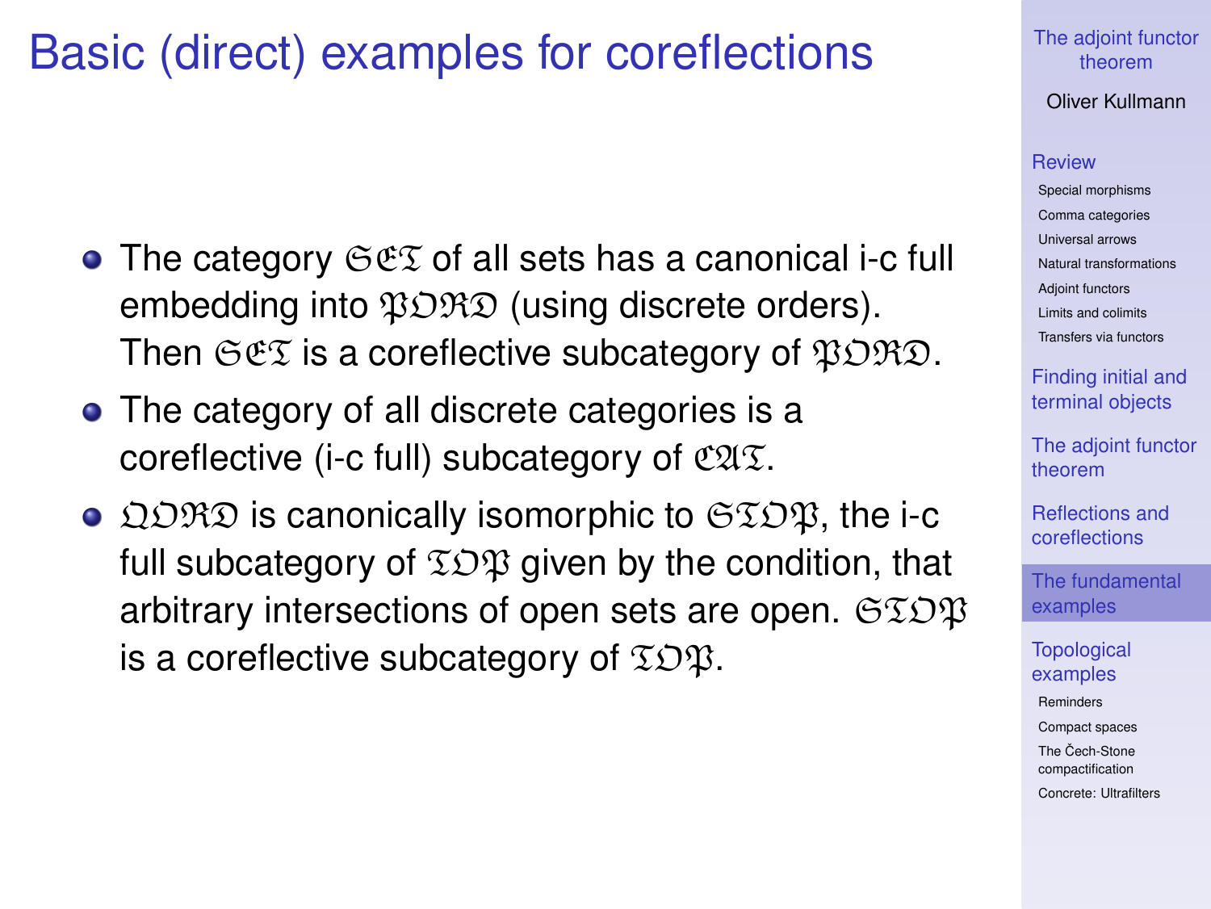# Basic (direct) examples for coreflections

- The category $\mathfrak{SET}$ of all sets has a canonical i-c full embedding into $\mathfrak{PORD}$ (using discrete orders). Then $\mathfrak{SET}$ is a coreflective subcategory of $\mathfrak{PORD}$.
- The category of all discrete categories is a coreflective (i-c full) subcategory of $\mathfrak{CAT}$.
- $\mathfrak{QORD}$ is canonically isomorphic to $\mathfrak{STOP}$, the i-c full subcategory of $\mathfrak{TOP}$ given by the condition, that arbitrary intersections of open sets are open. $\mathfrak{STOP}$ is a coreflective subcategory of $\mathfrak{TOP}$.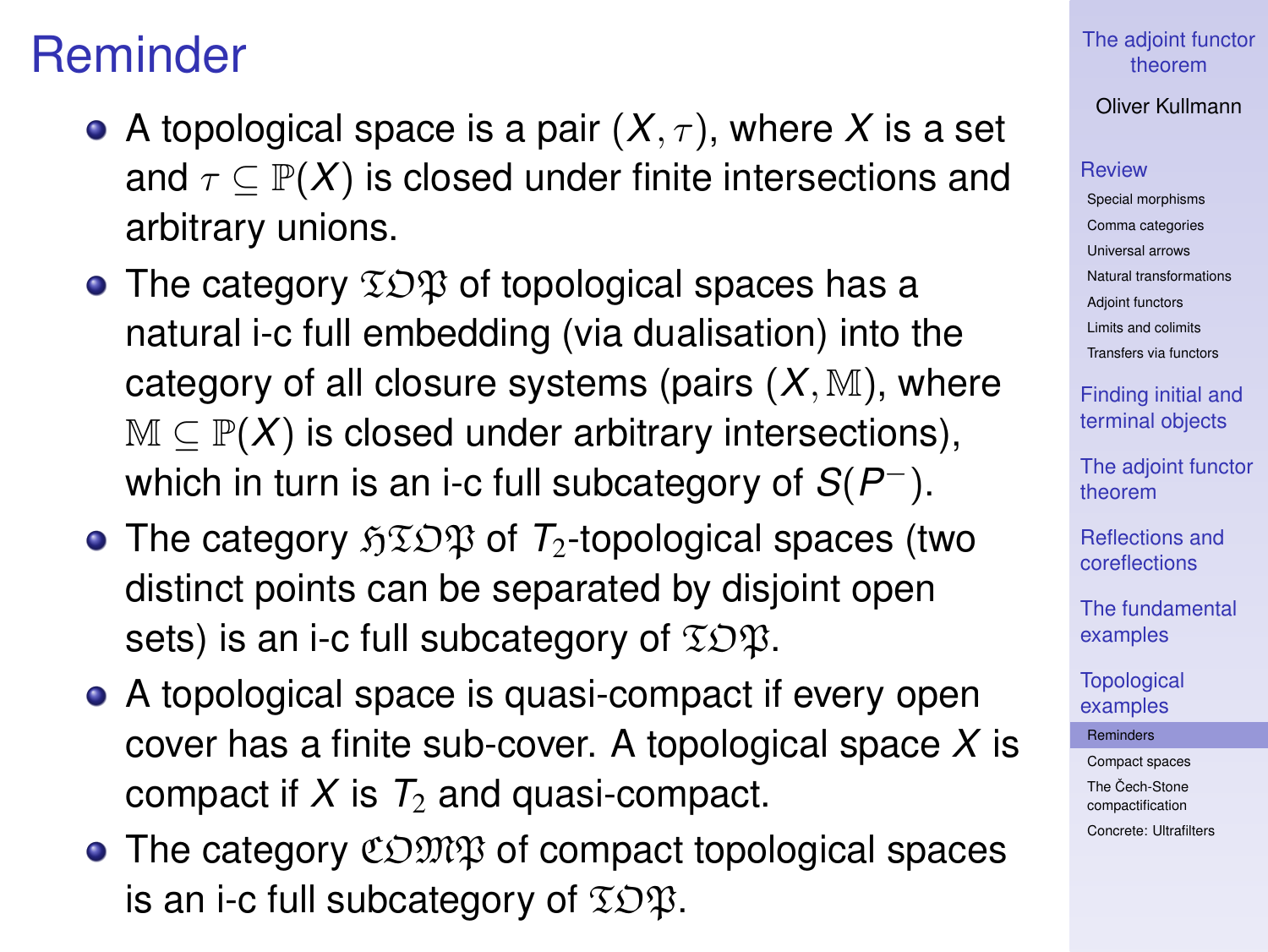# Reminder

- A topological space is a pair $(X, \tau)$, where $X$ is a set and $\tau \subseteq \mathbb{P}(X)$ is closed under finite intersections and arbitrary unions.
- The category $\mathfrak{TOP}$ of topological spaces has a natural i-c full embedding (via dualisation) into the category of all closure systems (pairs $(X, \mathbb{M})$, where $\mathbb{M} \subseteq \mathbb{P}(X)$ is closed under arbitrary intersections), which in turn is an i-c full subcategory of $S(P^-)$.
- The category $\mathfrak{HTOP}$ of $T_2$-topological spaces (two distinct points can be separated by disjoint open sets) is an i-c full subcategory of $\mathfrak{TOP}$.
- A topological space is quasi-compact if every open cover has a finite sub-cover. A topological space $X$ is compact if $X$ is $T_2$ and quasi-compact.
- The category $\mathfrak{COMP}$ of compact topological spaces is an i-c full subcategory of $\mathfrak{TOP}$.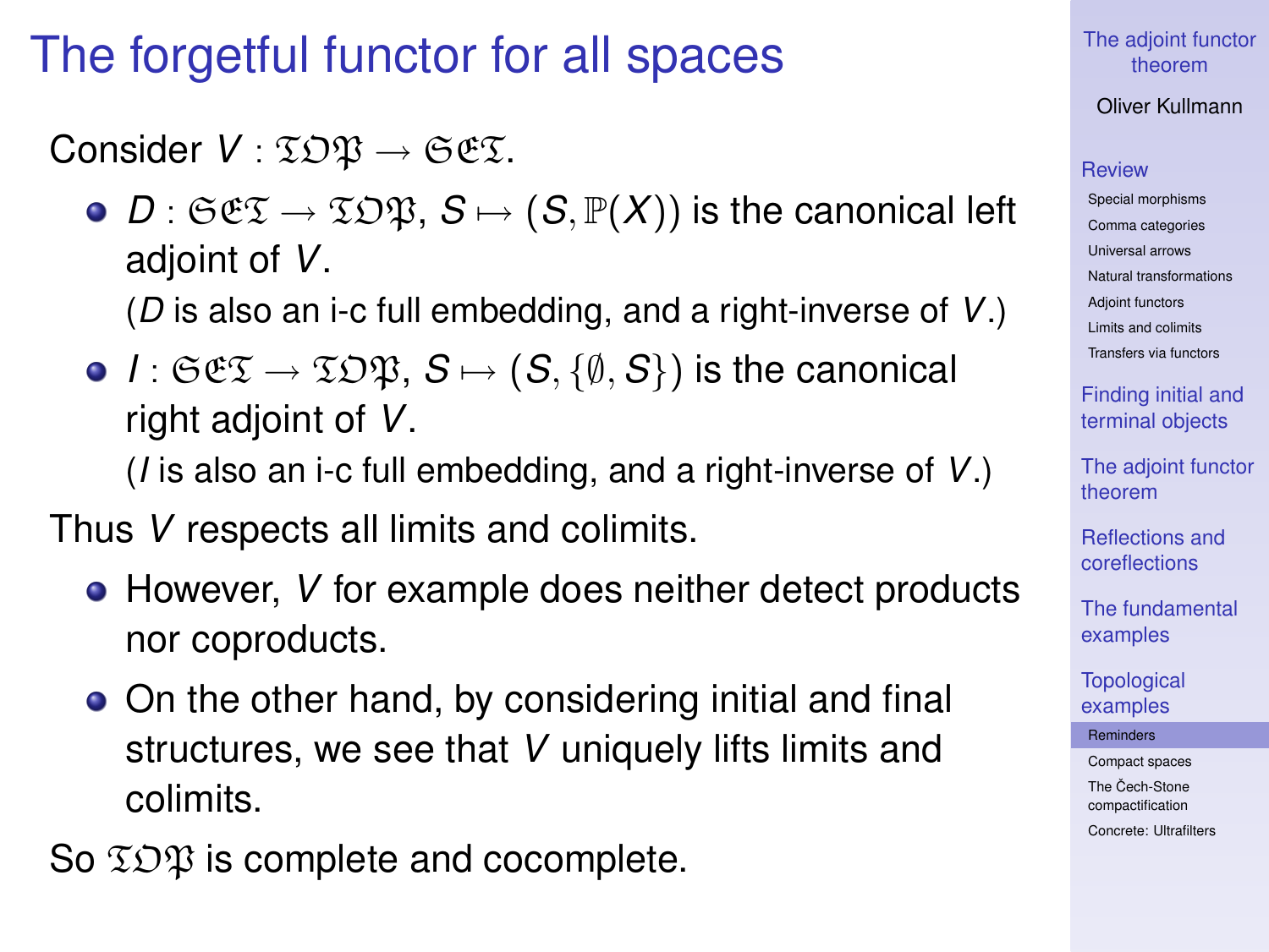# The forgetful functor for all spaces

Consider $V : \mathfrak{TOP} \to \mathfrak{SET}$.

- $D : \mathfrak{SET} \to \mathfrak{TOP}$, $S \mapsto (S, \mathbb{P}(X))$ is the canonical left adjoint of $V$.

  ($D$ is also an i-c full embedding, and a right-inverse of $V$.)
- $I : \mathfrak{SET} \to \mathfrak{TOP}$, $S \mapsto (S, \{\emptyset, S\})$ is the canonical right adjoint of $V$.

  ($I$ is also an i-c full embedding, and a right-inverse of $V$.)

Thus $V$ respects all limits and colimits.

- However, $V$ for example does neither detect products nor coproducts.
- On the other hand, by considering initial and final structures, we see that $V$ uniquely lifts limits and colimits.

So $\mathfrak{TOP}$ is complete and cocomplete.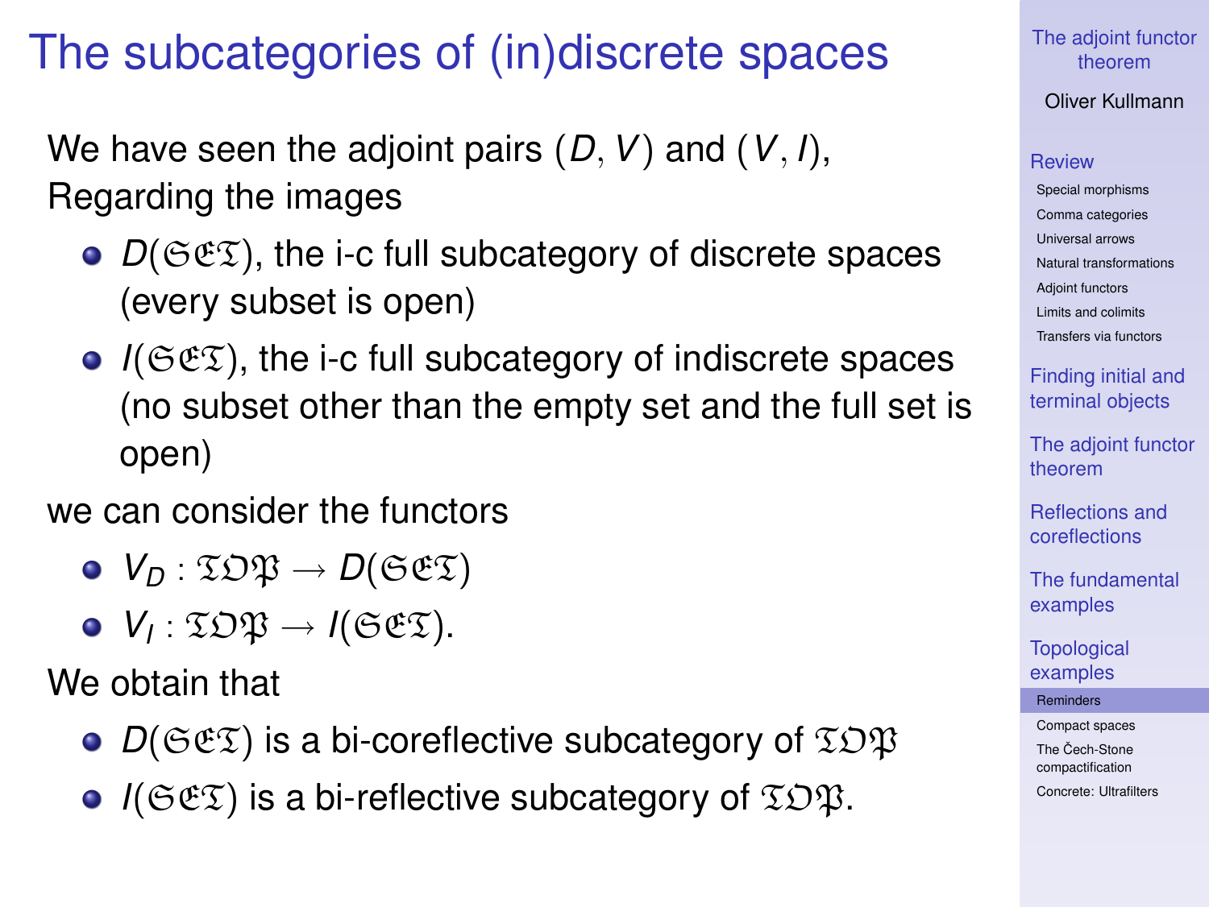# The subcategories of (in)discrete spaces

We have seen the adjoint pairs $(D, V)$ and $(V, I)$, Regarding the images

- $D(\mathfrak{SET})$, the i-c full subcategory of discrete spaces (every subset is open)
- $I(\mathfrak{SET})$, the i-c full subcategory of indiscrete spaces (no subset other than the empty set and the full set is open)

we can consider the functors

- $V_D : \mathfrak{TOP} \to D(\mathfrak{SET})$
- $V_I : \mathfrak{TOP} \to I(\mathfrak{SET})$.

We obtain that

- $D(\mathfrak{SET})$ is a bi-coreflective subcategory of $\mathfrak{TOP}$
- $I(\mathfrak{SET})$ is a bi-reflective subcategory of $\mathfrak{TOP}$.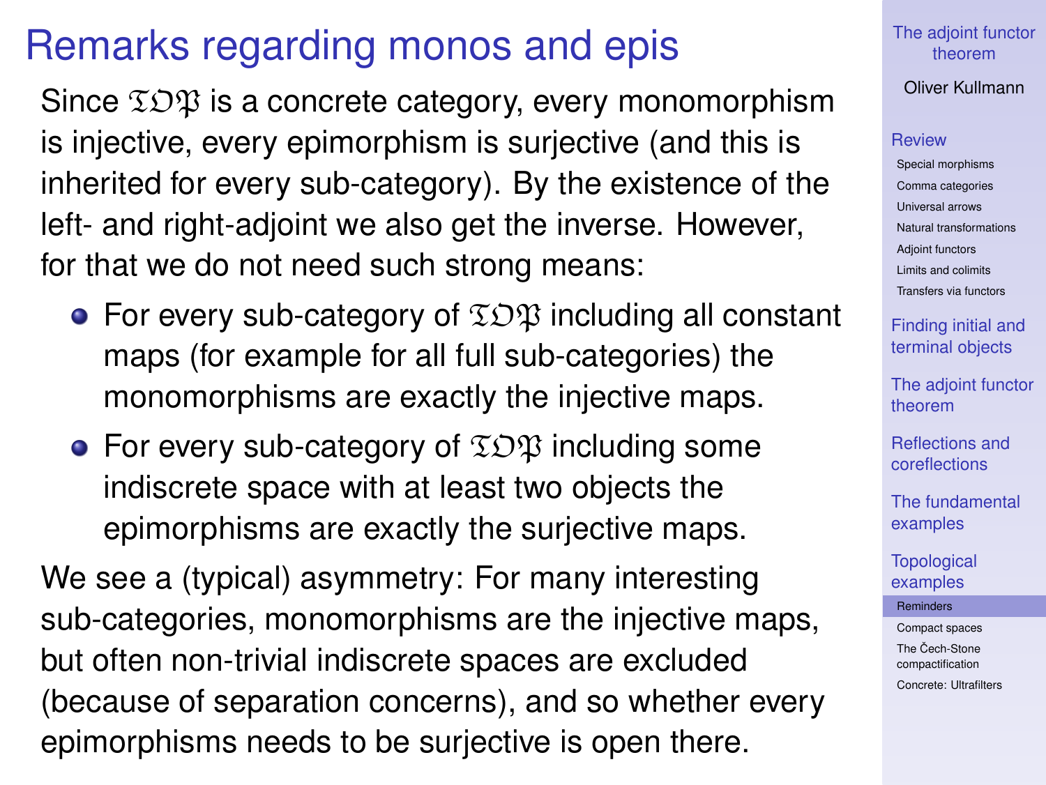# Remarks regarding monos and epis

Since $\mathfrak{TOP}$ is a concrete category, every monomorphism is injective, every epimorphism is surjective (and this is inherited for every sub-category). By the existence of the left- and right-adjoint we also get the inverse. However, for that we do not need such strong means:

- For every sub-category of $\mathfrak{TOP}$ including all constant maps (for example for all full sub-categories) the monomorphisms are exactly the injective maps.
- For every sub-category of $\mathfrak{TOP}$ including some indiscrete space with at least two objects the epimorphisms are exactly the surjective maps.

We see a (typical) asymmetry: For many interesting sub-categories, monomorphisms are the injective maps, but often non-trivial indiscrete spaces are excluded (because of separation concerns), and so whether every epimorphisms needs to be surjective is open there.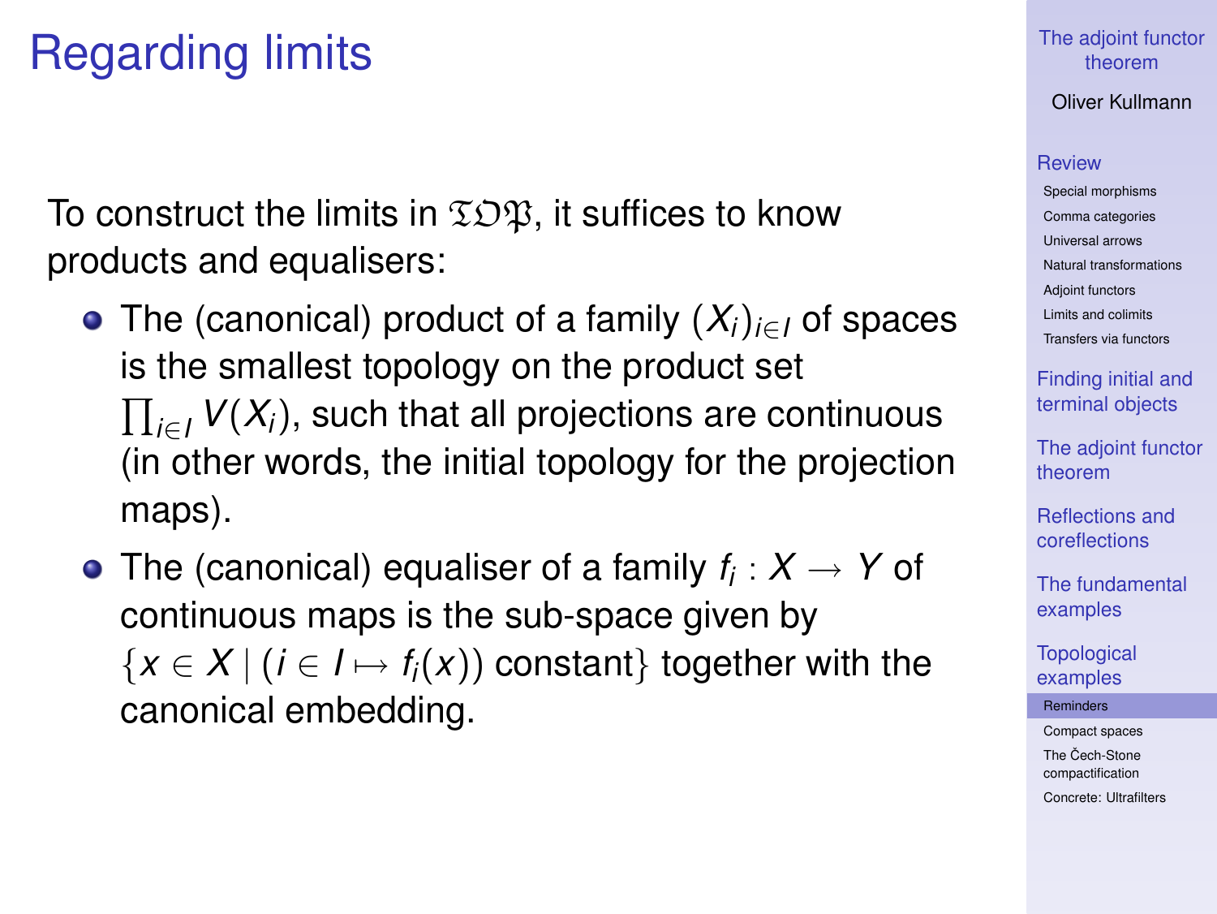# Regarding limits

To construct the limits in $\mathfrak{TOP}$, it suffices to know products and equalisers:

- The (canonical) product of a family $(X_i)_{i \in I}$ of spaces is the smallest topology on the product set $\prod_{i \in I} V(X_i)$, such that all projections are continuous (in other words, the initial topology for the projection maps).
- The (canonical) equaliser of a family $f_i : X \to Y$ of continuous maps is the sub-space given by $\{x \in X \mid (i \in I \mapsto f_i(x)) \text{ constant}\}$ together with the canonical embedding.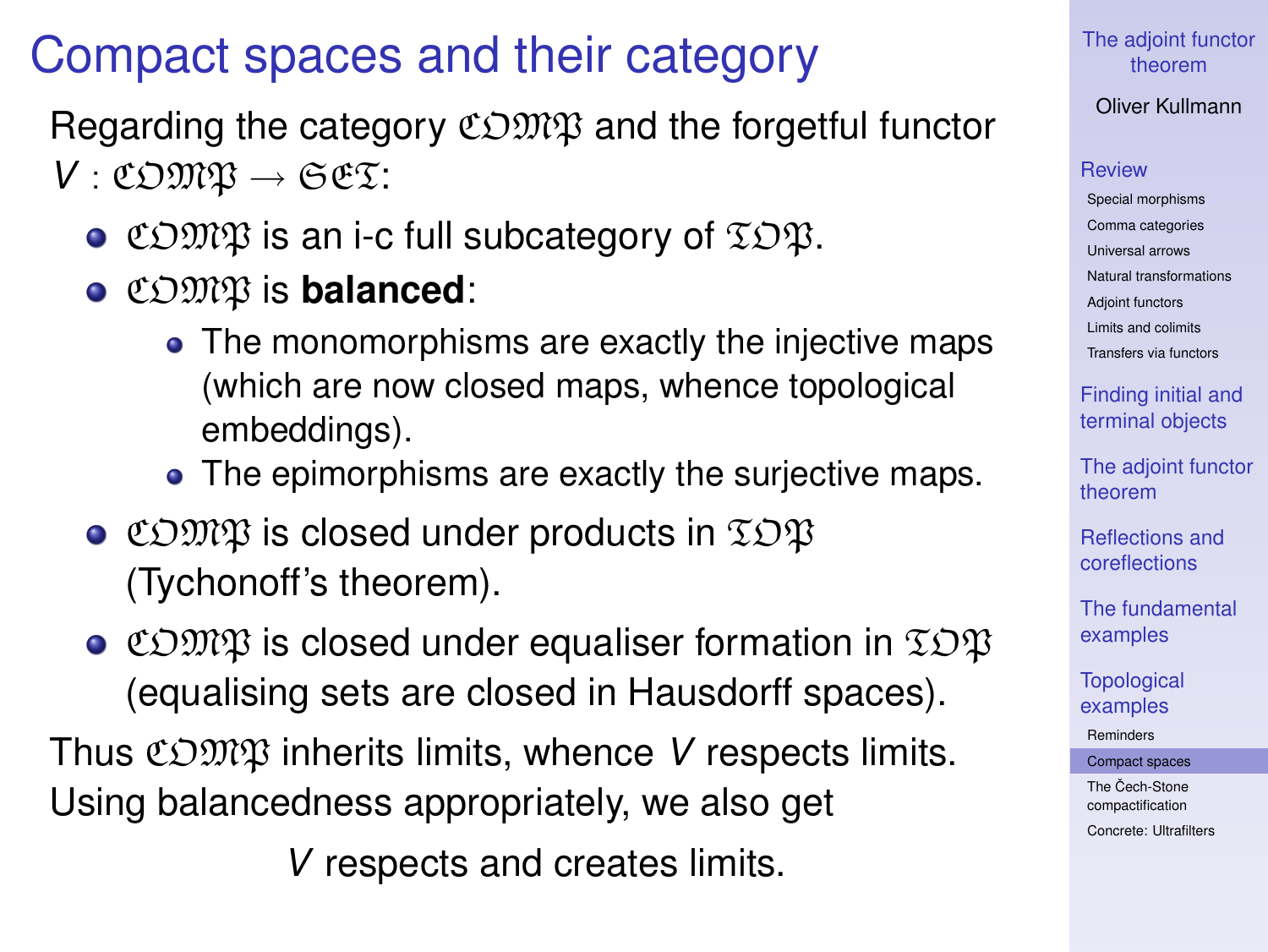## Compact spaces and their category

Regarding the category $\mathfrak{COMP}$ and the forgetful functor $V : \mathfrak{COMP} \to \mathfrak{SET}$:

- $\mathfrak{COMP}$ is an i-c full subcategory of $\mathfrak{TOP}$.
- $\mathfrak{COMP}$ is **balanced**:
  - The monomorphisms are exactly the injective maps (which are now closed maps, whence topological embeddings).
  - The epimorphisms are exactly the surjective maps.
- $\mathfrak{COMP}$ is closed under products in $\mathfrak{TOP}$ (Tychonoff's theorem).
- $\mathfrak{COMP}$ is closed under equaliser formation in $\mathfrak{TOP}$ (equalising sets are closed in Hausdorff spaces).

Thus $\mathfrak{COMP}$ inherits limits, whence $V$ respects limits. Using balancedness appropriately, we also get

$V$ respects and creates limits.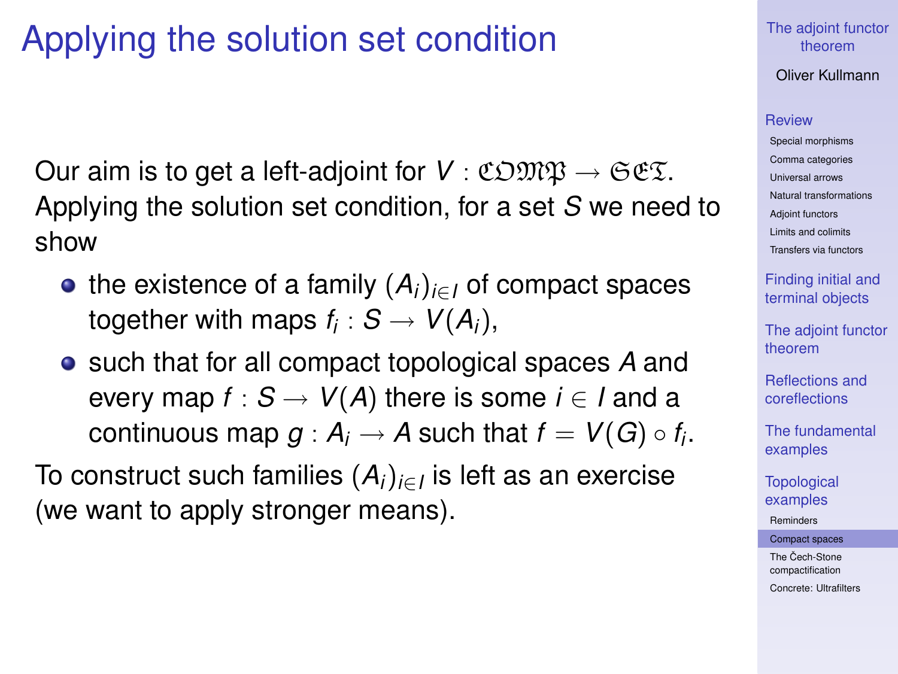# Applying the solution set condition

Our aim is to get a left-adjoint for $V : \mathfrak{COMP} \to \mathfrak{SET}$. Applying the solution set condition, for a set $S$ we need to show

- the existence of a family $(A_i)_{i \in I}$ of compact spaces together with maps $f_i : S \to V(A_i)$,
- such that for all compact topological spaces $A$ and every map $f : S \to V(A)$ there is some $i \in I$ and a continuous map $g : A_i \to A$ such that $f = V(G) \circ f_i$.

To construct such families $(A_i)_{i \in I}$ is left as an exercise (we want to apply stronger means).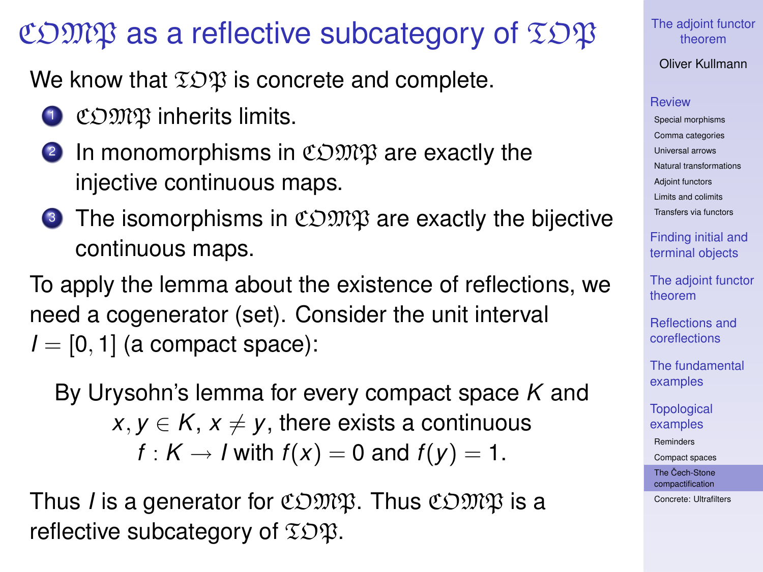# $\mathfrak{COMP}$ as a reflective subcategory of $\mathfrak{TOP}$

We know that $\mathfrak{TOP}$ is concrete and complete.

1. $\mathfrak{COMP}$ inherits limits.
2. In monomorphisms in $\mathfrak{COMP}$ are exactly the injective continuous maps.
3. The isomorphisms in $\mathfrak{COMP}$ are exactly the bijective continuous maps.

To apply the lemma about the existence of reflections, we need a cogenerator (set). Consider the unit interval $I = [0, 1]$ (a compact space):

> By Urysohn's lemma for every compact space $K$ and $x, y \in K$, $x \neq y$, there exists a continuous $f : K \to I$ with $f(x) = 0$ and $f(y) = 1$.

Thus $I$ is a generator for $\mathfrak{COMP}$. Thus $\mathfrak{COMP}$ is a reflective subcategory of $\mathfrak{TOP}$.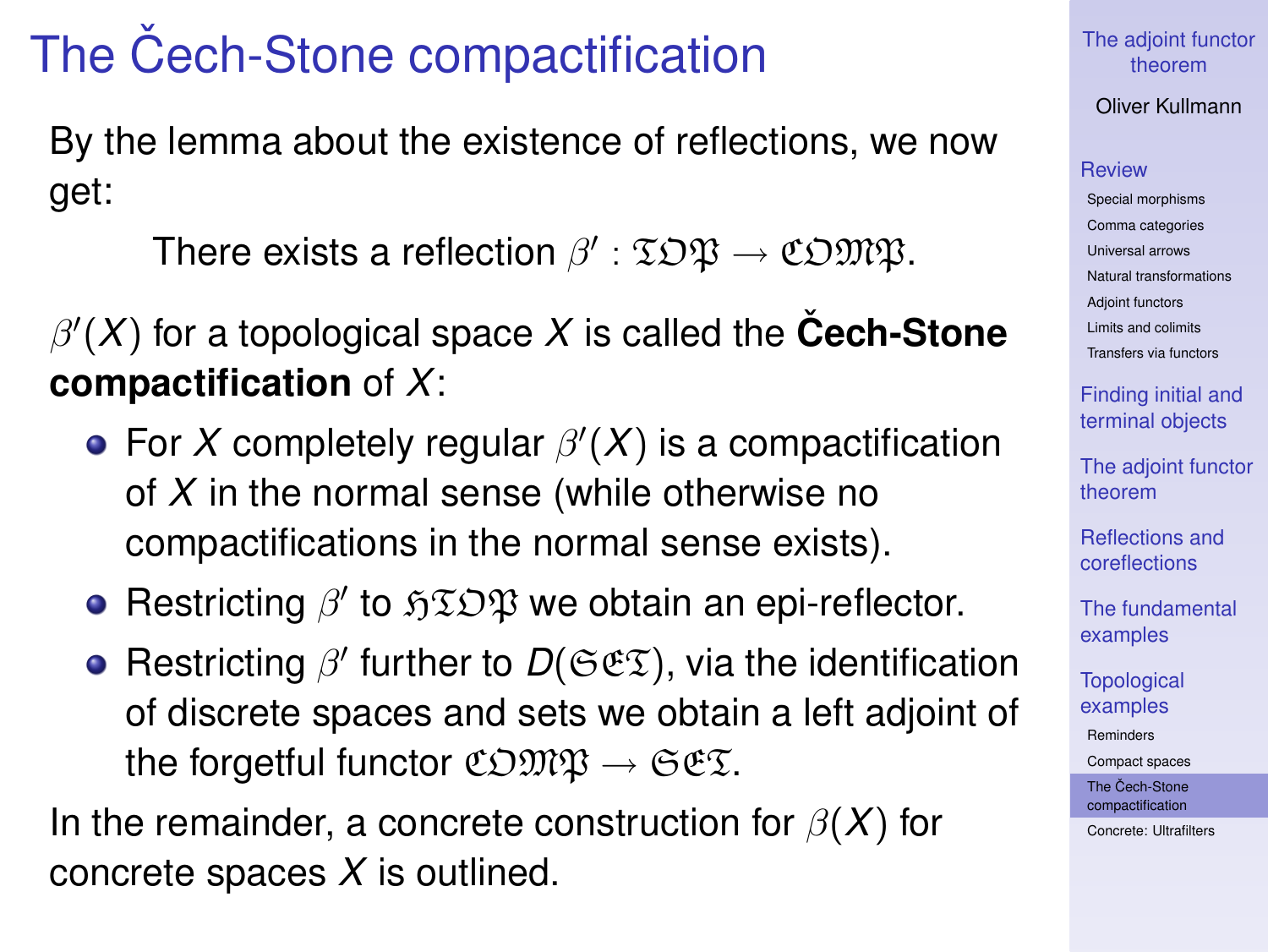# The Čech-Stone compactification

By the lemma about the existence of reflections, we now get:

> There exists a reflection $\beta' : \mathfrak{TOP} \to \mathfrak{COMP}$.

$\beta'(X)$ for a topological space $X$ is called the **Čech-Stone compactification** of $X$:

- For $X$ completely regular $\beta'(X)$ is a compactification of $X$ in the normal sense (while otherwise no compactifications in the normal sense exists).
- Restricting $\beta'$ to $\mathfrak{HTOP}$ we obtain an epi-reflector.
- Restricting $\beta'$ further to $D(\mathfrak{SET})$, via the identification of discrete spaces and sets we obtain a left adjoint of the forgetful functor $\mathfrak{COMP} \to \mathfrak{SET}$.

In the remainder, a concrete construction for $\beta(X)$ for concrete spaces $X$ is outlined.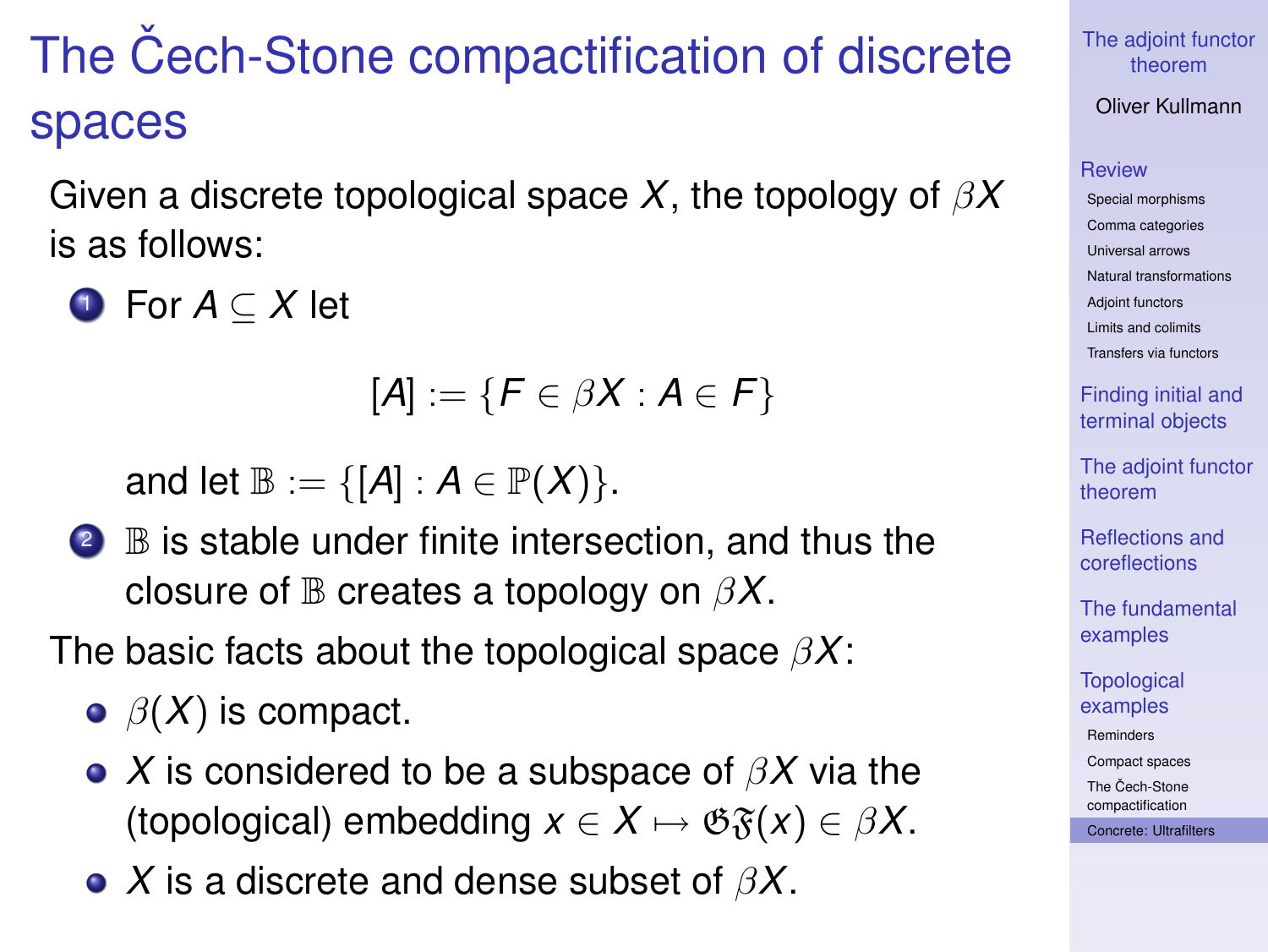# The Čech-Stone compactification of discrete spaces

Given a discrete topological space $X$, the topology of $\beta X$ is as follows:

1. For $A \subseteq X$ let

$$[A] := \{F \in \beta X : A \in F\}$$

   and let $\mathbb{B} := \{[A] : A \in \mathbb{P}(X)\}$.

2. $\mathbb{B}$ is stable under finite intersection, and thus the closure of $\mathbb{B}$ creates a topology on $\beta X$.

The basic facts about the topological space $\beta X$:

- $\beta(X)$ is compact.
- $X$ is considered to be a subspace of $\beta X$ via the (topological) embedding $x \in X \mapsto \mathfrak{G}\mathfrak{F}(x) \in \beta X$.
- $X$ is a discrete and dense subset of $\beta X$.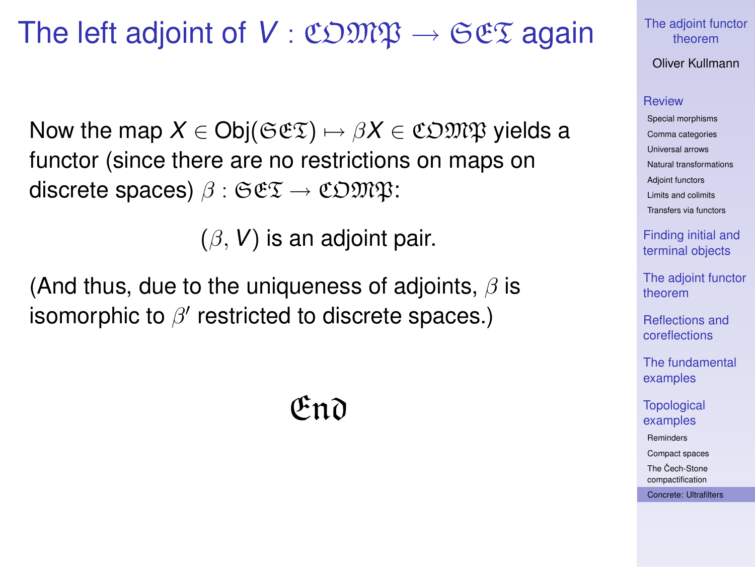# The left adjoint of $V : \mathfrak{COMP} \to \mathfrak{SET}$ again

Now the map $X \in \mathrm{Obj}(\mathfrak{SET}) \mapsto \beta X \in \mathfrak{COMP}$ yields a functor (since there are no restrictions on maps on discrete spaces) $\beta : \mathfrak{SET} \to \mathfrak{COMP}$:

$(\beta, V)$ is an adjoint pair.

(And thus, due to the uniqueness of adjoints, $\beta$ is isomorphic to $\beta'$ restricted to discrete spaces.)

$\mathfrak{End}$